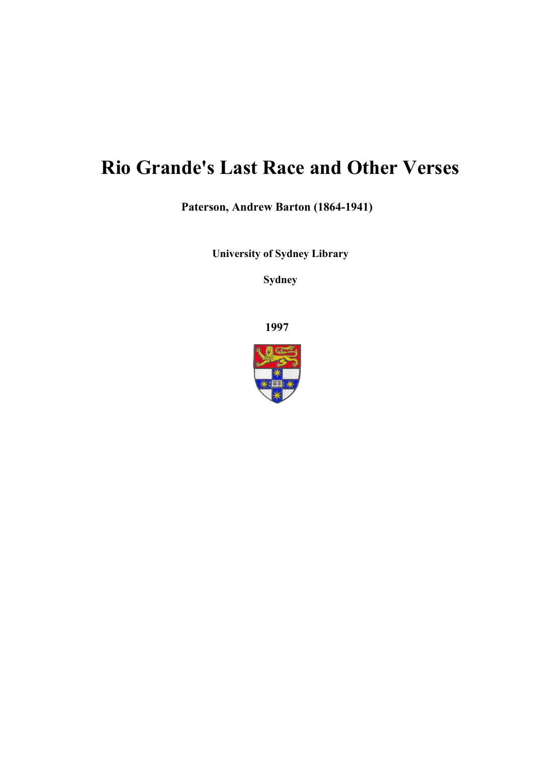# Rio Grande's Last Race and Other Verses

**Paterson, Andrew Barton (1864-1941)**

**University of Sydney Library**

**Sydney**

**1997**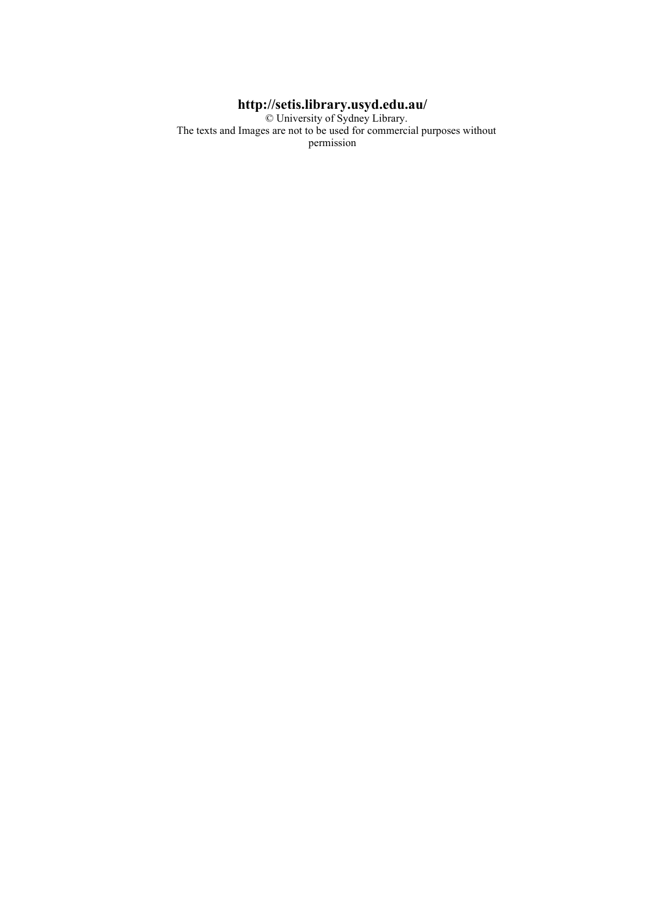**http://setis.library.usyd.edu.au/**

© University of Sydney Library.

The texts and Images are not to be used for commercial purposes without permission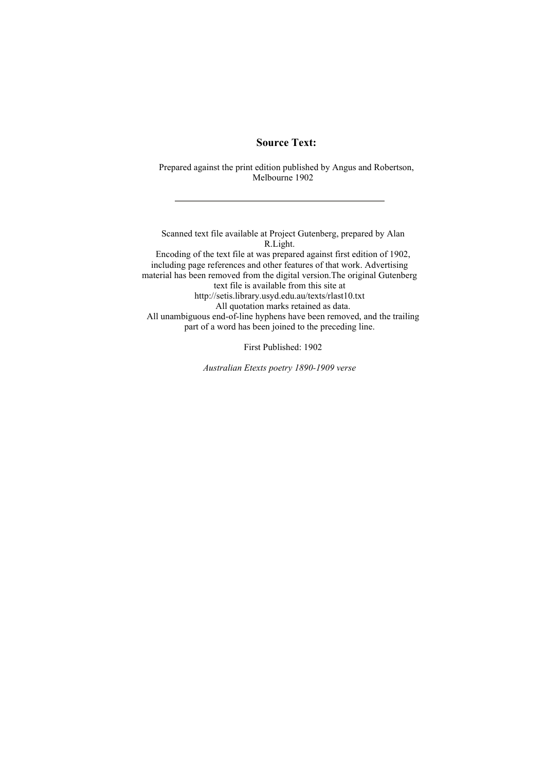## Source Text:

Prepared against the print edition published by Angus and Robertson, Melbourne 1902

---

Scanned text file available at Project Gutenberg, prepared by Alan R.Light.
Encoding of the text file at was prepared against first edition of 1902, including page references and other features of that work. Advertising material has been removed from the digital version.The original Gutenberg text file is available from this site at http://setis.library.usyd.edu.au/texts/rlast10.txt
All quotation marks retained as data.
All unambiguous end-of-line hyphens have been removed, and the trailing part of a word has been joined to the preceding line.

First Published: 1902

*Australian Etexts poetry 1890-1909 verse*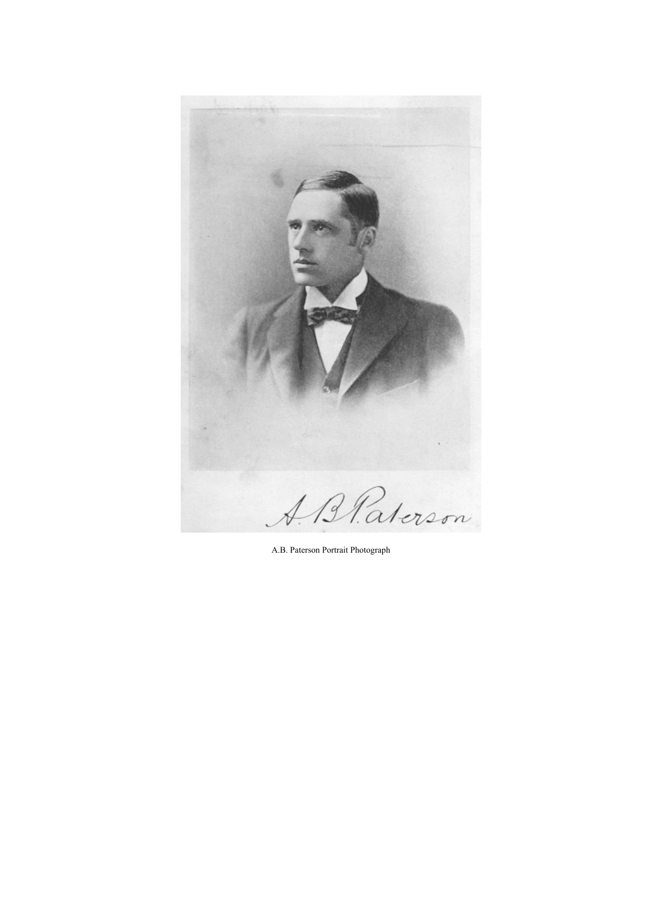A.B. Paterson Portrait Photograph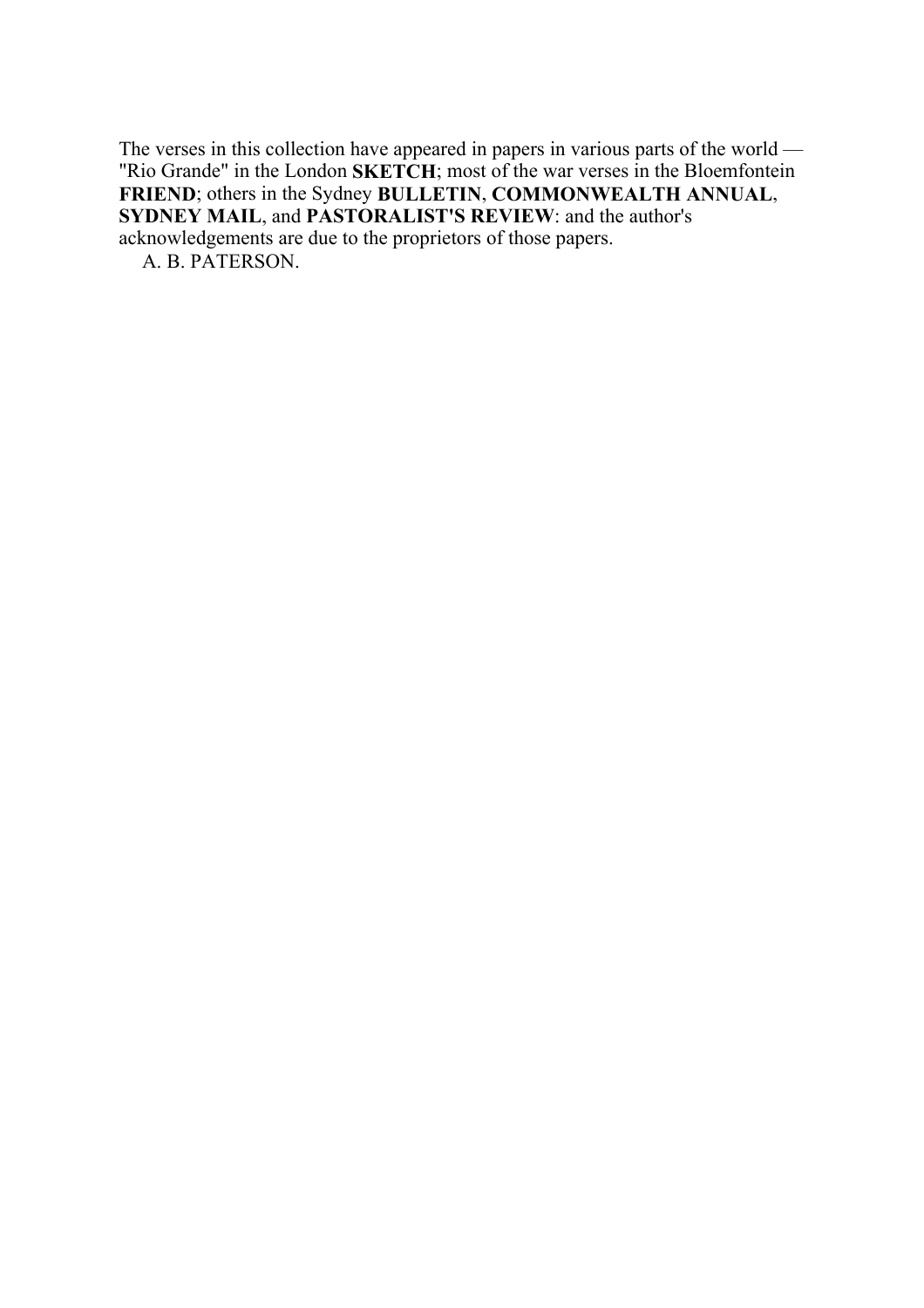The verses in this collection have appeared in papers in various parts of the world — "Rio Grande" in the London **SKETCH**; most of the war verses in the Bloemfontein **FRIEND**; others in the Sydney **BULLETIN**, **COMMONWEALTH ANNUAL**, **SYDNEY MAIL**, and **PASTORALIST'S REVIEW**: and the author's acknowledgements are due to the proprietors of those papers.

A. B. PATERSON.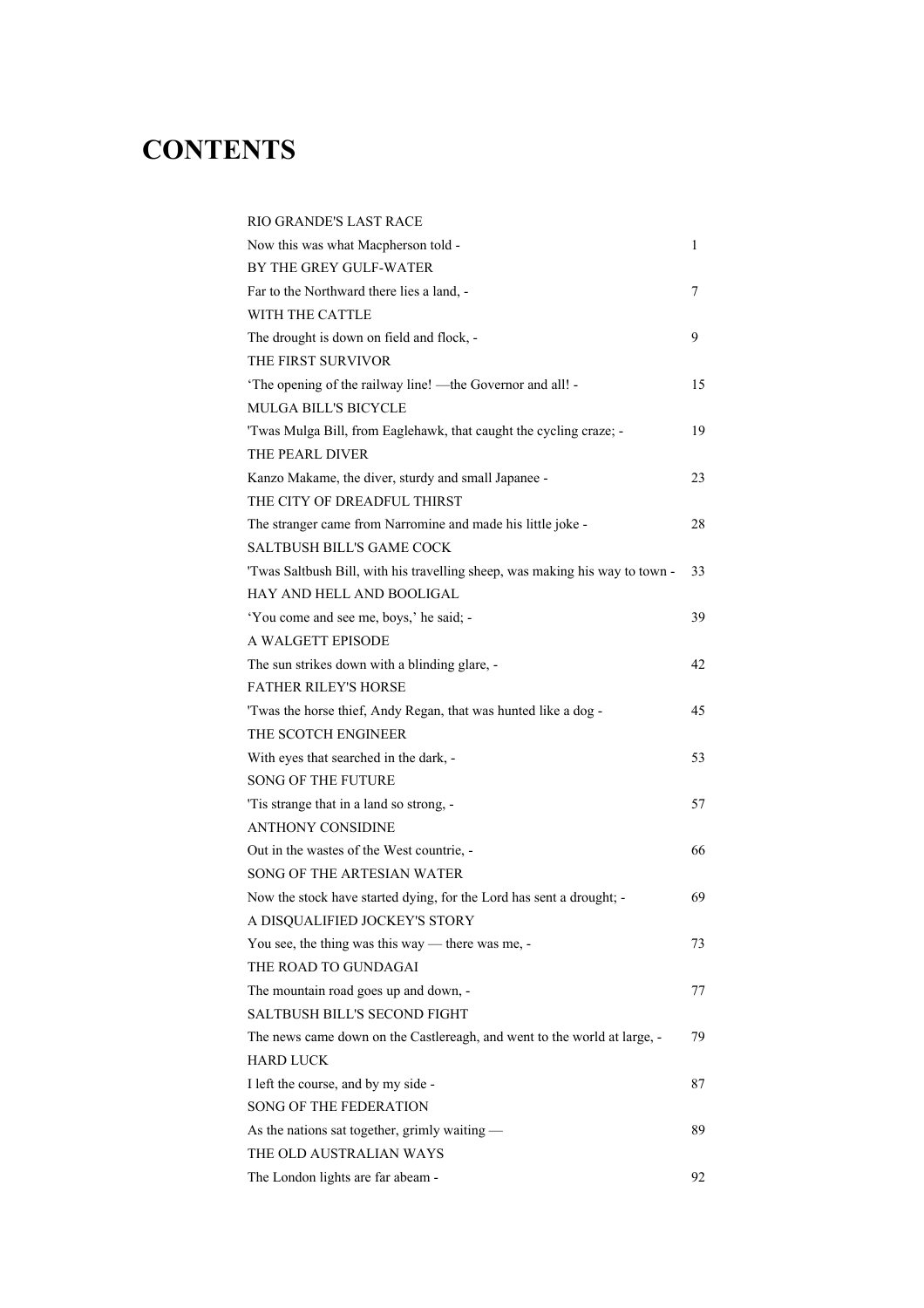# CONTENTS

| | |
|---|---|
| RIO GRANDE'S LAST RACE | |
| Now this was what Macpherson told - | 1 |
| BY THE GREY GULF-WATER | |
| Far to the Northward there lies a land, - | 7 |
| WITH THE CATTLE | |
| The drought is down on field and flock, - | 9 |
| THE FIRST SURVIVOR | |
| 'The opening of the railway line! —the Governor and all! - | 15 |
| MULGA BILL'S BICYCLE | |
| 'Twas Mulga Bill, from Eaglehawk, that caught the cycling craze; - | 19 |
| THE PEARL DIVER | |
| Kanzo Makame, the diver, sturdy and small Japanee - | 23 |
| THE CITY OF DREADFUL THIRST | |
| The stranger came from Narromine and made his little joke - | 28 |
| SALTBUSH BILL'S GAME COCK | |
| 'Twas Saltbush Bill, with his travelling sheep, was making his way to town - | 33 |
| HAY AND HELL AND BOOLIGAL | |
| 'You come and see me, boys,' he said; - | 39 |
| A WALGETT EPISODE | |
| The sun strikes down with a blinding glare, - | 42 |
| FATHER RILEY'S HORSE | |
| 'Twas the horse thief, Andy Regan, that was hunted like a dog - | 45 |
| THE SCOTCH ENGINEER | |
| With eyes that searched in the dark, - | 53 |
| SONG OF THE FUTURE | |
| 'Tis strange that in a land so strong, - | 57 |
| ANTHONY CONSIDINE | |
| Out in the wastes of the West countrie, - | 66 |
| SONG OF THE ARTESIAN WATER | |
| Now the stock have started dying, for the Lord has sent a drought; - | 69 |
| A DISQUALIFIED JOCKEY'S STORY | |
| You see, the thing was this way — there was me, - | 73 |
| THE ROAD TO GUNDAGAI | |
| The mountain road goes up and down, - | 77 |
| SALTBUSH BILL'S SECOND FIGHT | |
| The news came down on the Castlereagh, and went to the world at large, - | 79 |
| HARD LUCK | |
| I left the course, and by my side - | 87 |
| SONG OF THE FEDERATION | |
| As the nations sat together, grimly waiting — | 89 |
| THE OLD AUSTRALIAN WAYS | |
| The London lights are far abeam - | 92 |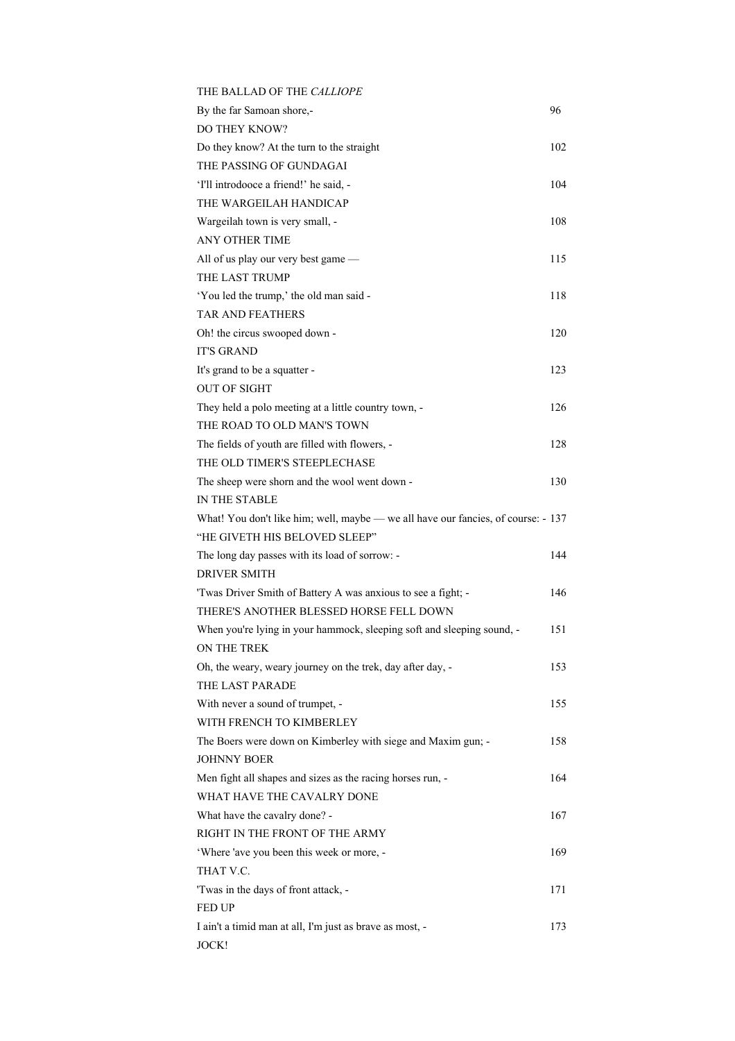THE BALLAD OF THE *CALLIOPE*

By the far Samoan shore,- 96

DO THEY KNOW?

Do they know? At the turn to the straight 102

THE PASSING OF GUNDAGAI

'I'll introdooce a friend!' he said, - 104

THE WARGEILAH HANDICAP

Wargeilah town is very small, - 108

ANY OTHER TIME

All of us play our very best game — 115

THE LAST TRUMP

'You led the trump,' the old man said - 118

TAR AND FEATHERS

Oh! the circus swooped down - 120

IT'S GRAND

It's grand to be a squatter - 123

OUT OF SIGHT

They held a polo meeting at a little country town, - 126

THE ROAD TO OLD MAN'S TOWN

The fields of youth are filled with flowers, - 128

THE OLD TIMER'S STEEPLECHASE

The sheep were shorn and the wool went down - 130

IN THE STABLE

What! You don't like him; well, maybe — we all have our fancies, of course: - 137

"HE GIVETH HIS BELOVED SLEEP"

The long day passes with its load of sorrow: - 144

DRIVER SMITH

'Twas Driver Smith of Battery A was anxious to see a fight; - 146

THERE'S ANOTHER BLESSED HORSE FELL DOWN

When you're lying in your hammock, sleeping soft and sleeping sound, - 151

ON THE TREK

Oh, the weary, weary journey on the trek, day after day, - 153

THE LAST PARADE

With never a sound of trumpet, - 155

WITH FRENCH TO KIMBERLEY

The Boers were down on Kimberley with siege and Maxim gun; - 158

JOHNNY BOER

Men fight all shapes and sizes as the racing horses run, - 164

WHAT HAVE THE CAVALRY DONE

What have the cavalry done? - 167

RIGHT IN THE FRONT OF THE ARMY

'Where 'ave you been this week or more, - 169

THAT V.C.

'Twas in the days of front attack, - 171

FED UP

I ain't a timid man at all, I'm just as brave as most, - 173

JOCK!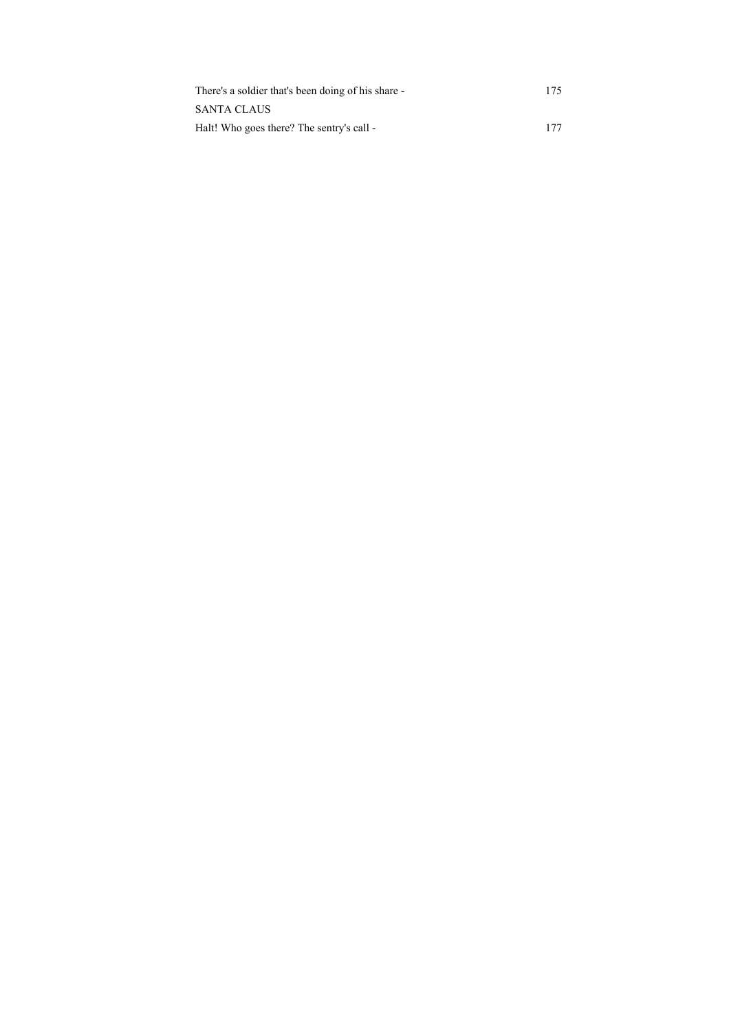There's a soldier that's been doing of his share - 175

SANTA CLAUS

Halt! Who goes there? The sentry's call - 177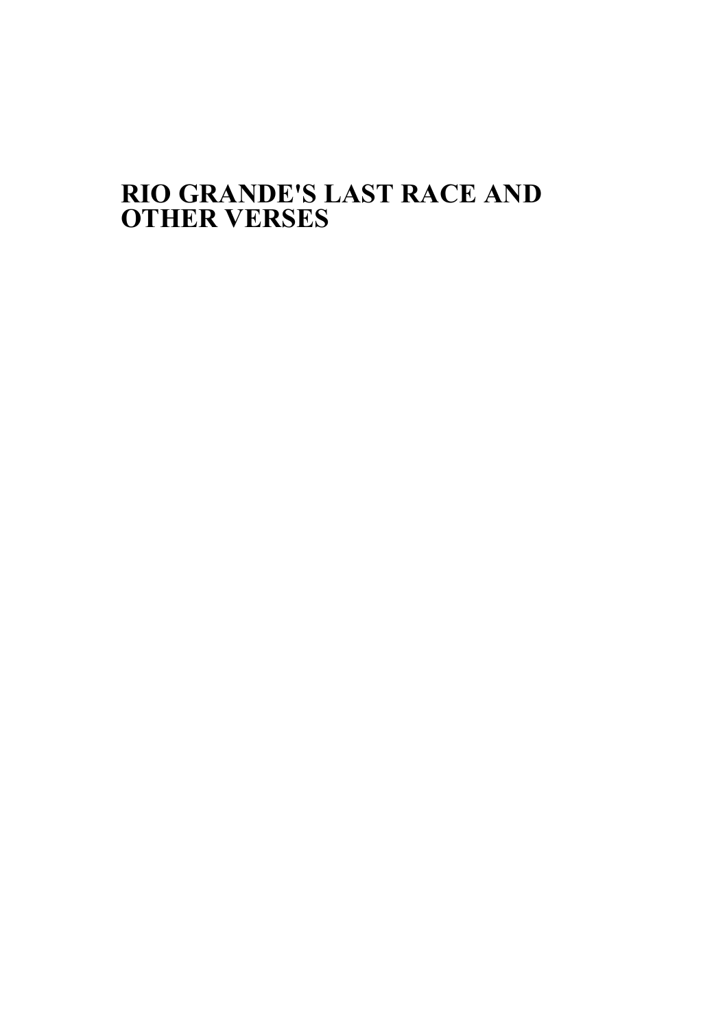# RIO GRANDE'S LAST RACE AND OTHER VERSES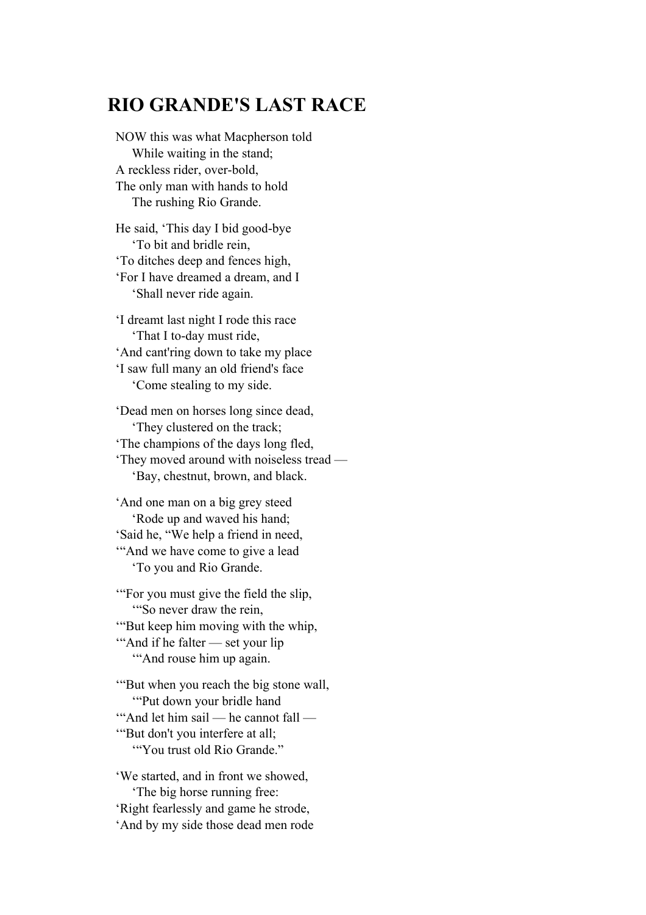# RIO GRANDE'S LAST RACE

NOW this was what Macpherson told
While waiting in the stand;
A reckless rider, over-bold,
The only man with hands to hold
The rushing Rio Grande.

He said, ‘This day I bid good-bye
‘To bit and bridle rein,
‘To ditches deep and fences high,
‘For I have dreamed a dream, and I
‘Shall never ride again.

‘I dreamt last night I rode this race
‘That I to-day must ride,
‘And cant'ring down to take my place
‘I saw full many an old friend's face
‘Come stealing to my side.

‘Dead men on horses long since dead,
‘They clustered on the track;
‘The champions of the days long fled,
‘They moved around with noiseless tread —
‘Bay, chestnut, brown, and black.

‘And one man on a big grey steed
‘Rode up and waved his hand;
‘Said he, “We help a friend in need,
‘“And we have come to give a lead
‘To you and Rio Grande.

‘“For you must give the field the slip,
‘“So never draw the rein,
‘“But keep him moving with the whip,
‘“And if he falter — set your lip
‘“And rouse him up again.

‘“But when you reach the big stone wall,
‘“Put down your bridle hand
‘“And let him sail — he cannot fall —
‘“But don't you interfere at all;
‘“You trust old Rio Grande.”

‘We started, and in front we showed,
‘The big horse running free:
‘Right fearlessly and game he strode,
‘And by my side those dead men rode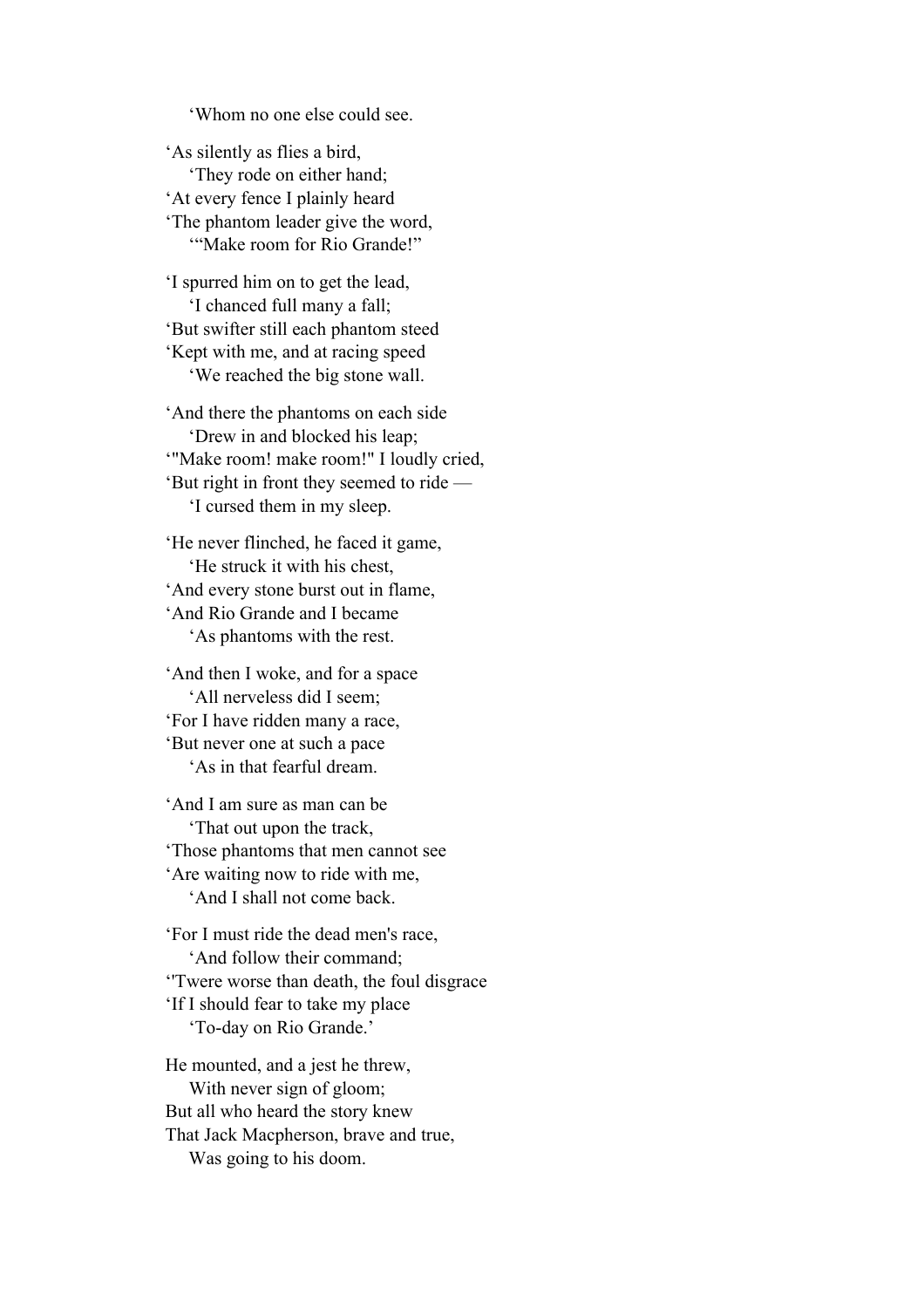‘Whom no one else could see.

‘As silently as flies a bird,
    ‘They rode on either hand;
‘At every fence I plainly heard
‘The phantom leader give the word,
    ‘“Make room for Rio Grande!”

‘I spurred him on to get the lead,
    ‘I chanced full many a fall;
‘But swifter still each phantom steed
‘Kept with me, and at racing speed
    ‘We reached the big stone wall.

‘And there the phantoms on each side
    ‘Drew in and blocked his leap;
‘"Make room! make room!" I loudly cried,
‘But right in front they seemed to ride —
    ‘I cursed them in my sleep.

‘He never flinched, he faced it game,
    ‘He struck it with his chest,
‘And every stone burst out in flame,
‘And Rio Grande and I became
    ‘As phantoms with the rest.

‘And then I woke, and for a space
    ‘All nerveless did I seem;
‘For I have ridden many a race,
‘But never one at such a pace
    ‘As in that fearful dream.

‘And I am sure as man can be
    ‘That out upon the track,
‘Those phantoms that men cannot see
‘Are waiting now to ride with me,
    ‘And I shall not come back.

‘For I must ride the dead men's race,
    ‘And follow their command;
‘'Twere worse than death, the foul disgrace
‘If I should fear to take my place
    ‘To-day on Rio Grande.’

He mounted, and a jest he threw,
    With never sign of gloom;
But all who heard the story knew
That Jack Macpherson, brave and true,
    Was going to his doom.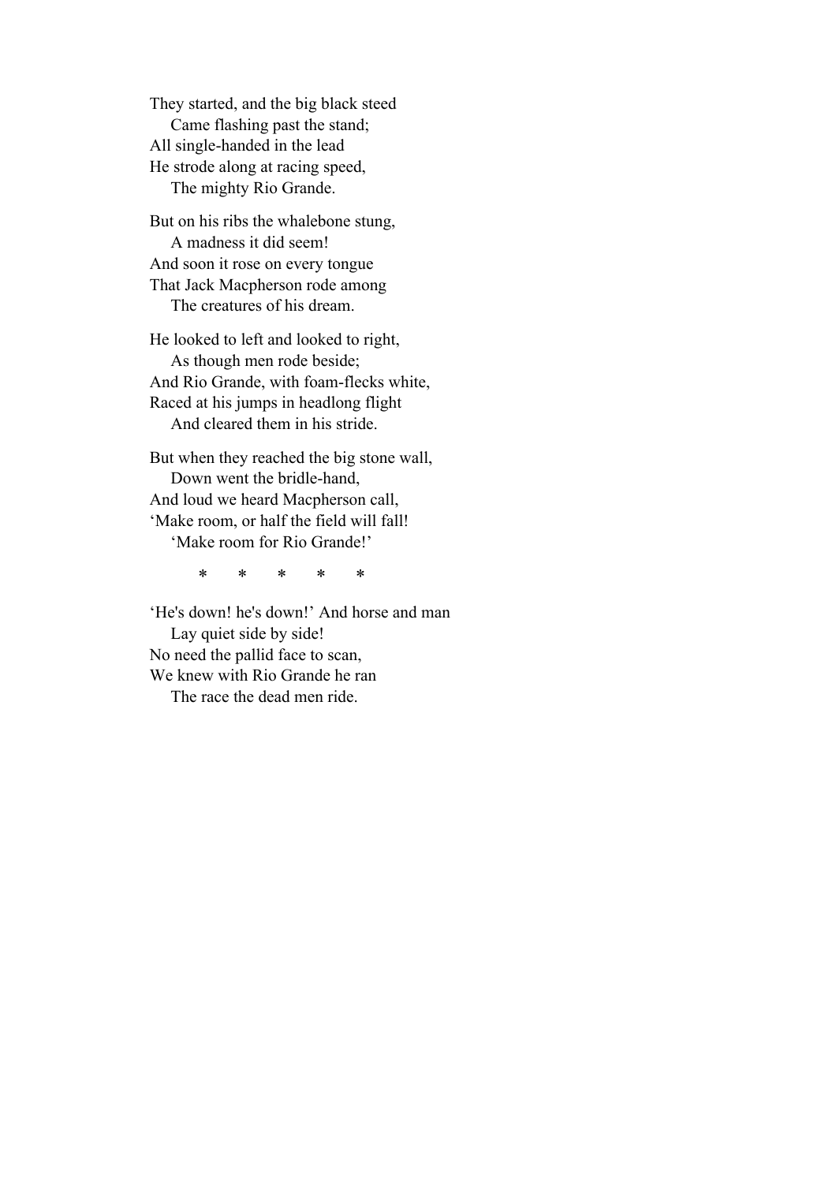They started, and the big black steed  
    Came flashing past the stand;  
All single-handed in the lead  
He strode along at racing speed,  
    The mighty Rio Grande.

But on his ribs the whalebone stung,  
    A madness it did seem!  
And soon it rose on every tongue  
That Jack Macpherson rode among  
    The creatures of his dream.

He looked to left and looked to right,  
    As though men rode beside;  
And Rio Grande, with foam-flecks white,  
Raced at his jumps in headlong flight  
    And cleared them in his stride.

But when they reached the big stone wall,  
    Down went the bridle-hand,  
And loud we heard Macpherson call,  
'Make room, or half the field will fall!  
    'Make room for Rio Grande!'

\*       \*       \*       \*       \*

'He's down! he's down!' And horse and man  
    Lay quiet side by side!  
No need the pallid face to scan,  
We knew with Rio Grande he ran  
    The race the dead men ride.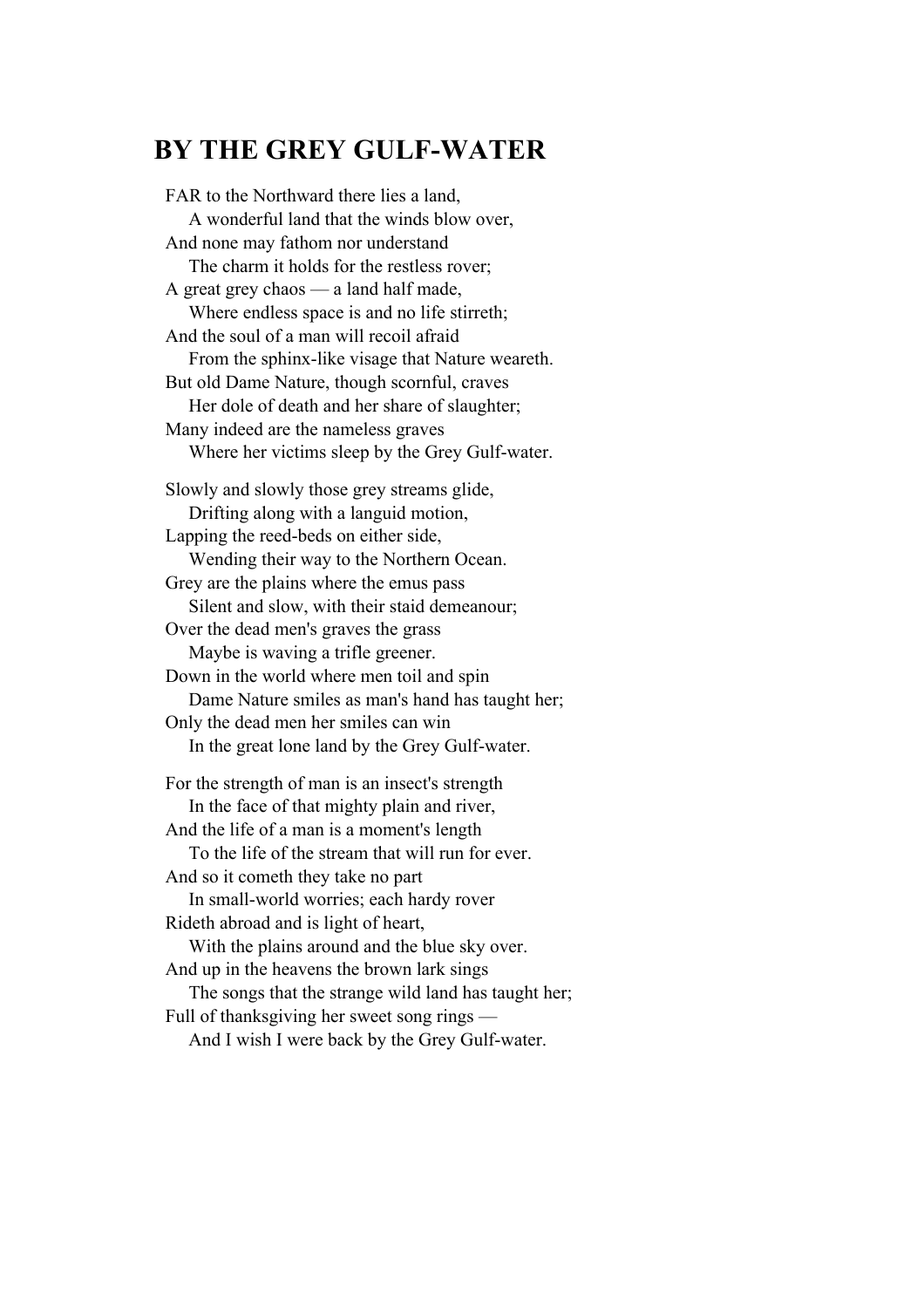# BY THE GREY GULF-WATER

FAR to the Northward there lies a land,  
A wonderful land that the winds blow over,  
And none may fathom nor understand  
The charm it holds for the restless rover;  
A great grey chaos — a land half made,  
Where endless space is and no life stirreth;  
And the soul of a man will recoil afraid  
From the sphinx-like visage that Nature weareth.  
But old Dame Nature, though scornful, craves  
Her dole of death and her share of slaughter;  
Many indeed are the nameless graves  
Where her victims sleep by the Grey Gulf-water.

Slowly and slowly those grey streams glide,  
Drifting along with a languid motion,  
Lapping the reed-beds on either side,  
Wending their way to the Northern Ocean.  
Grey are the plains where the emus pass  
Silent and slow, with their staid demeanour;  
Over the dead men's graves the grass  
Maybe is waving a trifle greener.  
Down in the world where men toil and spin  
Dame Nature smiles as man's hand has taught her;  
Only the dead men her smiles can win  
In the great lone land by the Grey Gulf-water.

For the strength of man is an insect's strength  
In the face of that mighty plain and river,  
And the life of a man is a moment's length  
To the life of the stream that will run for ever.  
And so it cometh they take no part  
In small-world worries; each hardy rover  
Rideth abroad and is light of heart,  
With the plains around and the blue sky over.  
And up in the heavens the brown lark sings  
The songs that the strange wild land has taught her;  
Full of thanksgiving her sweet song rings —  
And I wish I were back by the Grey Gulf-water.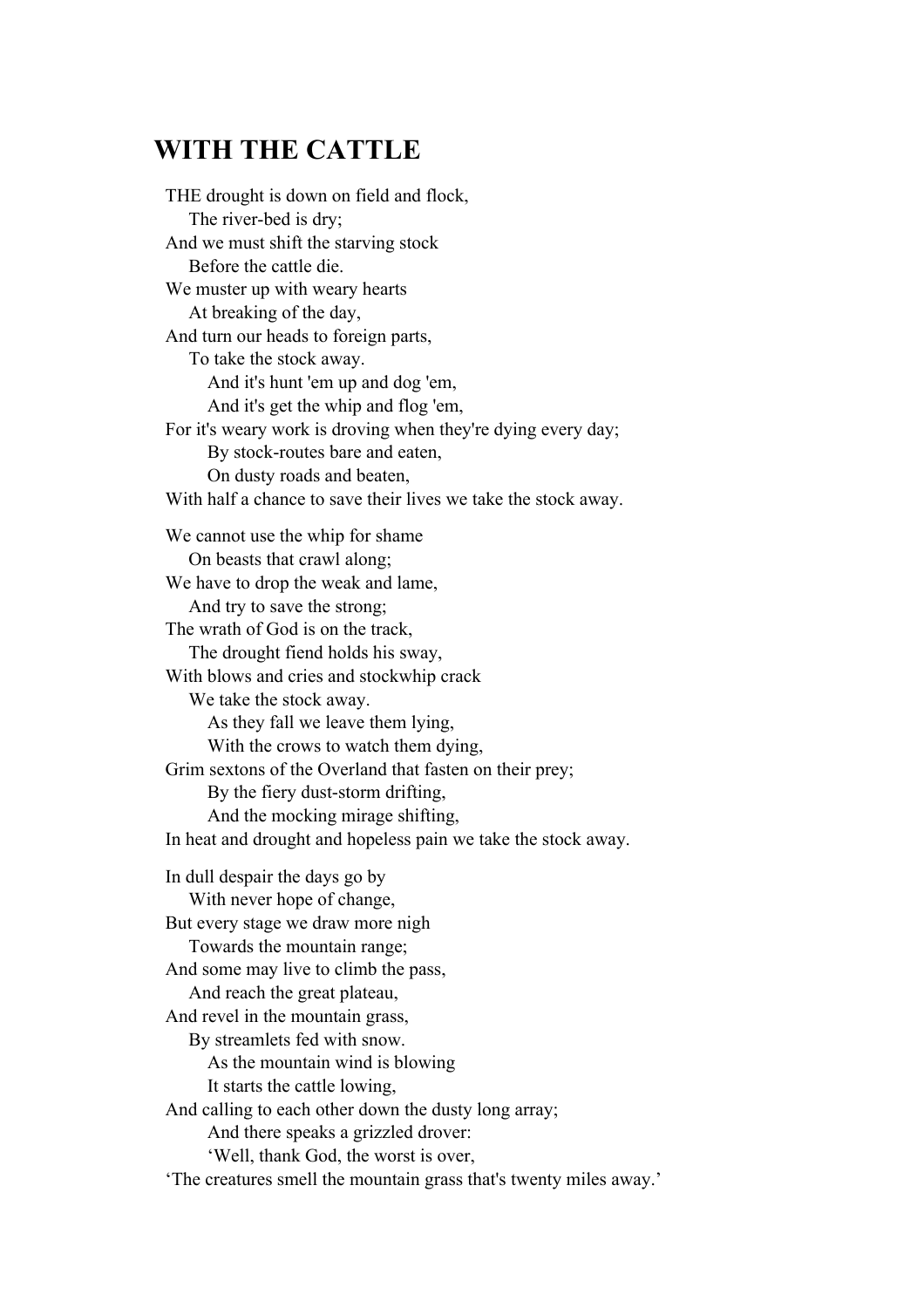## WITH THE CATTLE

THE drought is down on field and flock,  
  The river-bed is dry;  
And we must shift the starving stock  
  Before the cattle die.  
We muster up with weary hearts  
  At breaking of the day,  
And turn our heads to foreign parts,  
  To take the stock away.  
    And it's hunt 'em up and dog 'em,  
    And it's get the whip and flog 'em,  
For it's weary work is droving when they're dying every day;  
    By stock-routes bare and eaten,  
    On dusty roads and beaten,  
With half a chance to save their lives we take the stock away.

We cannot use the whip for shame  
  On beasts that crawl along;  
We have to drop the weak and lame,  
  And try to save the strong;  
The wrath of God is on the track,  
  The drought fiend holds his sway,  
With blows and cries and stockwhip crack  
  We take the stock away.  
    As they fall we leave them lying,  
    With the crows to watch them dying,  
Grim sextons of the Overland that fasten on their prey;  
    By the fiery dust-storm drifting,  
    And the mocking mirage shifting,  
In heat and drought and hopeless pain we take the stock away.

In dull despair the days go by  
  With never hope of change,  
But every stage we draw more nigh  
  Towards the mountain range;  
And some may live to climb the pass,  
  And reach the great plateau,  
And revel in the mountain grass,  
  By streamlets fed with snow.  
    As the mountain wind is blowing  
    It starts the cattle lowing,  
And calling to each other down the dusty long array;  
    And there speaks a grizzled drover:  
    'Well, thank God, the worst is over,  
'The creatures smell the mountain grass that's twenty miles away.'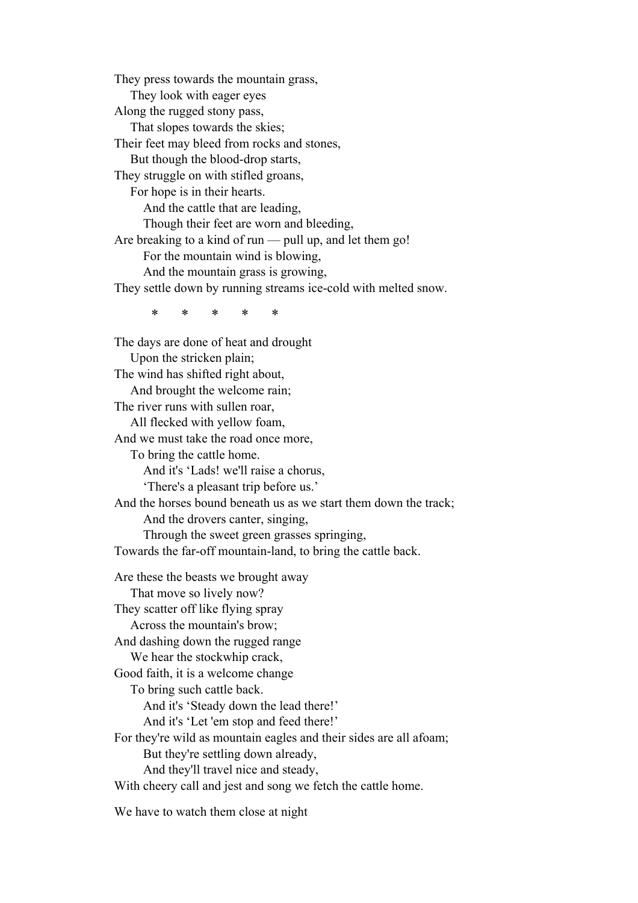They press towards the mountain grass,
    They look with eager eyes
Along the rugged stony pass,
    That slopes towards the skies;
Their feet may bleed from rocks and stones,
    But though the blood-drop starts,
They struggle on with stifled groans,
    For hope is in their hearts.
        And the cattle that are leading,
        Though their feet are worn and bleeding,
Are breaking to a kind of run — pull up, and let them go!
        For the mountain wind is blowing,
        And the mountain grass is growing,
They settle down by running streams ice-cold with melted snow.

\* \* \* \* \*

The days are done of heat and drought
    Upon the stricken plain;
The wind has shifted right about,
    And brought the welcome rain;
The river runs with sullen roar,
    All flecked with yellow foam,
And we must take the road once more,
    To bring the cattle home.
        And it's 'Lads! we'll raise a chorus,
        'There's a pleasant trip before us.'
And the horses bound beneath us as we start them down the track;
        And the drovers canter, singing,
        Through the sweet green grasses springing,
Towards the far-off mountain-land, to bring the cattle back.

Are these the beasts we brought away
    That move so lively now?
They scatter off like flying spray
    Across the mountain's brow;
And dashing down the rugged range
    We hear the stockwhip crack,
Good faith, it is a welcome change
    To bring such cattle back.
        And it's 'Steady down the lead there!'
        And it's 'Let 'em stop and feed there!'
For they're wild as mountain eagles and their sides are all afoam;
        But they're settling down already,
        And they'll travel nice and steady,
With cheery call and jest and song we fetch the cattle home.

We have to watch them close at night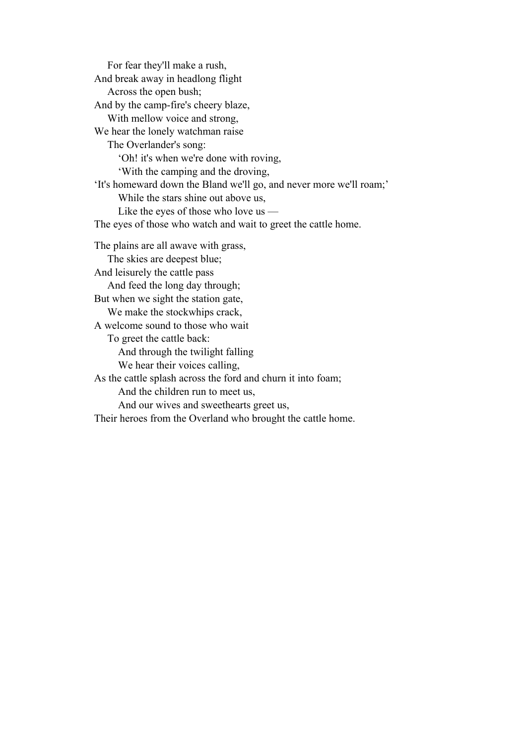For fear they'll make a rush,
And break away in headlong flight
Across the open bush;
And by the camp-fire's cheery blaze,
With mellow voice and strong,
We hear the lonely watchman raise
The Overlander's song:
'Oh! it's when we're done with roving,
'With the camping and the droving,
'It's homeward down the Bland we'll go, and never more we'll roam;'
While the stars shine out above us,
Like the eyes of those who love us —
The eyes of those who watch and wait to greet the cattle home.

The plains are all awave with grass,
The skies are deepest blue;
And leisurely the cattle pass
And feed the long day through;
But when we sight the station gate,
We make the stockwhips crack,
A welcome sound to those who wait
To greet the cattle back:
And through the twilight falling
We hear their voices calling,
As the cattle splash across the ford and churn it into foam;
And the children run to meet us,
And our wives and sweethearts greet us,
Their heroes from the Overland who brought the cattle home.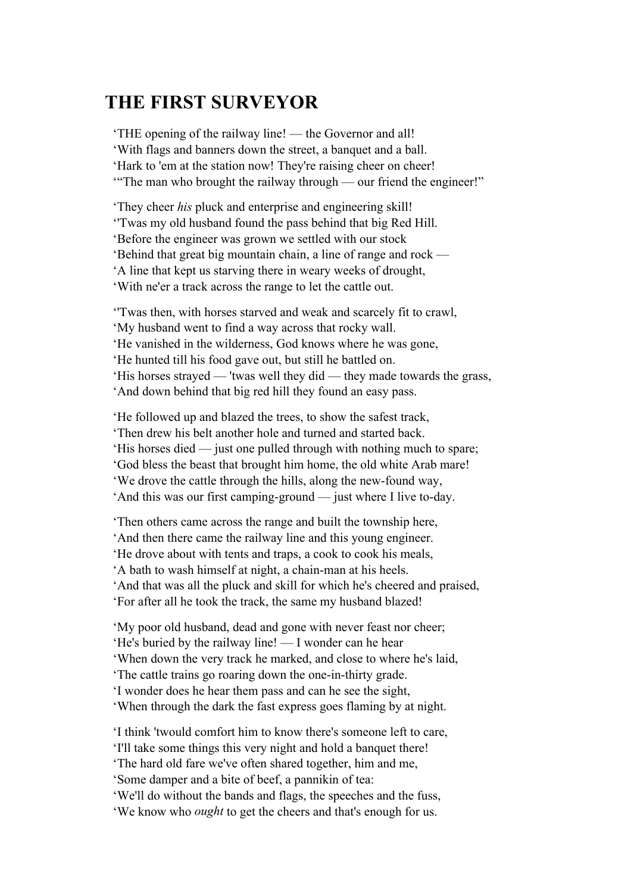# THE FIRST SURVEYOR

‘THE opening of the railway line! — the Governor and all!
‘With flags and banners down the street, a banquet and a ball.
‘Hark to 'em at the station now! They're raising cheer on cheer!
‘“The man who brought the railway through — our friend the engineer!”

‘They cheer *his* pluck and enterprise and engineering skill!
‘'Twas my old husband found the pass behind that big Red Hill.
‘Before the engineer was grown we settled with our stock
‘Behind that great big mountain chain, a line of range and rock —
‘A line that kept us starving there in weary weeks of drought,
‘With ne'er a track across the range to let the cattle out.

‘'Twas then, with horses starved and weak and scarcely fit to crawl,
‘My husband went to find a way across that rocky wall.
‘He vanished in the wilderness, God knows where he was gone,
‘He hunted till his food gave out, but still he battled on.
‘His horses strayed — 'twas well they did — they made towards the grass,
‘And down behind that big red hill they found an easy pass.

‘He followed up and blazed the trees, to show the safest track,
‘Then drew his belt another hole and turned and started back.
‘His horses died — just one pulled through with nothing much to spare;
‘God bless the beast that brought him home, the old white Arab mare!
‘We drove the cattle through the hills, along the new-found way,
‘And this was our first camping-ground — just where I live to-day.

‘Then others came across the range and built the township here,
‘And then there came the railway line and this young engineer.
‘He drove about with tents and traps, a cook to cook his meals,
‘A bath to wash himself at night, a chain-man at his heels.
‘And that was all the pluck and skill for which he's cheered and praised,
‘For after all he took the track, the same my husband blazed!

‘My poor old husband, dead and gone with never feast nor cheer;
‘He's buried by the railway line! — I wonder can he hear
‘When down the very track he marked, and close to where he's laid,
‘The cattle trains go roaring down the one-in-thirty grade.
‘I wonder does he hear them pass and can he see the sight,
‘When through the dark the fast express goes flaming by at night.

‘I think 'twould comfort him to know there's someone left to care,
‘I'll take some things this very night and hold a banquet there!
‘The hard old fare we've often shared together, him and me,
‘Some damper and a bite of beef, a pannikin of tea:
‘We'll do without the bands and flags, the speeches and the fuss,
‘We know who *ought* to get the cheers and that's enough for us.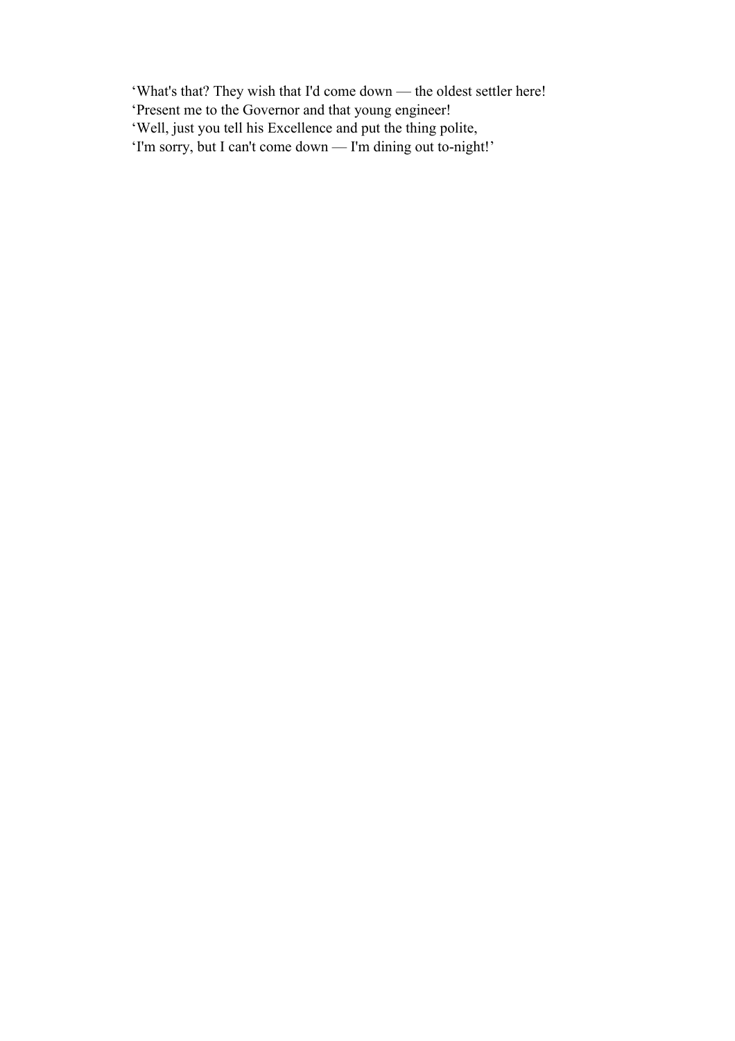‘What's that? They wish that I'd come down — the oldest settler here!  
‘Present me to the Governor and that young engineer!  
‘Well, just you tell his Excellence and put the thing polite,  
‘I'm sorry, but I can't come down — I'm dining out to-night!’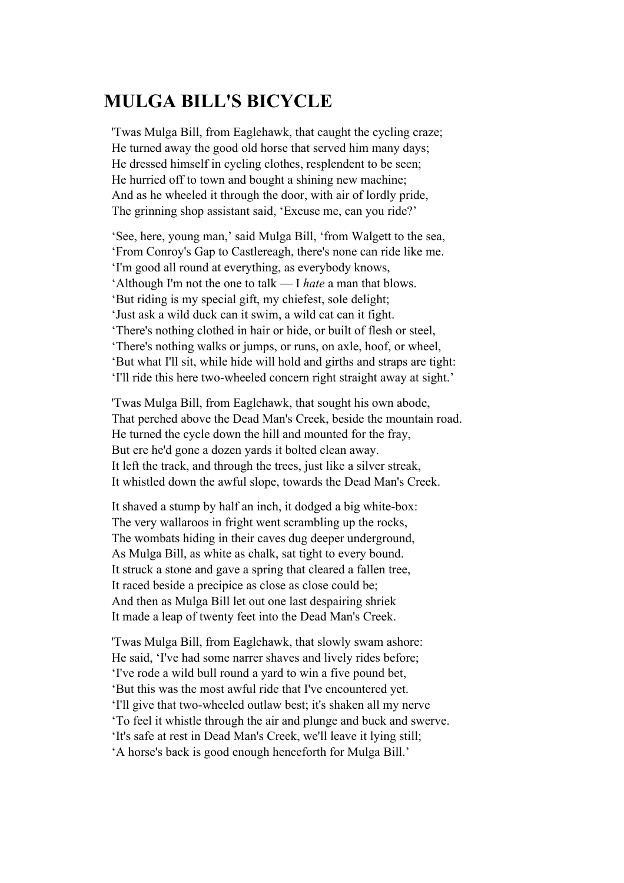# MULGA BILL'S BICYCLE

'Twas Mulga Bill, from Eaglehawk, that caught the cycling craze;
He turned away the good old horse that served him many days;
He dressed himself in cycling clothes, resplendent to be seen;
He hurried off to town and bought a shining new machine;
And as he wheeled it through the door, with air of lordly pride,
The grinning shop assistant said, 'Excuse me, can you ride?'

'See, here, young man,' said Mulga Bill, 'from Walgett to the sea,
'From Conroy's Gap to Castlereagh, there's none can ride like me.
'I'm good all round at everything, as everybody knows,
'Although I'm not the one to talk — I *hate* a man that blows.
'But riding is my special gift, my chiefest, sole delight;
'Just ask a wild duck can it swim, a wild cat can it fight.
'There's nothing clothed in hair or hide, or built of flesh or steel,
'There's nothing walks or jumps, or runs, on axle, hoof, or wheel,
'But what I'll sit, while hide will hold and girths and straps are tight:
'I'll ride this here two-wheeled concern right straight away at sight.'

'Twas Mulga Bill, from Eaglehawk, that sought his own abode,
That perched above the Dead Man's Creek, beside the mountain road.
He turned the cycle down the hill and mounted for the fray,
But ere he'd gone a dozen yards it bolted clean away.
It left the track, and through the trees, just like a silver streak,
It whistled down the awful slope, towards the Dead Man's Creek.

It shaved a stump by half an inch, it dodged a big white-box:
The very wallaroos in fright went scrambling up the rocks,
The wombats hiding in their caves dug deeper underground,
As Mulga Bill, as white as chalk, sat tight to every bound.
It struck a stone and gave a spring that cleared a fallen tree,
It raced beside a precipice as close as close could be;
And then as Mulga Bill let out one last despairing shriek
It made a leap of twenty feet into the Dead Man's Creek.

'Twas Mulga Bill, from Eaglehawk, that slowly swam ashore:
He said, 'I've had some narrer shaves and lively rides before;
'I've rode a wild bull round a yard to win a five pound bet,
'But this was the most awful ride that I've encountered yet.
'I'll give that two-wheeled outlaw best; it's shaken all my nerve
'To feel it whistle through the air and plunge and buck and swerve.
'It's safe at rest in Dead Man's Creek, we'll leave it lying still;
'A horse's back is good enough henceforth for Mulga Bill.'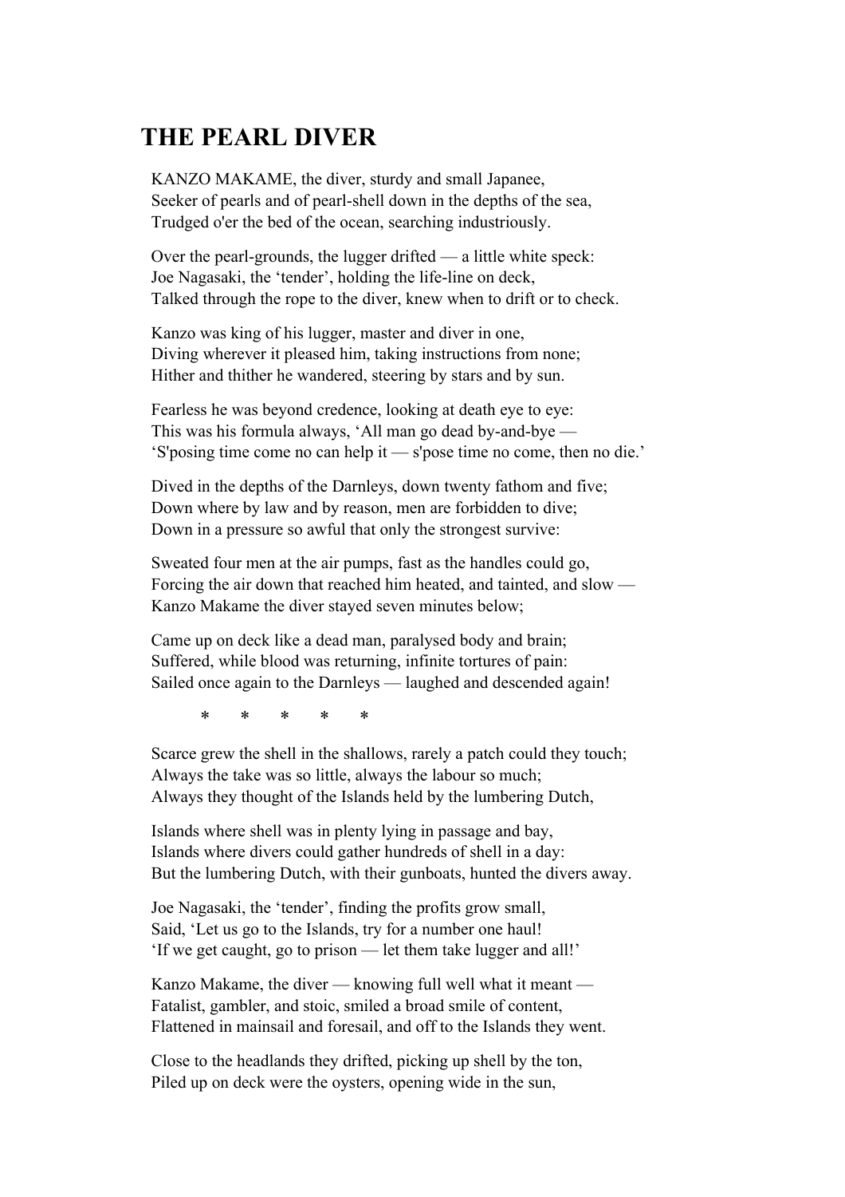# THE PEARL DIVER

KANZO MAKAME, the diver, sturdy and small Japanee,
Seeker of pearls and of pearl-shell down in the depths of the sea,
Trudged o'er the bed of the ocean, searching industriously.

Over the pearl-grounds, the lugger drifted — a little white speck:
Joe Nagasaki, the 'tender', holding the life-line on deck,
Talked through the rope to the diver, knew when to drift or to check.

Kanzo was king of his lugger, master and diver in one,
Diving wherever it pleased him, taking instructions from none;
Hither and thither he wandered, steering by stars and by sun.

Fearless he was beyond credence, looking at death eye to eye:
This was his formula always, 'All man go dead by-and-bye —
'S'posing time come no can help it — s'pose time no come, then no die.'

Dived in the depths of the Darnleys, down twenty fathom and five;
Down where by law and by reason, men are forbidden to dive;
Down in a pressure so awful that only the strongest survive:

Sweated four men at the air pumps, fast as the handles could go,
Forcing the air down that reached him heated, and tainted, and slow —
Kanzo Makame the diver stayed seven minutes below;

Came up on deck like a dead man, paralysed body and brain;
Suffered, while blood was returning, infinite tortures of pain:
Sailed once again to the Darnleys — laughed and descended again!

\* \* \* \* \*

Scarce grew the shell in the shallows, rarely a patch could they touch;
Always the take was so little, always the labour so much;
Always they thought of the Islands held by the lumbering Dutch,

Islands where shell was in plenty lying in passage and bay,
Islands where divers could gather hundreds of shell in a day:
But the lumbering Dutch, with their gunboats, hunted the divers away.

Joe Nagasaki, the 'tender', finding the profits grow small,
Said, 'Let us go to the Islands, try for a number one haul!
'If we get caught, go to prison — let them take lugger and all!'

Kanzo Makame, the diver — knowing full well what it meant —
Fatalist, gambler, and stoic, smiled a broad smile of content,
Flattened in mainsail and foresail, and off to the Islands they went.

Close to the headlands they drifted, picking up shell by the ton,
Piled up on deck were the oysters, opening wide in the sun,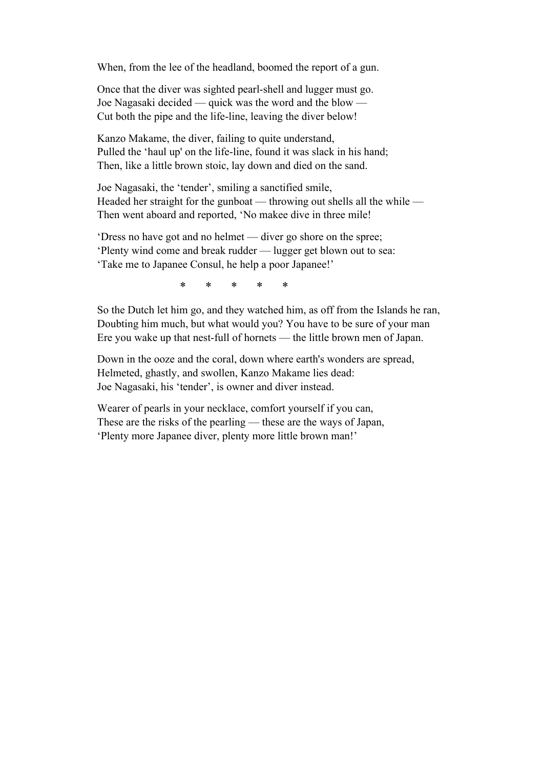When, from the lee of the headland, boomed the report of a gun.

Once that the diver was sighted pearl-shell and lugger must go.
Joe Nagasaki decided — quick was the word and the blow —
Cut both the pipe and the life-line, leaving the diver below!

Kanzo Makame, the diver, failing to quite understand,
Pulled the 'haul up' on the life-line, found it was slack in his hand;
Then, like a little brown stoic, lay down and died on the sand.

Joe Nagasaki, the 'tender', smiling a sanctified smile,
Headed her straight for the gunboat — throwing out shells all the while —
Then went aboard and reported, 'No makee dive in three mile!

'Dress no have got and no helmet — diver go shore on the spree;
'Plenty wind come and break rudder — lugger get blown out to sea:
'Take me to Japanee Consul, he help a poor Japanee!'

\* \* \* \* \*

So the Dutch let him go, and they watched him, as off from the Islands he ran,
Doubting him much, but what would you? You have to be sure of your man
Ere you wake up that nest-full of hornets — the little brown men of Japan.

Down in the ooze and the coral, down where earth's wonders are spread,
Helmeted, ghastly, and swollen, Kanzo Makame lies dead:
Joe Nagasaki, his 'tender', is owner and diver instead.

Wearer of pearls in your necklace, comfort yourself if you can,
These are the risks of the pearling — these are the ways of Japan,
'Plenty more Japanee diver, plenty more little brown man!'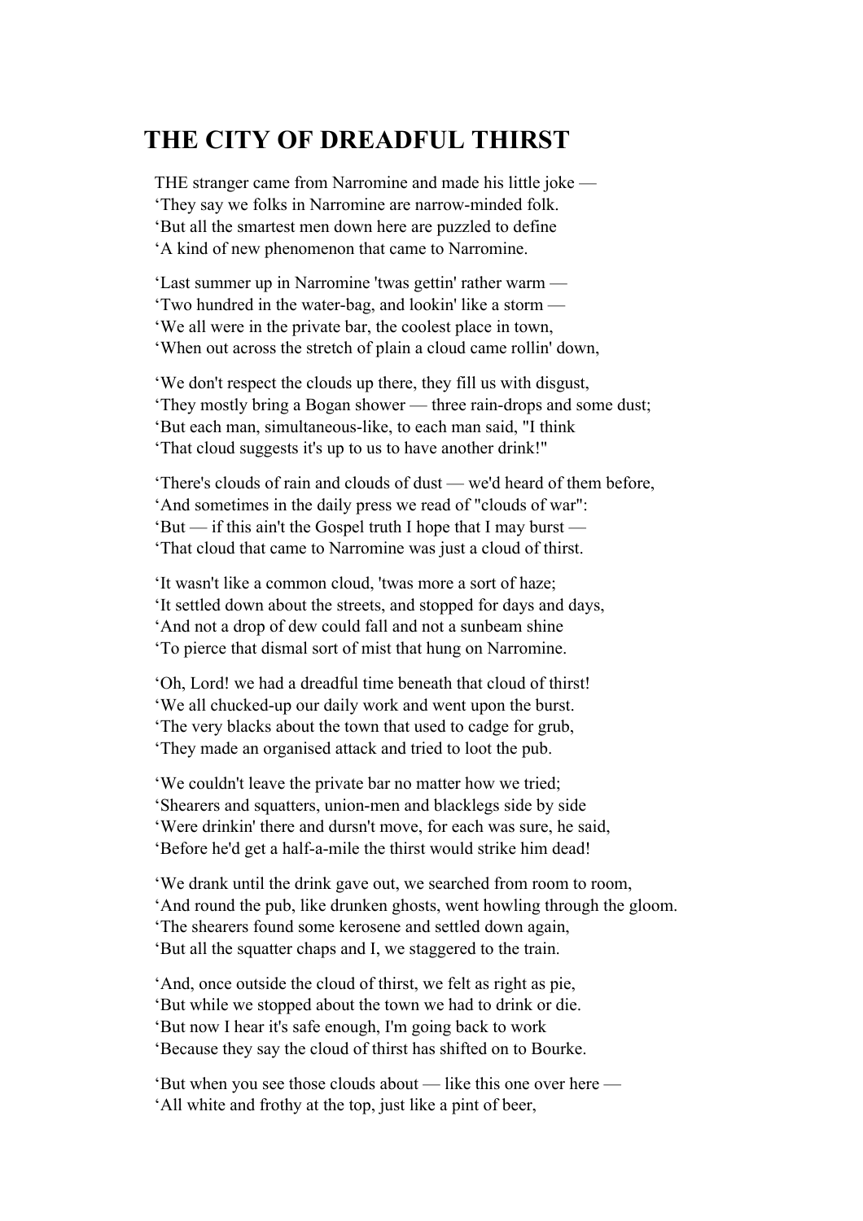# THE CITY OF DREADFUL THIRST

THE stranger came from Narromine and made his little joke —
'They say we folks in Narromine are narrow-minded folk.
'But all the smartest men down here are puzzled to define
'A kind of new phenomenon that came to Narromine.

'Last summer up in Narromine 'twas gettin' rather warm —
'Two hundred in the water-bag, and lookin' like a storm —
'We all were in the private bar, the coolest place in town,
'When out across the stretch of plain a cloud came rollin' down,

'We don't respect the clouds up there, they fill us with disgust,
'They mostly bring a Bogan shower — three rain-drops and some dust;
'But each man, simultaneous-like, to each man said, "I think
'That cloud suggests it's up to us to have another drink!"

'There's clouds of rain and clouds of dust — we'd heard of them before,
'And sometimes in the daily press we read of "clouds of war":
'But — if this ain't the Gospel truth I hope that I may burst —
'That cloud that came to Narromine was just a cloud of thirst.

'It wasn't like a common cloud, 'twas more a sort of haze;
'It settled down about the streets, and stopped for days and days,
'And not a drop of dew could fall and not a sunbeam shine
'To pierce that dismal sort of mist that hung on Narromine.

'Oh, Lord! we had a dreadful time beneath that cloud of thirst!
'We all chucked-up our daily work and went upon the burst.
'The very blacks about the town that used to cadge for grub,
'They made an organised attack and tried to loot the pub.

'We couldn't leave the private bar no matter how we tried;
'Shearers and squatters, union-men and blacklegs side by side
'Were drinkin' there and dursn't move, for each was sure, he said,
'Before he'd get a half-a-mile the thirst would strike him dead!

'We drank until the drink gave out, we searched from room to room,
'And round the pub, like drunken ghosts, went howling through the gloom.
'The shearers found some kerosene and settled down again,
'But all the squatter chaps and I, we staggered to the train.

'And, once outside the cloud of thirst, we felt as right as pie,
'But while we stopped about the town we had to drink or die.
'But now I hear it's safe enough, I'm going back to work
'Because they say the cloud of thirst has shifted on to Bourke.

'But when you see those clouds about — like this one over here —
'All white and frothy at the top, just like a pint of beer,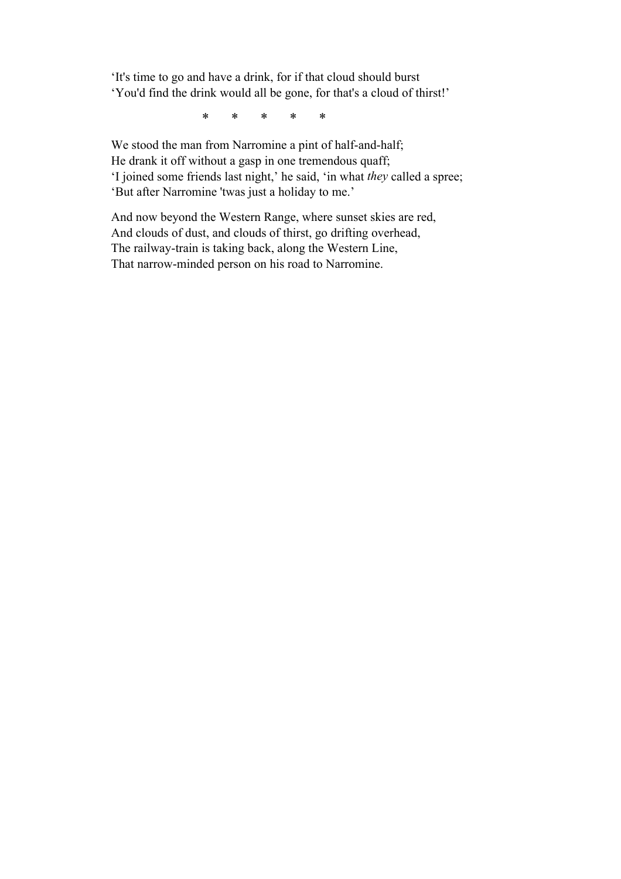'It's time to go and have a drink, for if that cloud should burst  
'You'd find the drink would all be gone, for that's a cloud of thirst!'

\*      \*      \*      \*      \*

We stood the man from Narromine a pint of half-and-half;  
He drank it off without a gasp in one tremendous quaff;  
'I joined some friends last night,' he said, 'in what *they* called a spree;  
'But after Narromine 'twas just a holiday to me.'

And now beyond the Western Range, where sunset skies are red,  
And clouds of dust, and clouds of thirst, go drifting overhead,  
The railway-train is taking back, along the Western Line,  
That narrow-minded person on his road to Narromine.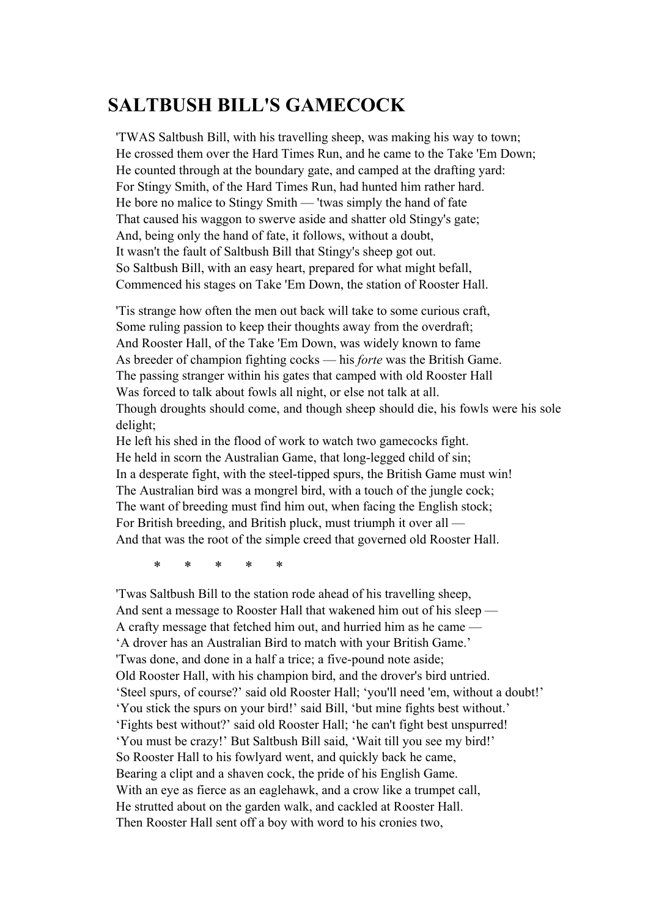# SALTBUSH BILL'S GAMECOCK

'TWAS Saltbush Bill, with his travelling sheep, was making his way to town;
He crossed them over the Hard Times Run, and he came to the Take 'Em Down;
He counted through at the boundary gate, and camped at the drafting yard:
For Stingy Smith, of the Hard Times Run, had hunted him rather hard.
He bore no malice to Stingy Smith — 'twas simply the hand of fate
That caused his waggon to swerve aside and shatter old Stingy's gate;
And, being only the hand of fate, it follows, without a doubt,
It wasn't the fault of Saltbush Bill that Stingy's sheep got out.
So Saltbush Bill, with an easy heart, prepared for what might befall,
Commenced his stages on Take 'Em Down, the station of Rooster Hall.

'Tis strange how often the men out back will take to some curious craft,
Some ruling passion to keep their thoughts away from the overdraft;
And Rooster Hall, of the Take 'Em Down, was widely known to fame
As breeder of champion fighting cocks — his *forte* was the British Game.
The passing stranger within his gates that camped with old Rooster Hall
Was forced to talk about fowls all night, or else not talk at all.
Though droughts should come, and though sheep should die, his fowls were his sole delight;
He left his shed in the flood of work to watch two gamecocks fight.
He held in scorn the Australian Game, that long-legged child of sin;
In a desperate fight, with the steel-tipped spurs, the British Game must win!
The Australian bird was a mongrel bird, with a touch of the jungle cock;
The want of breeding must find him out, when facing the English stock;
For British breeding, and British pluck, must triumph it over all —
And that was the root of the simple creed that governed old Rooster Hall.

\*    \*    \*    \*    \*

'Twas Saltbush Bill to the station rode ahead of his travelling sheep,
And sent a message to Rooster Hall that wakened him out of his sleep —
A crafty message that fetched him out, and hurried him as he came —
'A drover has an Australian Bird to match with your British Game.'
'Twas done, and done in a half a trice; a five-pound note aside;
Old Rooster Hall, with his champion bird, and the drover's bird untried.
'Steel spurs, of course?' said old Rooster Hall; 'you'll need 'em, without a doubt!'
'You stick the spurs on your bird!' said Bill, 'but mine fights best without.'
'Fights best without?' said old Rooster Hall; 'he can't fight best unspurred!
'You must be crazy!' But Saltbush Bill said, 'Wait till you see my bird!'
So Rooster Hall to his fowlyard went, and quickly back he came,
Bearing a clipt and a shaven cock, the pride of his English Game.
With an eye as fierce as an eaglehawk, and a crow like a trumpet call,
He strutted about on the garden walk, and cackled at Rooster Hall.
Then Rooster Hall sent off a boy with word to his cronies two,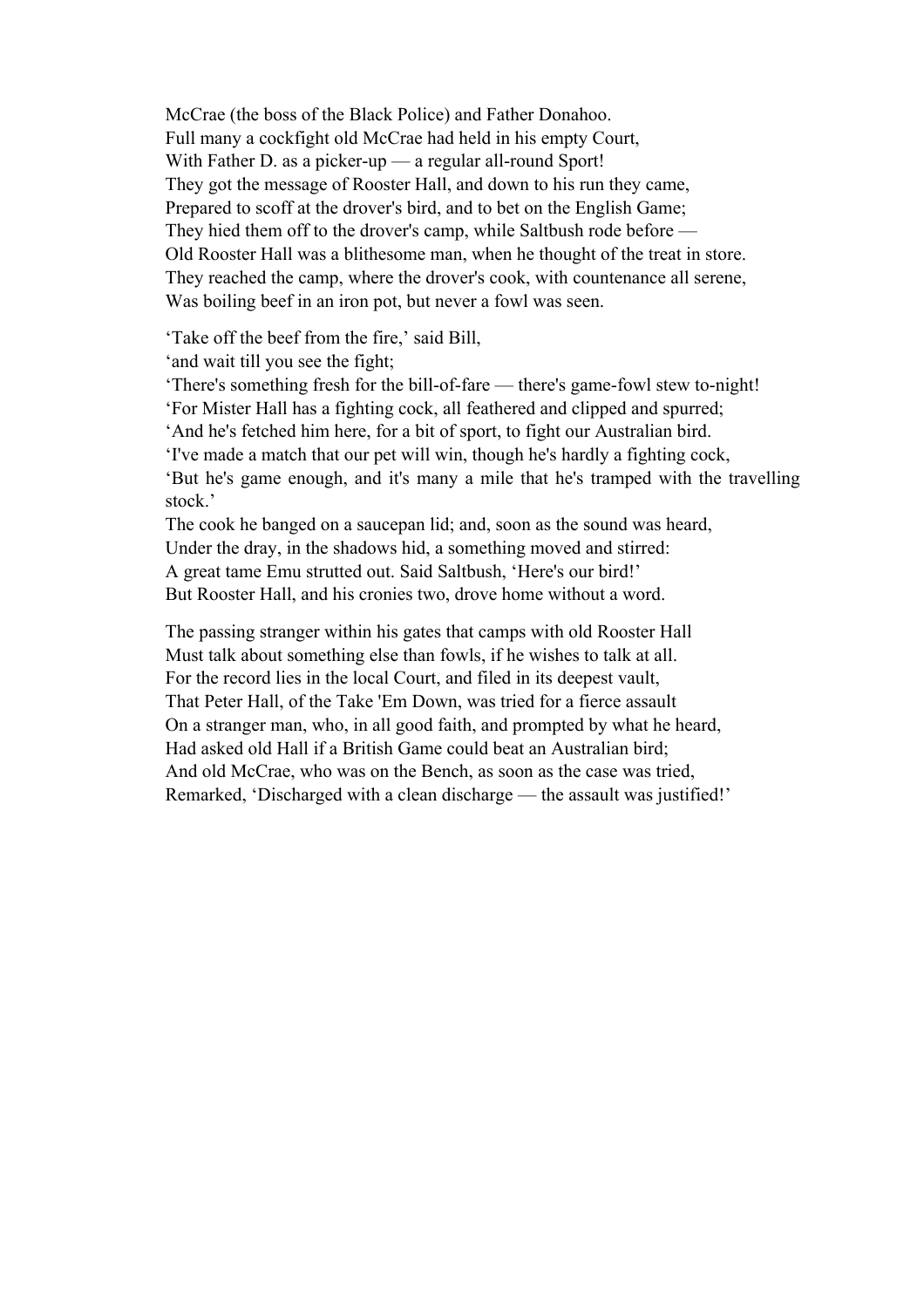McCrae (the boss of the Black Police) and Father Donahoo.
Full many a cockfight old McCrae had held in his empty Court,
With Father D. as a picker-up — a regular all-round Sport!
They got the message of Rooster Hall, and down to his run they came,
Prepared to scoff at the drover's bird, and to bet on the English Game;
They hied them off to the drover's camp, while Saltbush rode before —
Old Rooster Hall was a blithesome man, when he thought of the treat in store.
They reached the camp, where the drover's cook, with countenance all serene,
Was boiling beef in an iron pot, but never a fowl was seen.

'Take off the beef from the fire,' said Bill,
'and wait till you see the fight;
'There's something fresh for the bill-of-fare — there's game-fowl stew to-night!
'For Mister Hall has a fighting cock, all feathered and clipped and spurred;
'And he's fetched him here, for a bit of sport, to fight our Australian bird.
'I've made a match that our pet will win, though he's hardly a fighting cock,
'But he's game enough, and it's many a mile that he's tramped with the travelling stock.'
The cook he banged on a saucepan lid; and, soon as the sound was heard,
Under the dray, in the shadows hid, a something moved and stirred:
A great tame Emu strutted out. Said Saltbush, 'Here's our bird!'
But Rooster Hall, and his cronies two, drove home without a word.

The passing stranger within his gates that camps with old Rooster Hall
Must talk about something else than fowls, if he wishes to talk at all.
For the record lies in the local Court, and filed in its deepest vault,
That Peter Hall, of the Take 'Em Down, was tried for a fierce assault
On a stranger man, who, in all good faith, and prompted by what he heard,
Had asked old Hall if a British Game could beat an Australian bird;
And old McCrae, who was on the Bench, as soon as the case was tried,
Remarked, 'Discharged with a clean discharge — the assault was justified!'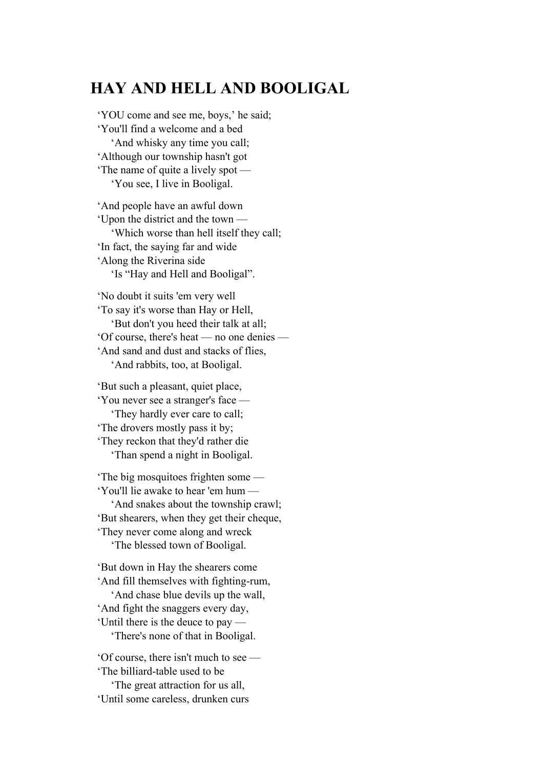## HAY AND HELL AND BOOLIGAL

'YOU come and see me, boys,' he said;  
'You'll find a welcome and a bed  
  'And whisky any time you call;  
'Although our township hasn't got  
'The name of quite a lively spot —  
  'You see, I live in Booligal.

'And people have an awful down  
'Upon the district and the town —  
  'Which worse than hell itself they call;  
'In fact, the saying far and wide  
'Along the Riverina side  
  'Is "Hay and Hell and Booligal".

'No doubt it suits 'em very well  
'To say it's worse than Hay or Hell,  
  'But don't you heed their talk at all;  
'Of course, there's heat — no one denies —  
'And sand and dust and stacks of flies,  
  'And rabbits, too, at Booligal.

'But such a pleasant, quiet place,  
'You never see a stranger's face —  
  'They hardly ever care to call;  
'The drovers mostly pass it by;  
'They reckon that they'd rather die  
  'Than spend a night in Booligal.

'The big mosquitoes frighten some —  
'You'll lie awake to hear 'em hum —  
  'And snakes about the township crawl;  
'But shearers, when they get their cheque,  
'They never come along and wreck  
  'The blessed town of Booligal.

'But down in Hay the shearers come  
'And fill themselves with fighting-rum,  
  'And chase blue devils up the wall,  
'And fight the snaggers every day,  
'Until there is the deuce to pay —  
  'There's none of that in Booligal.

'Of course, there isn't much to see —  
'The billiard-table used to be  
  'The great attraction for us all,  
'Until some careless, drunken curs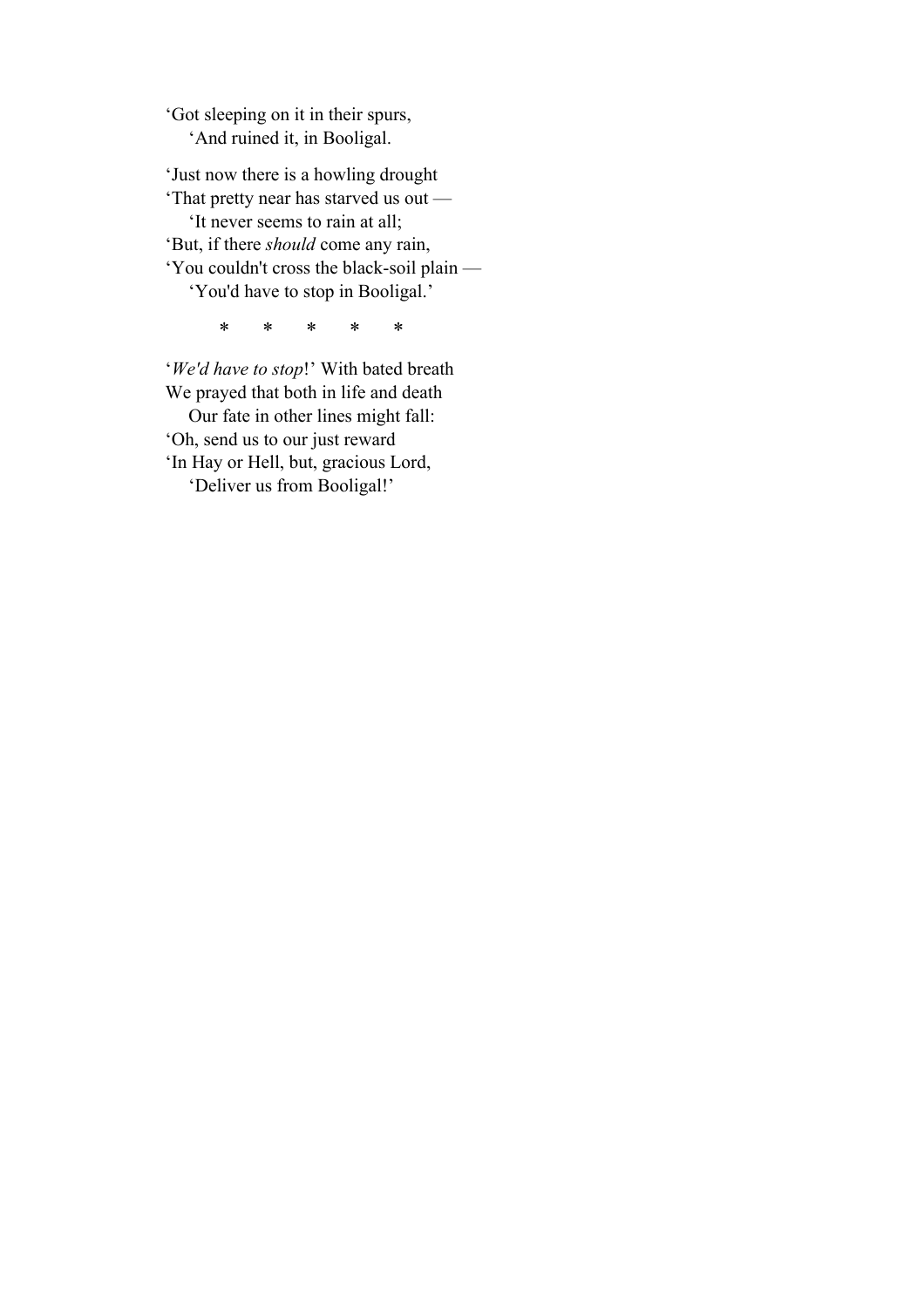'Got sleeping on it in their spurs,
    'And ruined it, in Booligal.

'Just now there is a howling drought
'That pretty near has starved us out —
    'It never seems to rain at all;
'But, if there *should* come any rain,
'You couldn't cross the black-soil plain —
    'You'd have to stop in Booligal.'

\*       \*       \*       \*       \*

'*We'd have to stop*!' With bated breath
We prayed that both in life and death
    Our fate in other lines might fall:
'Oh, send us to our just reward
'In Hay or Hell, but, gracious Lord,
    'Deliver us from Booligal!'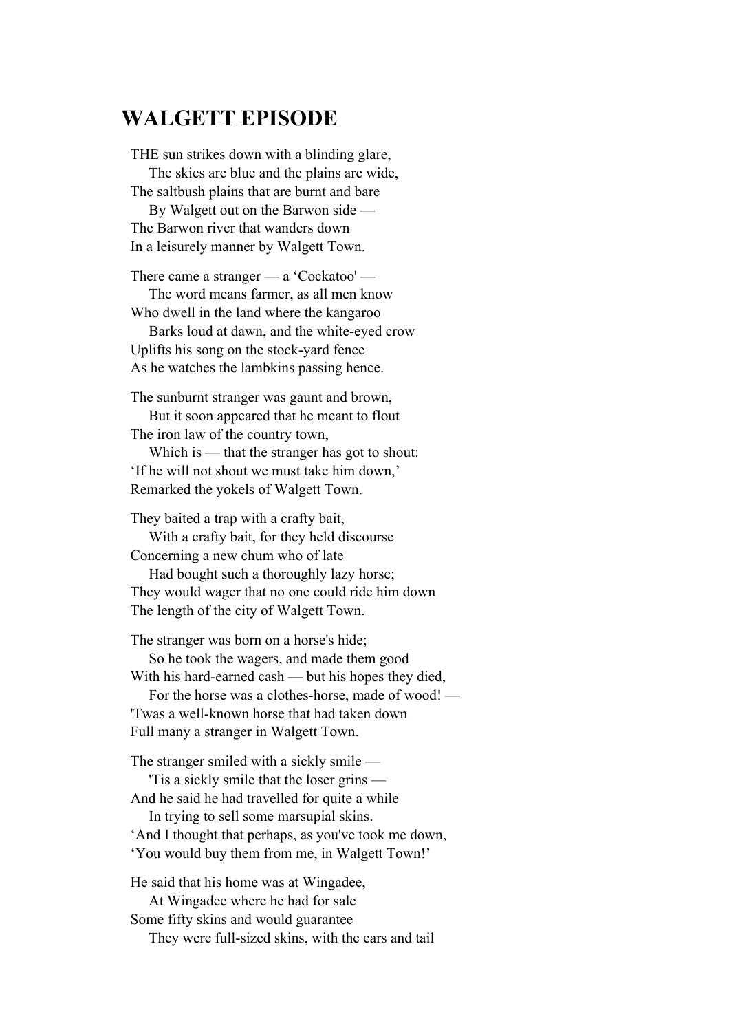## WALGETT EPISODE

THE sun strikes down with a blinding glare,
    The skies are blue and the plains are wide,
The saltbush plains that are burnt and bare
    By Walgett out on the Barwon side —
The Barwon river that wanders down
In a leisurely manner by Walgett Town.

There came a stranger — a 'Cockatoo' —
    The word means farmer, as all men know
Who dwell in the land where the kangaroo
    Barks loud at dawn, and the white-eyed crow
Uplifts his song on the stock-yard fence
As he watches the lambkins passing hence.

The sunburnt stranger was gaunt and brown,
    But it soon appeared that he meant to flout
The iron law of the country town,
    Which is — that the stranger has got to shout:
'If he will not shout we must take him down,'
Remarked the yokels of Walgett Town.

They baited a trap with a crafty bait,
    With a crafty bait, for they held discourse
Concerning a new chum who of late
    Had bought such a thoroughly lazy horse;
They would wager that no one could ride him down
The length of the city of Walgett Town.

The stranger was born on a horse's hide;
    So he took the wagers, and made them good
With his hard-earned cash — but his hopes they died,
    For the horse was a clothes-horse, made of wood! —
'Twas a well-known horse that had taken down
Full many a stranger in Walgett Town.

The stranger smiled with a sickly smile —
    'Tis a sickly smile that the loser grins —
And he said he had travelled for quite a while
    In trying to sell some marsupial skins.
'And I thought that perhaps, as you've took me down,
'You would buy them from me, in Walgett Town!'

He said that his home was at Wingadee,
    At Wingadee where he had for sale
Some fifty skins and would guarantee
    They were full-sized skins, with the ears and tail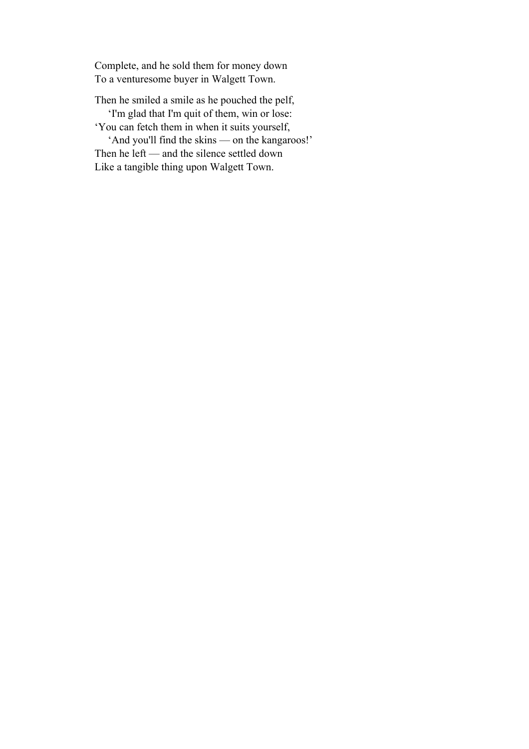Complete, and he sold them for money down  
To a venturesome buyer in Walgett Town.

Then he smiled a smile as he pouched the pelf,  
    'I'm glad that I'm quit of them, win or lose:  
'You can fetch them in when it suits yourself,  
    'And you'll find the skins — on the kangaroos!'  
Then he left — and the silence settled down  
Like a tangible thing upon Walgett Town.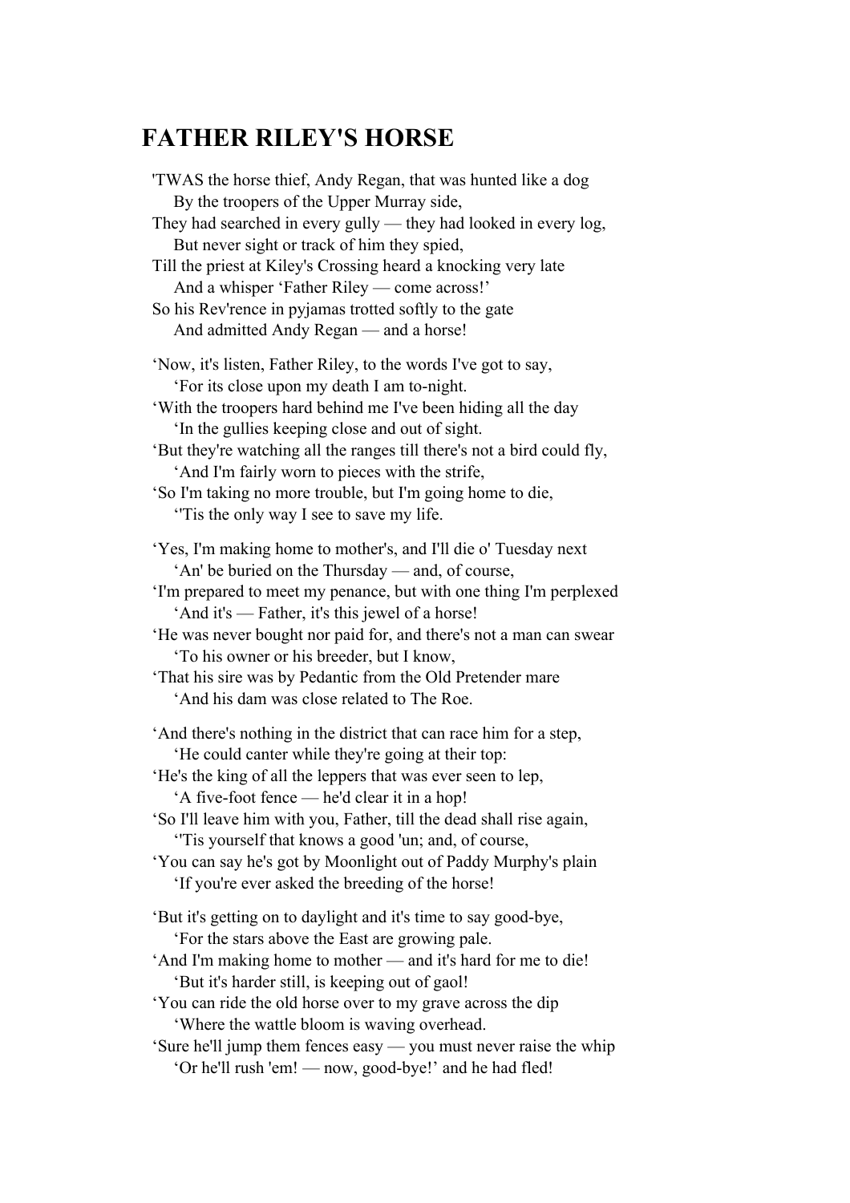# FATHER RILEY'S HORSE

'TWAS the horse thief, Andy Regan, that was hunted like a dog
    By the troopers of the Upper Murray side,
They had searched in every gully — they had looked in every log,
    But never sight or track of him they spied,
Till the priest at Kiley's Crossing heard a knocking very late
    And a whisper 'Father Riley — come across!'
So his Rev'rence in pyjamas trotted softly to the gate
    And admitted Andy Regan — and a horse!

'Now, it's listen, Father Riley, to the words I've got to say,
    'For its close upon my death I am to-night.
'With the troopers hard behind me I've been hiding all the day
    'In the gullies keeping close and out of sight.
'But they're watching all the ranges till there's not a bird could fly,
    'And I'm fairly worn to pieces with the strife,
'So I'm taking no more trouble, but I'm going home to die,
    ''Tis the only way I see to save my life.

'Yes, I'm making home to mother's, and I'll die o' Tuesday next
    'An' be buried on the Thursday — and, of course,
'I'm prepared to meet my penance, but with one thing I'm perplexed
    'And it's — Father, it's this jewel of a horse!
'He was never bought nor paid for, and there's not a man can swear
    'To his owner or his breeder, but I know,
'That his sire was by Pedantic from the Old Pretender mare
    'And his dam was close related to The Roe.

'And there's nothing in the district that can race him for a step,
    'He could canter while they're going at their top:
'He's the king of all the leppers that was ever seen to lep,
    'A five-foot fence — he'd clear it in a hop!
'So I'll leave him with you, Father, till the dead shall rise again,
    ''Tis yourself that knows a good 'un; and, of course,
'You can say he's got by Moonlight out of Paddy Murphy's plain
    'If you're ever asked the breeding of the horse!

'But it's getting on to daylight and it's time to say good-bye,
    'For the stars above the East are growing pale.
'And I'm making home to mother — and it's hard for me to die!
    'But it's harder still, is keeping out of gaol!
'You can ride the old horse over to my grave across the dip
    'Where the wattle bloom is waving overhead.
'Sure he'll jump them fences easy — you must never raise the whip
    'Or he'll rush 'em! — now, good-bye!' and he had fled!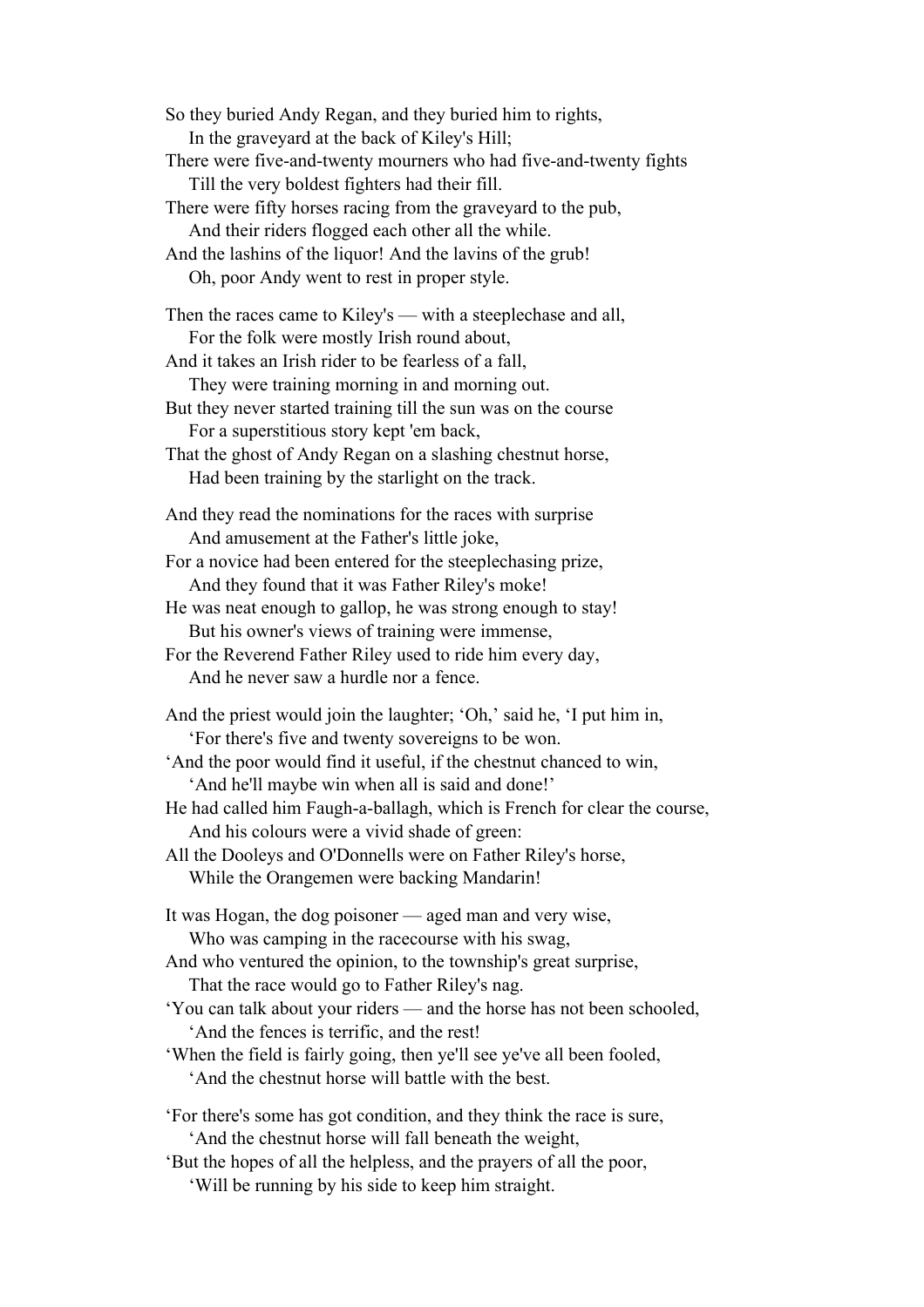So they buried Andy Regan, and they buried him to rights,
In the graveyard at the back of Kiley's Hill;
There were five-and-twenty mourners who had five-and-twenty fights
Till the very boldest fighters had their fill.
There were fifty horses racing from the graveyard to the pub,
And their riders flogged each other all the while.
And the lashins of the liquor! And the lavins of the grub!
Oh, poor Andy went to rest in proper style.

Then the races came to Kiley's — with a steeplechase and all,
For the folk were mostly Irish round about,
And it takes an Irish rider to be fearless of a fall,
They were training morning in and morning out.
But they never started training till the sun was on the course
For a superstitious story kept 'em back,
That the ghost of Andy Regan on a slashing chestnut horse,
Had been training by the starlight on the track.

And they read the nominations for the races with surprise
And amusement at the Father's little joke,
For a novice had been entered for the steeplechasing prize,
And they found that it was Father Riley's moke!
He was neat enough to gallop, he was strong enough to stay!
But his owner's views of training were immense,
For the Reverend Father Riley used to ride him every day,
And he never saw a hurdle nor a fence.

And the priest would join the laughter; 'Oh,' said he, 'I put him in,
'For there's five and twenty sovereigns to be won.
'And the poor would find it useful, if the chestnut chanced to win,
'And he'll maybe win when all is said and done!'
He had called him Faugh-a-ballagh, which is French for clear the course,
And his colours were a vivid shade of green:
All the Dooleys and O'Donnells were on Father Riley's horse,
While the Orangemen were backing Mandarin!

It was Hogan, the dog poisoner — aged man and very wise,
Who was camping in the racecourse with his swag,
And who ventured the opinion, to the township's great surprise,
That the race would go to Father Riley's nag.
'You can talk about your riders — and the horse has not been schooled,
'And the fences is terrific, and the rest!
'When the field is fairly going, then ye'll see ye've all been fooled,
'And the chestnut horse will battle with the best.

'For there's some has got condition, and they think the race is sure,
'And the chestnut horse will fall beneath the weight,
'But the hopes of all the helpless, and the prayers of all the poor,
'Will be running by his side to keep him straight.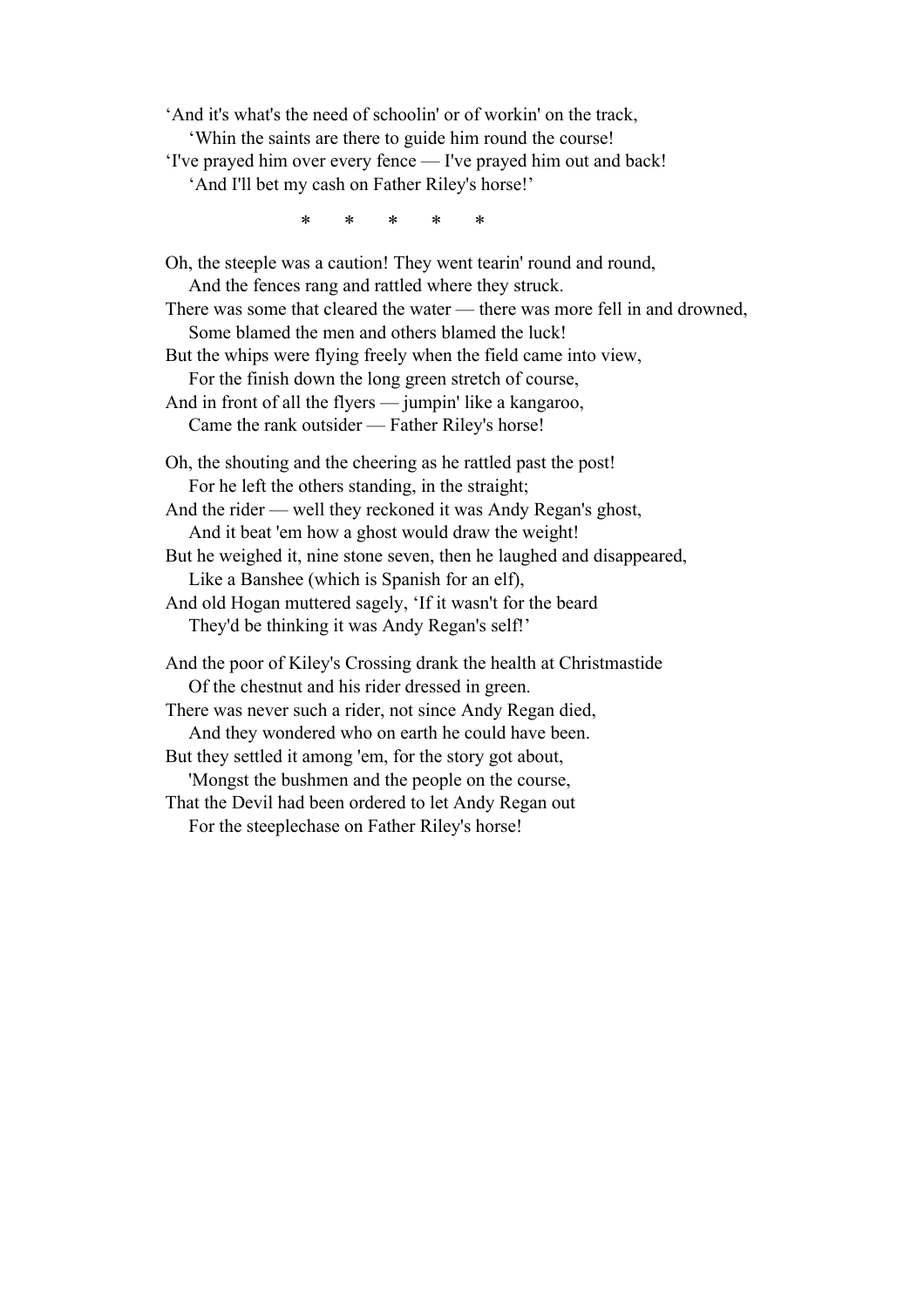'And it's what's the need of schoolin' or of workin' on the track,
  'Whin the saints are there to guide him round the course!
'I've prayed him over every fence — I've prayed him out and back!
  'And I'll bet my cash on Father Riley's horse!'

\*     \*     \*     \*     \*

Oh, the steeple was a caution! They went tearin' round and round,
  And the fences rang and rattled where they struck.
There was some that cleared the water — there was more fell in and drowned,
  Some blamed the men and others blamed the luck!
But the whips were flying freely when the field came into view,
  For the finish down the long green stretch of course,
And in front of all the flyers — jumpin' like a kangaroo,
  Came the rank outsider — Father Riley's horse!

Oh, the shouting and the cheering as he rattled past the post!
  For he left the others standing, in the straight;
And the rider — well they reckoned it was Andy Regan's ghost,
  And it beat 'em how a ghost would draw the weight!
But he weighed it, nine stone seven, then he laughed and disappeared,
  Like a Banshee (which is Spanish for an elf),
And old Hogan muttered sagely, 'If it wasn't for the beard
  They'd be thinking it was Andy Regan's self!'

And the poor of Kiley's Crossing drank the health at Christmastide
  Of the chestnut and his rider dressed in green.
There was never such a rider, not since Andy Regan died,
  And they wondered who on earth he could have been.
But they settled it among 'em, for the story got about,
  'Mongst the bushmen and the people on the course,
That the Devil had been ordered to let Andy Regan out
  For the steeplechase on Father Riley's horse!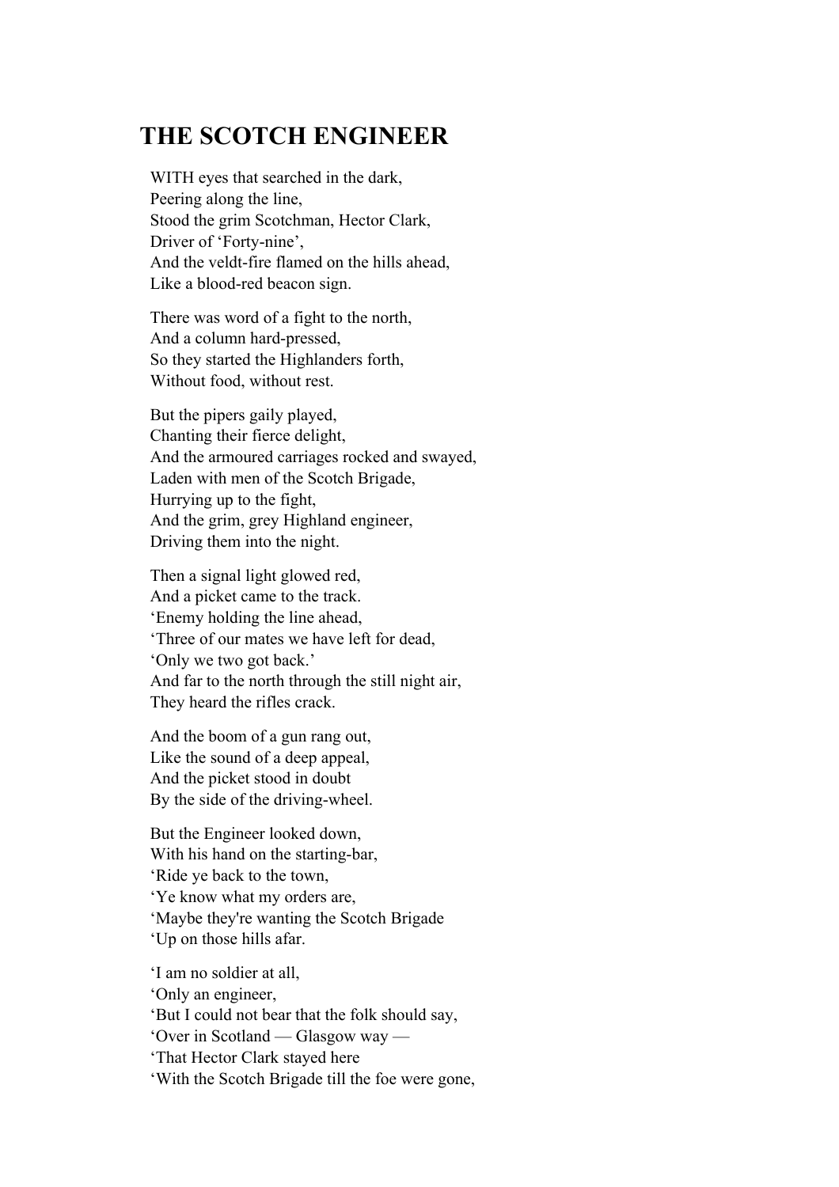# THE SCOTCH ENGINEER

WITH eyes that searched in the dark,  
Peering along the line,  
Stood the grim Scotchman, Hector Clark,  
Driver of ‘Forty-nine’,  
And the veldt-fire flamed on the hills ahead,  
Like a blood-red beacon sign.

There was word of a fight to the north,  
And a column hard-pressed,  
So they started the Highlanders forth,  
Without food, without rest.

But the pipers gaily played,  
Chanting their fierce delight,  
And the armoured carriages rocked and swayed,  
Laden with men of the Scotch Brigade,  
Hurrying up to the fight,  
And the grim, grey Highland engineer,  
Driving them into the night.

Then a signal light glowed red,  
And a picket came to the track.  
‘Enemy holding the line ahead,  
‘Three of our mates we have left for dead,  
‘Only we two got back.’  
And far to the north through the still night air,  
They heard the rifles crack.

And the boom of a gun rang out,  
Like the sound of a deep appeal,  
And the picket stood in doubt  
By the side of the driving-wheel.

But the Engineer looked down,  
With his hand on the starting-bar,  
‘Ride ye back to the town,  
‘Ye know what my orders are,  
‘Maybe they're wanting the Scotch Brigade  
‘Up on those hills afar.

‘I am no soldier at all,  
‘Only an engineer,  
‘But I could not bear that the folk should say,  
‘Over in Scotland — Glasgow way —  
‘That Hector Clark stayed here  
‘With the Scotch Brigade till the foe were gone,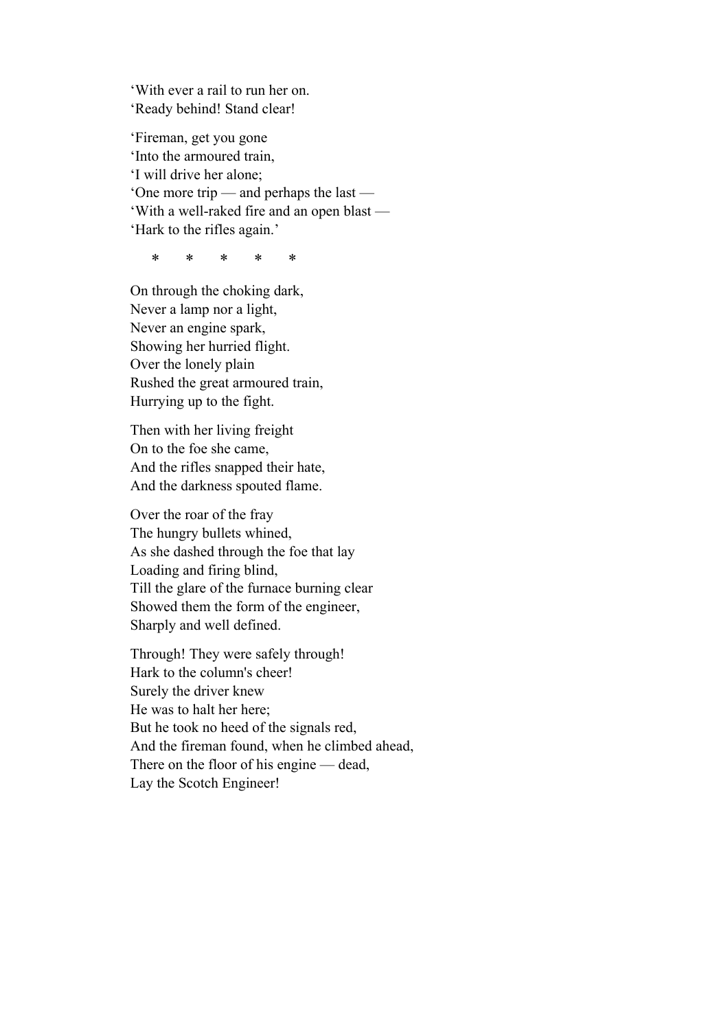'With ever a rail to run her on.
'Ready behind! Stand clear!

'Fireman, get you gone
'Into the armoured train,
'I will drive her alone;
'One more trip — and perhaps the last —
'With a well-raked fire and an open blast —
'Hark to the rifles again.'

\*    \*    \*    \*    \*

On through the choking dark,
Never a lamp nor a light,
Never an engine spark,
Showing her hurried flight.
Over the lonely plain
Rushed the great armoured train,
Hurrying up to the fight.

Then with her living freight
On to the foe she came,
And the rifles snapped their hate,
And the darkness spouted flame.

Over the roar of the fray
The hungry bullets whined,
As she dashed through the foe that lay
Loading and firing blind,
Till the glare of the furnace burning clear
Showed them the form of the engineer,
Sharply and well defined.

Through! They were safely through!
Hark to the column's cheer!
Surely the driver knew
He was to halt her here;
But he took no heed of the signals red,
And the fireman found, when he climbed ahead,
There on the floor of his engine — dead,
Lay the Scotch Engineer!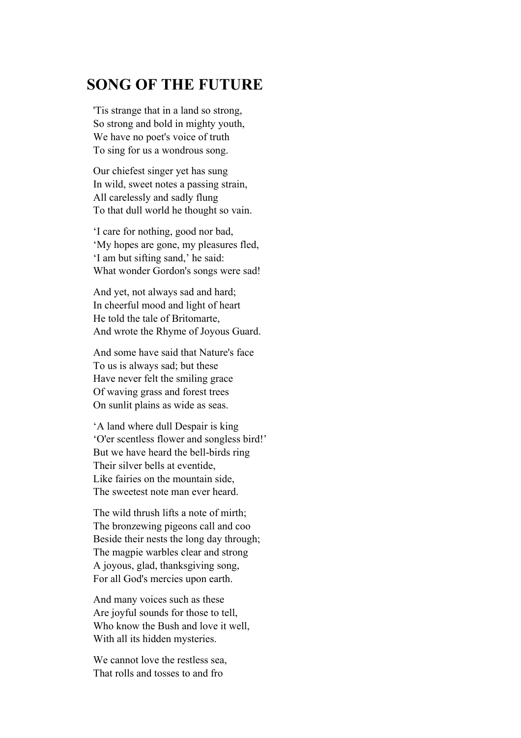## SONG OF THE FUTURE

'Tis strange that in a land so strong,
So strong and bold in mighty youth,
We have no poet's voice of truth
To sing for us a wondrous song.

Our chiefest singer yet has sung
In wild, sweet notes a passing strain,
All carelessly and sadly flung
To that dull world he thought so vain.

'I care for nothing, good nor bad,
'My hopes are gone, my pleasures fled,
'I am but sifting sand,' he said:
What wonder Gordon's songs were sad!

And yet, not always sad and hard;
In cheerful mood and light of heart
He told the tale of Britomarte,
And wrote the Rhyme of Joyous Guard.

And some have said that Nature's face
To us is always sad; but these
Have never felt the smiling grace
Of waving grass and forest trees
On sunlit plains as wide as seas.

'A land where dull Despair is king
'O'er scentless flower and songless bird!'
But we have heard the bell-birds ring
Their silver bells at eventide,
Like fairies on the mountain side,
The sweetest note man ever heard.

The wild thrush lifts a note of mirth;
The bronzewing pigeons call and coo
Beside their nests the long day through;
The magpie warbles clear and strong
A joyous, glad, thanksgiving song,
For all God's mercies upon earth.

And many voices such as these
Are joyful sounds for those to tell,
Who know the Bush and love it well,
With all its hidden mysteries.

We cannot love the restless sea,
That rolls and tosses to and fro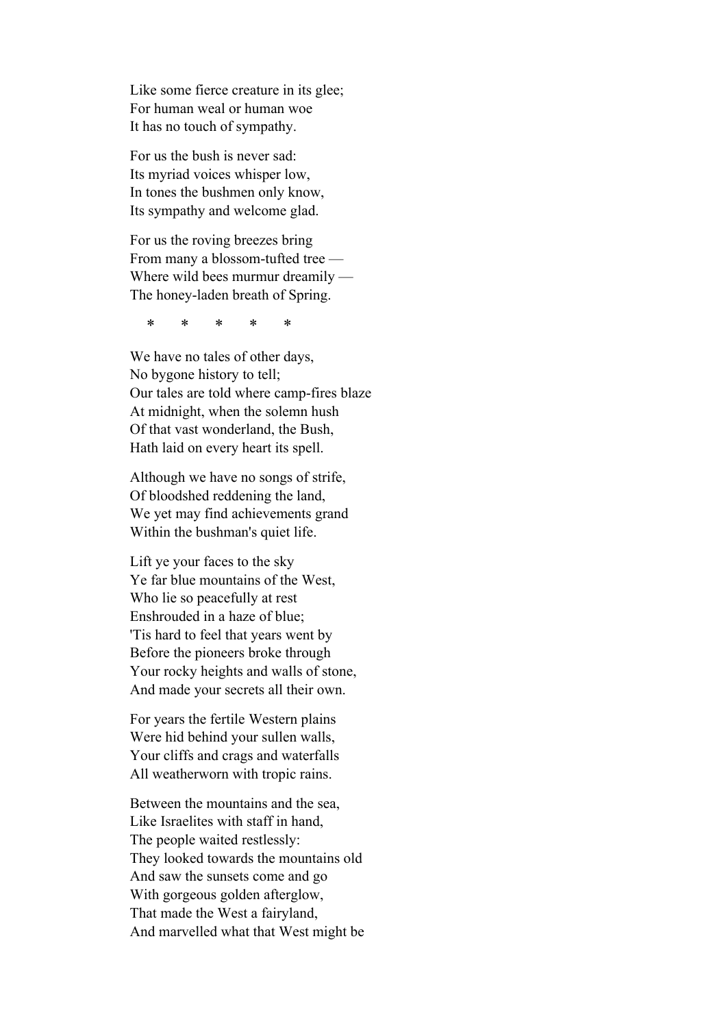Like some fierce creature in its glee;
For human weal or human woe
It has no touch of sympathy.

For us the bush is never sad:
Its myriad voices whisper low,
In tones the bushmen only know,
Its sympathy and welcome glad.

For us the roving breezes bring
From many a blossom-tufted tree —
Where wild bees murmur dreamily —
The honey-laden breath of Spring.

\* \* \* \* \*

We have no tales of other days,
No bygone history to tell;
Our tales are told where camp-fires blaze
At midnight, when the solemn hush
Of that vast wonderland, the Bush,
Hath laid on every heart its spell.

Although we have no songs of strife,
Of bloodshed reddening the land,
We yet may find achievements grand
Within the bushman's quiet life.

Lift ye your faces to the sky
Ye far blue mountains of the West,
Who lie so peacefully at rest
Enshrouded in a haze of blue;
'Tis hard to feel that years went by
Before the pioneers broke through
Your rocky heights and walls of stone,
And made your secrets all their own.

For years the fertile Western plains
Were hid behind your sullen walls,
Your cliffs and crags and waterfalls
All weatherworn with tropic rains.

Between the mountains and the sea,
Like Israelites with staff in hand,
The people waited restlessly:
They looked towards the mountains old
And saw the sunsets come and go
With gorgeous golden afterglow,
That made the West a fairyland,
And marvelled what that West might be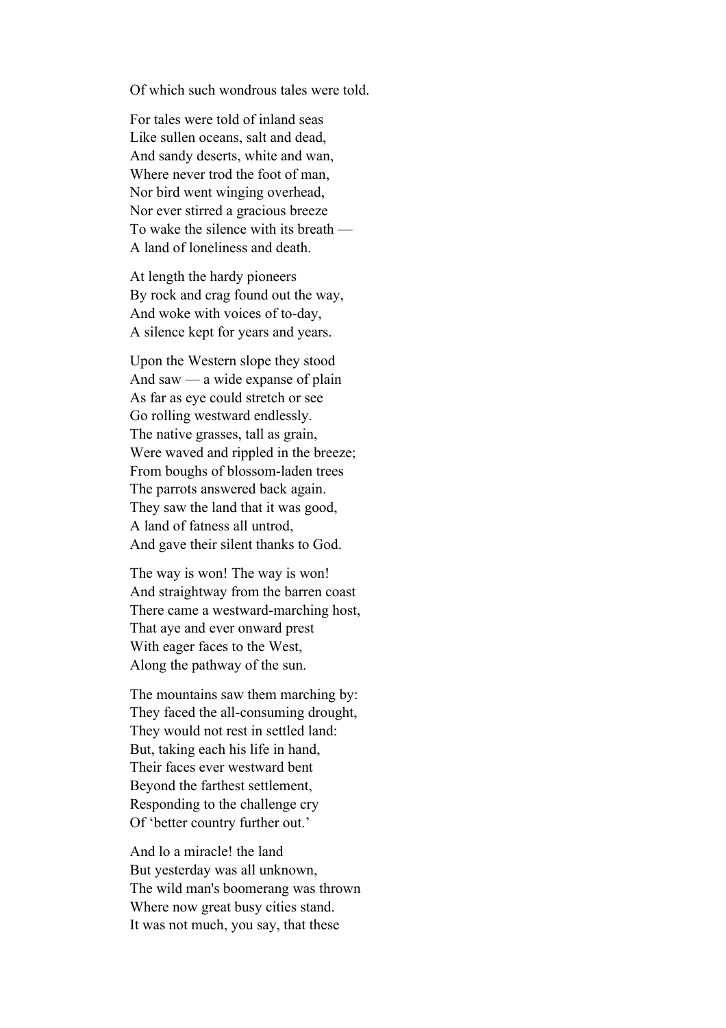Of which such wondrous tales were told.

For tales were told of inland seas  
Like sullen oceans, salt and dead,  
And sandy deserts, white and wan,  
Where never trod the foot of man,  
Nor bird went winging overhead,  
Nor ever stirred a gracious breeze  
To wake the silence with its breath —  
A land of loneliness and death.

At length the hardy pioneers  
By rock and crag found out the way,  
And woke with voices of to-day,  
A silence kept for years and years.

Upon the Western slope they stood  
And saw — a wide expanse of plain  
As far as eye could stretch or see  
Go rolling westward endlessly.  
The native grasses, tall as grain,  
Were waved and rippled in the breeze;  
From boughs of blossom-laden trees  
The parrots answered back again.  
They saw the land that it was good,  
A land of fatness all untrod,  
And gave their silent thanks to God.

The way is won! The way is won!  
And straightway from the barren coast  
There came a westward-marching host,  
That aye and ever onward prest  
With eager faces to the West,  
Along the pathway of the sun.

The mountains saw them marching by:  
They faced the all-consuming drought,  
They would not rest in settled land:  
But, taking each his life in hand,  
Their faces ever westward bent  
Beyond the farthest settlement,  
Responding to the challenge cry  
Of 'better country further out.'

And lo a miracle! the land  
But yesterday was all unknown,  
The wild man's boomerang was thrown  
Where now great busy cities stand.  
It was not much, you say, that these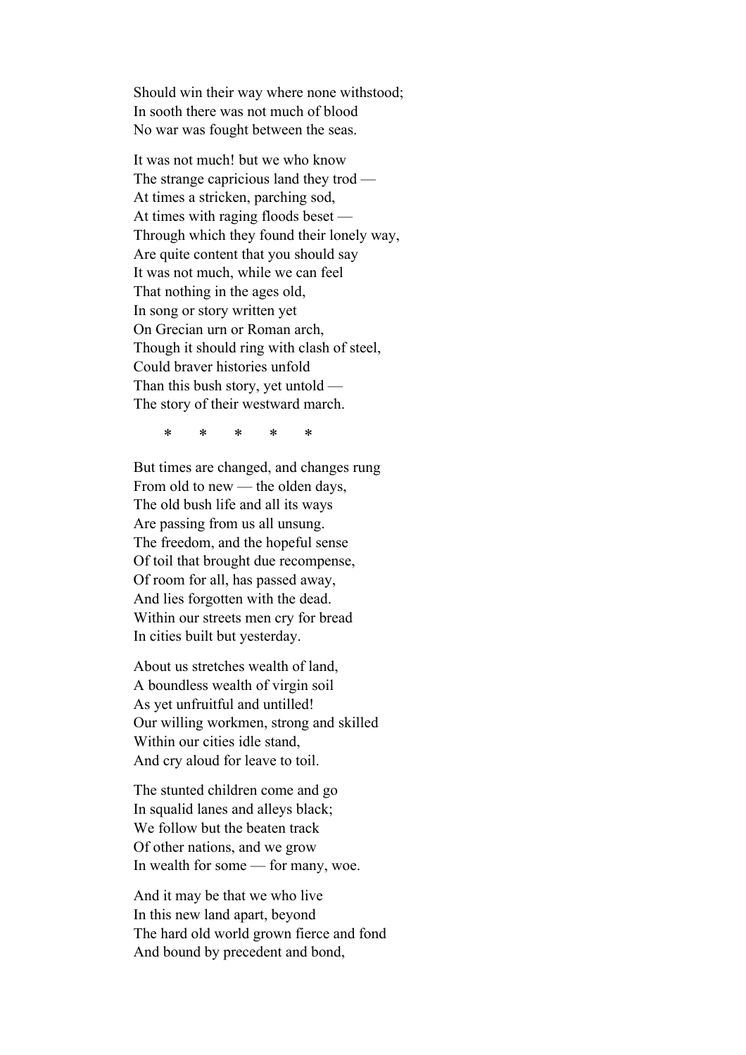Should win their way where none withstood;
In sooth there was not much of blood
No war was fought between the seas.

It was not much! but we who know
The strange capricious land they trod —
At times a stricken, parching sod,
At times with raging floods beset —
Through which they found their lonely way,
Are quite content that you should say
It was not much, while we can feel
That nothing in the ages old,
In song or story written yet
On Grecian urn or Roman arch,
Though it should ring with clash of steel,
Could braver histories unfold
Than this bush story, yet untold —
The story of their westward march.

\*     \*     \*     \*     \*

But times are changed, and changes rung
From old to new — the olden days,
The old bush life and all its ways
Are passing from us all unsung.
The freedom, and the hopeful sense
Of toil that brought due recompense,
Of room for all, has passed away,
And lies forgotten with the dead.
Within our streets men cry for bread
In cities built but yesterday.

About us stretches wealth of land,
A boundless wealth of virgin soil
As yet unfruitful and untilled!
Our willing workmen, strong and skilled
Within our cities idle stand,
And cry aloud for leave to toil.

The stunted children come and go
In squalid lanes and alleys black;
We follow but the beaten track
Of other nations, and we grow
In wealth for some — for many, woe.

And it may be that we who live
In this new land apart, beyond
The hard old world grown fierce and fond
And bound by precedent and bond,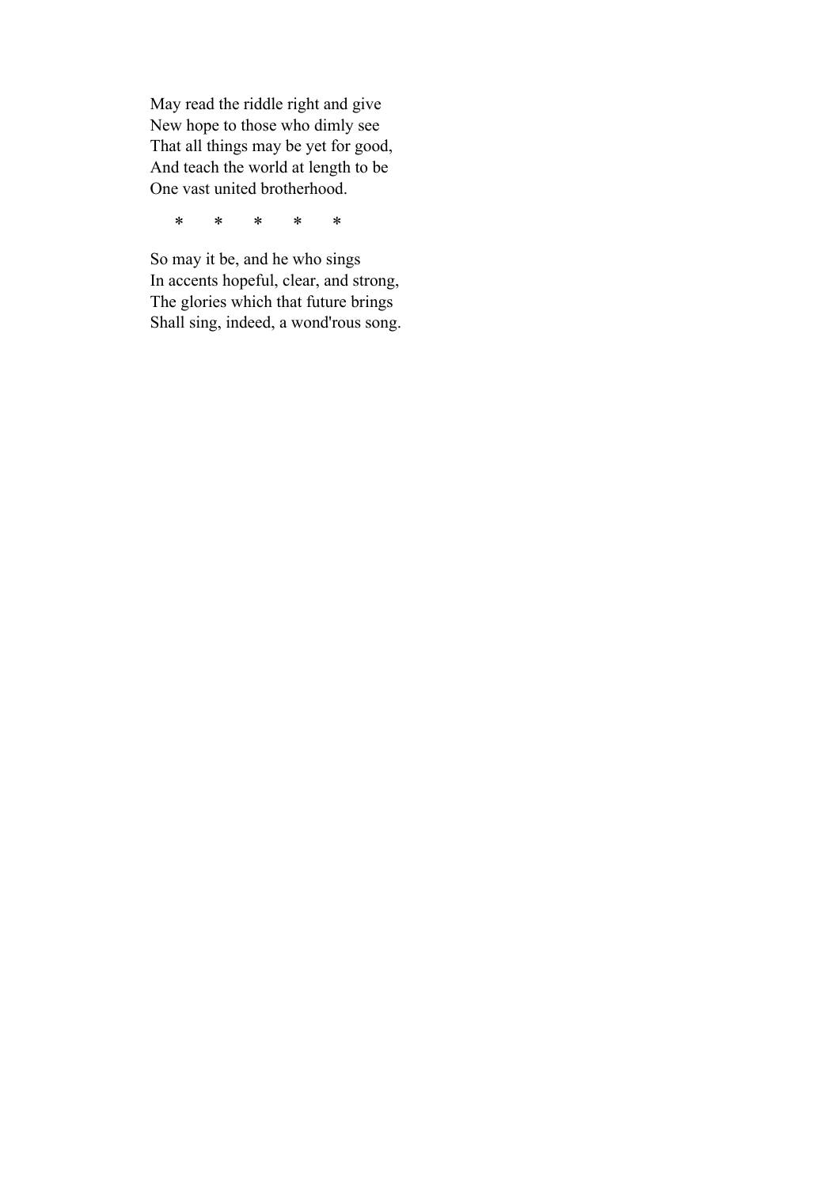May read the riddle right and give
New hope to those who dimly see
That all things may be yet for good,
And teach the world at length to be
One vast united brotherhood.

\*       \*       \*       \*       \*

So may it be, and he who sings
In accents hopeful, clear, and strong,
The glories which that future brings
Shall sing, indeed, a wond'rous song.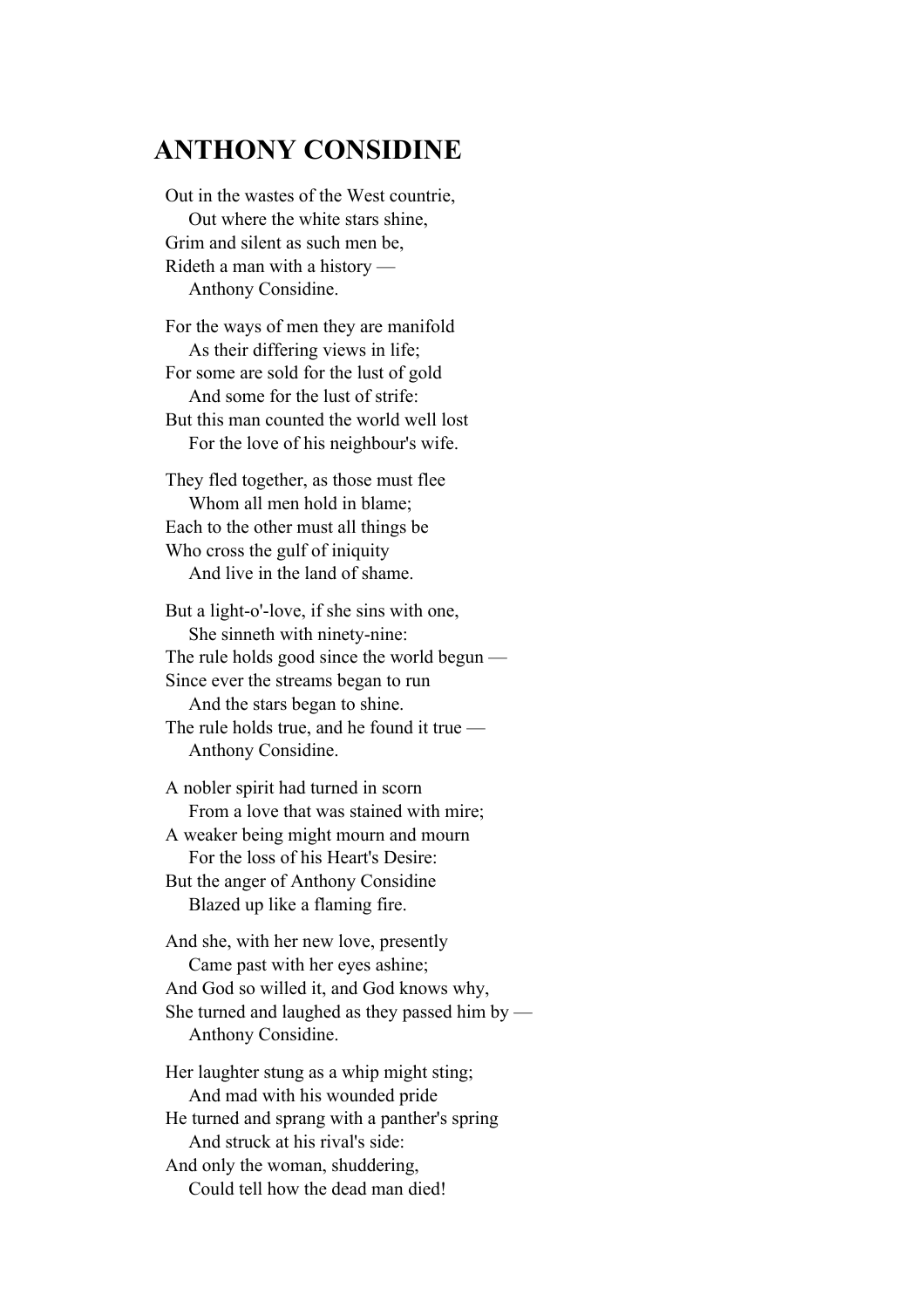## ANTHONY CONSIDINE

Out in the wastes of the West countrie,  
&nbsp;&nbsp;&nbsp;&nbsp;Out where the white stars shine,  
Grim and silent as such men be,  
Rideth a man with a history —  
&nbsp;&nbsp;&nbsp;&nbsp;Anthony Considine.

For the ways of men they are manifold  
&nbsp;&nbsp;&nbsp;&nbsp;As their differing views in life;  
For some are sold for the lust of gold  
&nbsp;&nbsp;&nbsp;&nbsp;And some for the lust of strife:  
But this man counted the world well lost  
&nbsp;&nbsp;&nbsp;&nbsp;For the love of his neighbour's wife.

They fled together, as those must flee  
&nbsp;&nbsp;&nbsp;&nbsp;Whom all men hold in blame;  
Each to the other must all things be  
Who cross the gulf of iniquity  
&nbsp;&nbsp;&nbsp;&nbsp;And live in the land of shame.

But a light-o'-love, if she sins with one,  
&nbsp;&nbsp;&nbsp;&nbsp;She sinneth with ninety-nine:  
The rule holds good since the world begun —  
Since ever the streams began to run  
&nbsp;&nbsp;&nbsp;&nbsp;And the stars began to shine.  
The rule holds true, and he found it true —  
&nbsp;&nbsp;&nbsp;&nbsp;Anthony Considine.

A nobler spirit had turned in scorn  
&nbsp;&nbsp;&nbsp;&nbsp;From a love that was stained with mire;  
A weaker being might mourn and mourn  
&nbsp;&nbsp;&nbsp;&nbsp;For the loss of his Heart's Desire:  
But the anger of Anthony Considine  
&nbsp;&nbsp;&nbsp;&nbsp;Blazed up like a flaming fire.

And she, with her new love, presently  
&nbsp;&nbsp;&nbsp;&nbsp;Came past with her eyes ashine;  
And God so willed it, and God knows why,  
She turned and laughed as they passed him by —  
&nbsp;&nbsp;&nbsp;&nbsp;Anthony Considine.

Her laughter stung as a whip might sting;  
&nbsp;&nbsp;&nbsp;&nbsp;And mad with his wounded pride  
He turned and sprang with a panther's spring  
&nbsp;&nbsp;&nbsp;&nbsp;And struck at his rival's side:  
And only the woman, shuddering,  
&nbsp;&nbsp;&nbsp;&nbsp;Could tell how the dead man died!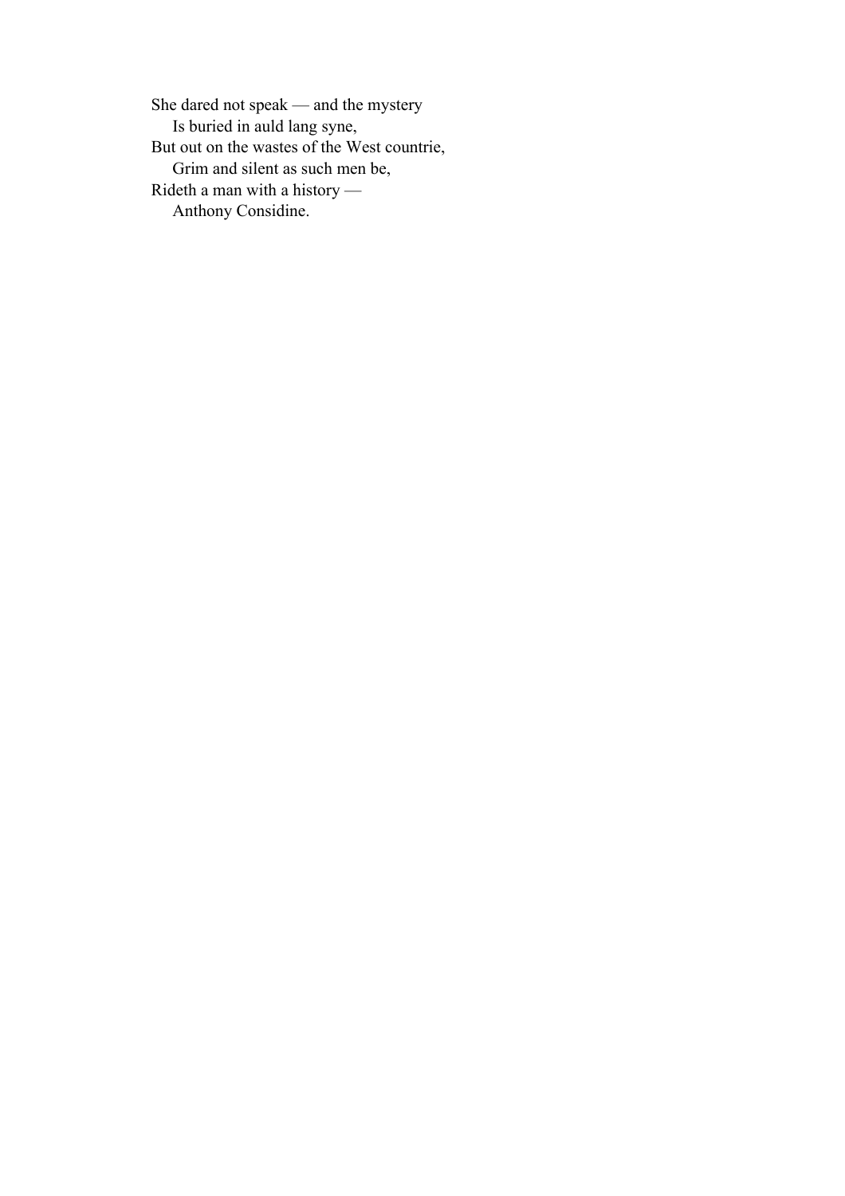She dared not speak — and the mystery
    Is buried in auld lang syne,
But out on the wastes of the West countrie,
    Grim and silent as such men be,
Rideth a man with a history —
    Anthony Considine.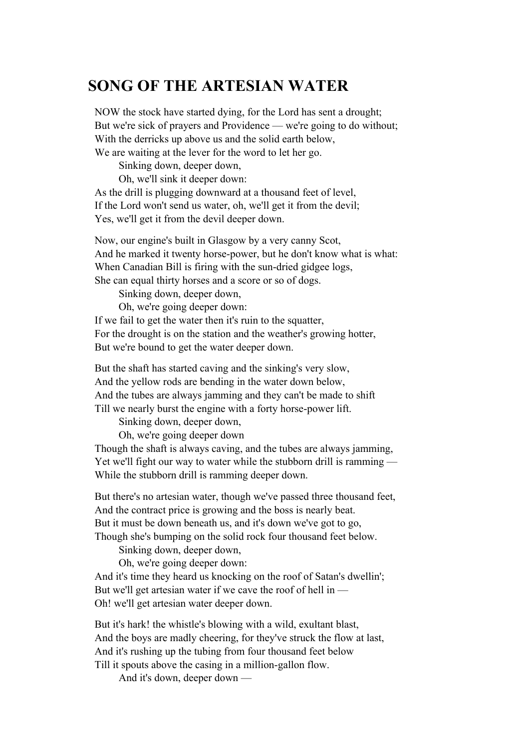# SONG OF THE ARTESIAN WATER

NOW the stock have started dying, for the Lord has sent a drought;
But we're sick of prayers and Providence — we're going to do without;
With the derricks up above us and the solid earth below,
We are waiting at the lever for the word to let her go.
        Sinking down, deeper down,
        Oh, we'll sink it deeper down:
As the drill is plugging downward at a thousand feet of level,
If the Lord won't send us water, oh, we'll get it from the devil;
Yes, we'll get it from the devil deeper down.

Now, our engine's built in Glasgow by a very canny Scot,
And he marked it twenty horse-power, but he don't know what is what:
When Canadian Bill is firing with the sun-dried gidgee logs,
She can equal thirty horses and a score or so of dogs.
        Sinking down, deeper down,
        Oh, we're going deeper down:
If we fail to get the water then it's ruin to the squatter,
For the drought is on the station and the weather's growing hotter,
But we're bound to get the water deeper down.

But the shaft has started caving and the sinking's very slow,
And the yellow rods are bending in the water down below,
And the tubes are always jamming and they can't be made to shift
Till we nearly burst the engine with a forty horse-power lift.
        Sinking down, deeper down,
        Oh, we're going deeper down
Though the shaft is always caving, and the tubes are always jamming,
Yet we'll fight our way to water while the stubborn drill is ramming —
While the stubborn drill is ramming deeper down.

But there's no artesian water, though we've passed three thousand feet,
And the contract price is growing and the boss is nearly beat.
But it must be down beneath us, and it's down we've got to go,
Though she's bumping on the solid rock four thousand feet below.
        Sinking down, deeper down,
        Oh, we're going deeper down:
And it's time they heard us knocking on the roof of Satan's dwellin';
But we'll get artesian water if we cave the roof of hell in —
Oh! we'll get artesian water deeper down.

But it's hark! the whistle's blowing with a wild, exultant blast,
And the boys are madly cheering, for they've struck the flow at last,
And it's rushing up the tubing from four thousand feet below
Till it spouts above the casing in a million-gallon flow.
        And it's down, deeper down —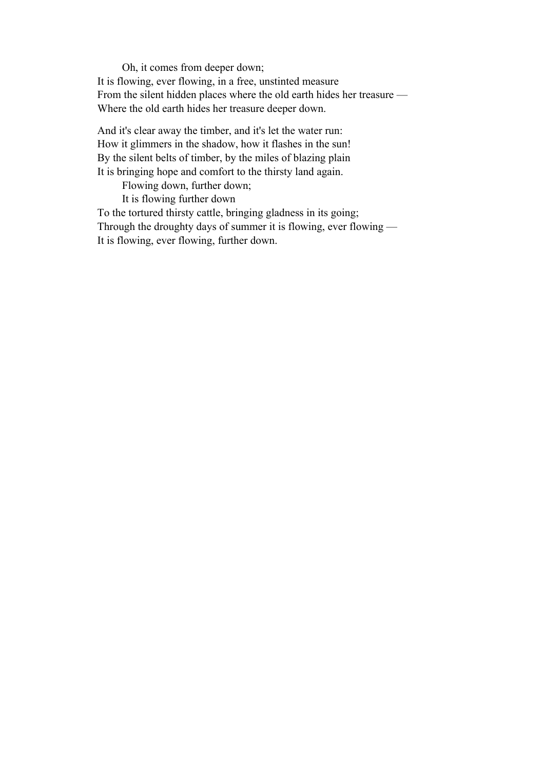Oh, it comes from deeper down;  
It is flowing, ever flowing, in a free, unstinted measure  
From the silent hidden places where the old earth hides her treasure —  
Where the old earth hides her treasure deeper down.

And it's clear away the timber, and it's let the water run:  
How it glimmers in the shadow, how it flashes in the sun!  
By the silent belts of timber, by the miles of blazing plain  
It is bringing hope and comfort to the thirsty land again.  
Flowing down, further down;  
It is flowing further down  
To the tortured thirsty cattle, bringing gladness in its going;  
Through the droughty days of summer it is flowing, ever flowing —  
It is flowing, ever flowing, further down.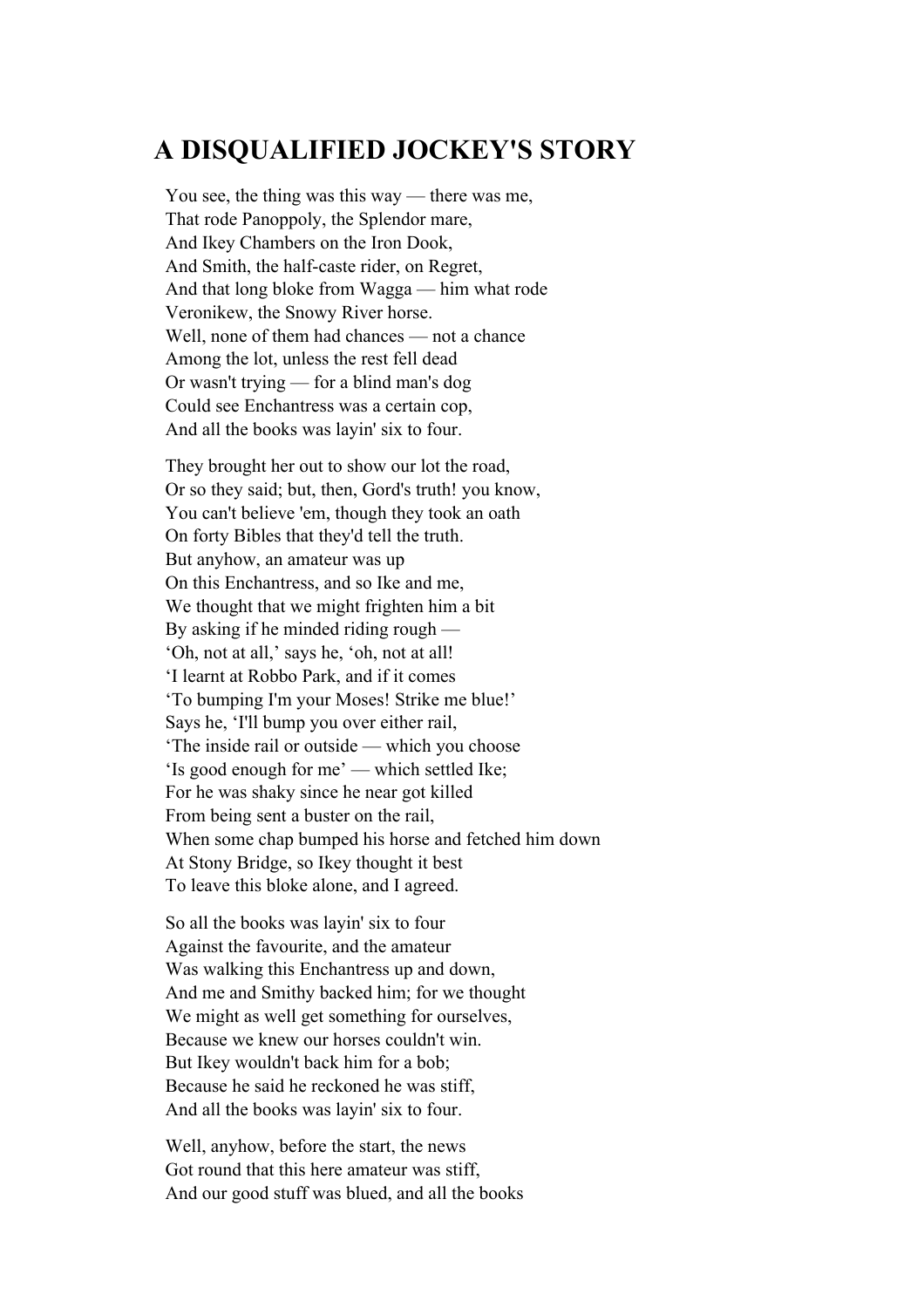# A DISQUALIFIED JOCKEY'S STORY

You see, the thing was this way — there was me,  
That rode Panoppoly, the Splendor mare,  
And Ikey Chambers on the Iron Dook,  
And Smith, the half-caste rider, on Regret,  
And that long bloke from Wagga — him what rode  
Veronikew, the Snowy River horse.  
Well, none of them had chances — not a chance  
Among the lot, unless the rest fell dead  
Or wasn't trying — for a blind man's dog  
Could see Enchantress was a certain cop,  
And all the books was layin' six to four.

They brought her out to show our lot the road,  
Or so they said; but, then, Gord's truth! you know,  
You can't believe 'em, though they took an oath  
On forty Bibles that they'd tell the truth.  
But anyhow, an amateur was up  
On this Enchantress, and so Ike and me,  
We thought that we might frighten him a bit  
By asking if he minded riding rough —  
'Oh, not at all,' says he, 'oh, not at all!  
'I learnt at Robbo Park, and if it comes  
'To bumping I'm your Moses! Strike me blue!'  
Says he, 'I'll bump you over either rail,  
'The inside rail or outside — which you choose  
'Is good enough for me' — which settled Ike;  
For he was shaky since he near got killed  
From being sent a buster on the rail,  
When some chap bumped his horse and fetched him down  
At Stony Bridge, so Ikey thought it best  
To leave this bloke alone, and I agreed.

So all the books was layin' six to four  
Against the favourite, and the amateur  
Was walking this Enchantress up and down,  
And me and Smithy backed him; for we thought  
We might as well get something for ourselves,  
Because we knew our horses couldn't win.  
But Ikey wouldn't back him for a bob;  
Because he said he reckoned he was stiff,  
And all the books was layin' six to four.

Well, anyhow, before the start, the news  
Got round that this here amateur was stiff,  
And our good stuff was blued, and all the books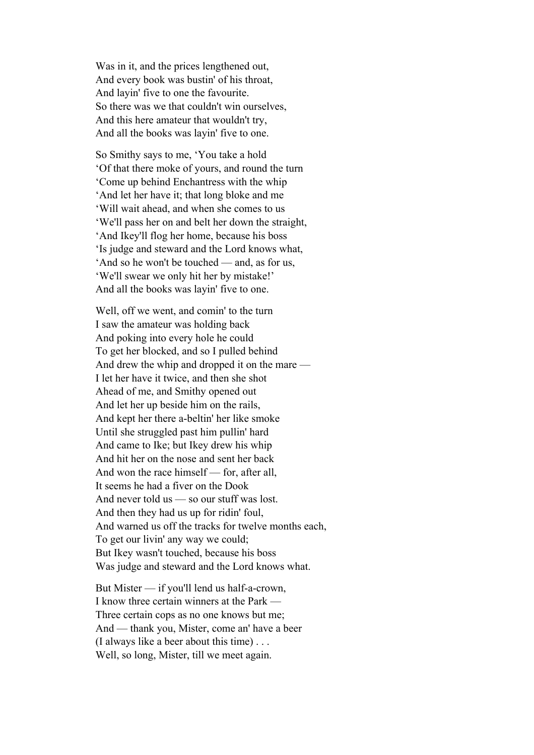Was in it, and the prices lengthened out,
And every book was bustin' of his throat,
And layin' five to one the favourite.
So there was we that couldn't win ourselves,
And this here amateur that wouldn't try,
And all the books was layin' five to one.

So Smithy says to me, 'You take a hold
'Of that there moke of yours, and round the turn
'Come up behind Enchantress with the whip
'And let her have it; that long bloke and me
'Will wait ahead, and when she comes to us
'We'll pass her on and belt her down the straight,
'And Ikey'll flog her home, because his boss
'Is judge and steward and the Lord knows what,
'And so he won't be touched — and, as for us,
'We'll swear we only hit her by mistake!'
And all the books was layin' five to one.

Well, off we went, and comin' to the turn
I saw the amateur was holding back
And poking into every hole he could
To get her blocked, and so I pulled behind
And drew the whip and dropped it on the mare —
I let her have it twice, and then she shot
Ahead of me, and Smithy opened out
And let her up beside him on the rails,
And kept her there a-beltin' her like smoke
Until she struggled past him pullin' hard
And came to Ike; but Ikey drew his whip
And hit her on the nose and sent her back
And won the race himself — for, after all,
It seems he had a fiver on the Dook
And never told us — so our stuff was lost.
And then they had us up for ridin' foul,
And warned us off the tracks for twelve months each,
To get our livin' any way we could;
But Ikey wasn't touched, because his boss
Was judge and steward and the Lord knows what.

But Mister — if you'll lend us half-a-crown,
I know three certain winners at the Park —
Three certain cops as no one knows but me;
And — thank you, Mister, come an' have a beer
(I always like a beer about this time) . . .
Well, so long, Mister, till we meet again.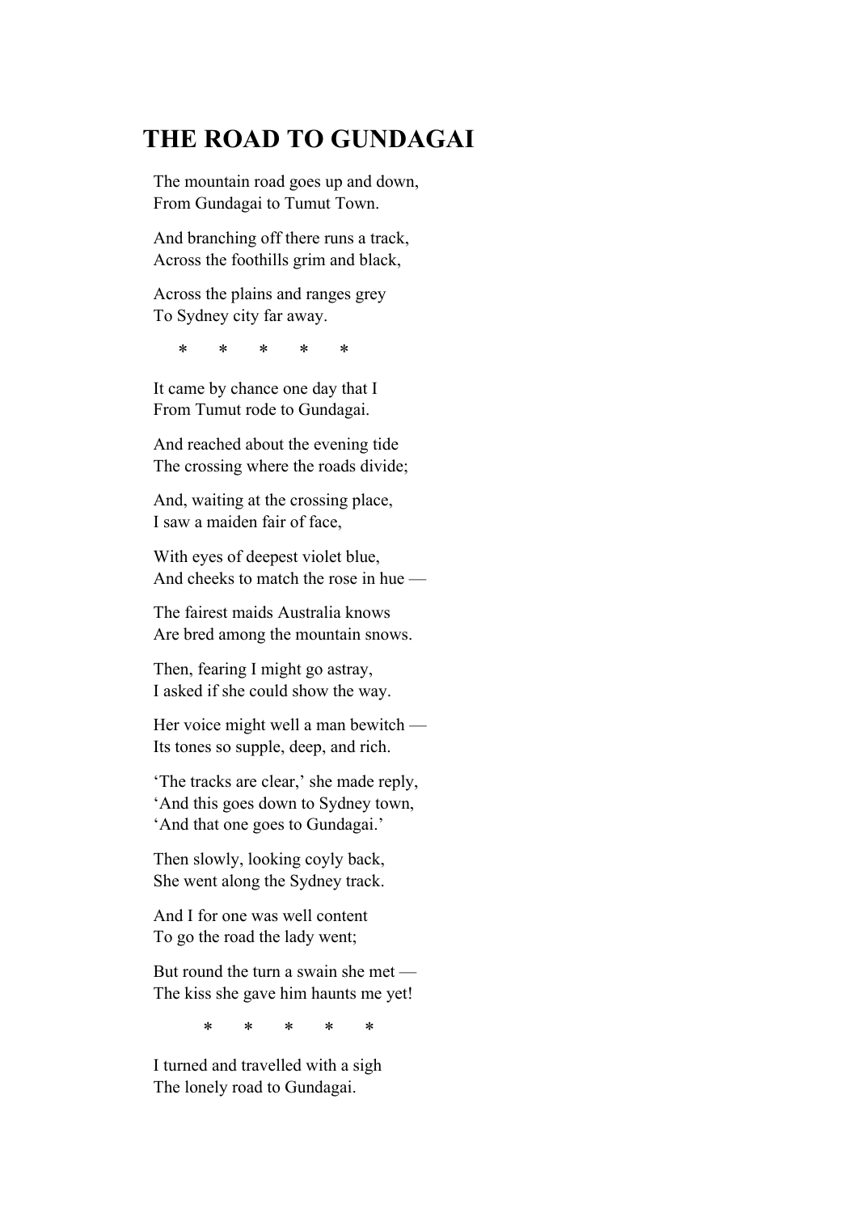# THE ROAD TO GUNDAGAI

The mountain road goes up and down,
From Gundagai to Tumut Town.

And branching off there runs a track,
Across the foothills grim and black,

Across the plains and ranges grey
To Sydney city far away.

\* \* \* \* \*

It came by chance one day that I
From Tumut rode to Gundagai.

And reached about the evening tide
The crossing where the roads divide;

And, waiting at the crossing place,
I saw a maiden fair of face,

With eyes of deepest violet blue,
And cheeks to match the rose in hue —

The fairest maids Australia knows
Are bred among the mountain snows.

Then, fearing I might go astray,
I asked if she could show the way.

Her voice might well a man bewitch —
Its tones so supple, deep, and rich.

'The tracks are clear,' she made reply,
'And this goes down to Sydney town,
'And that one goes to Gundagai.'

Then slowly, looking coyly back,
She went along the Sydney track.

And I for one was well content
To go the road the lady went;

But round the turn a swain she met —
The kiss she gave him haunts me yet!

\* \* \* \* \*

I turned and travelled with a sigh
The lonely road to Gundagai.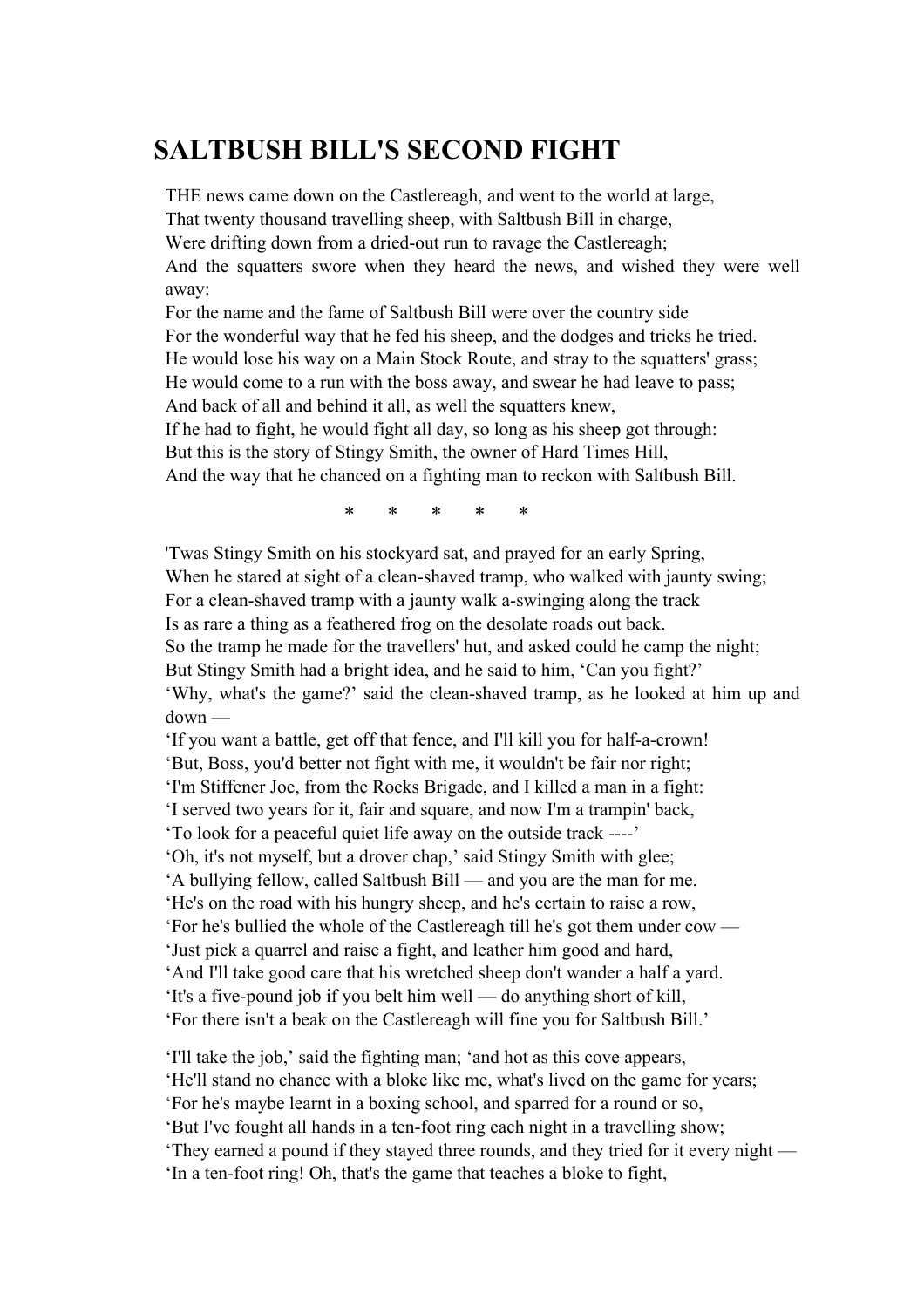# SALTBUSH BILL'S SECOND FIGHT

THE news came down on the Castlereagh, and went to the world at large,  
That twenty thousand travelling sheep, with Saltbush Bill in charge,  
Were drifting down from a dried-out run to ravage the Castlereagh;  
And the squatters swore when they heard the news, and wished they were well away:  
For the name and the fame of Saltbush Bill were over the country side  
For the wonderful way that he fed his sheep, and the dodges and tricks he tried.  
He would lose his way on a Main Stock Route, and stray to the squatters' grass;  
He would come to a run with the boss away, and swear he had leave to pass;  
And back of all and behind it all, as well the squatters knew,  
If he had to fight, he would fight all day, so long as his sheep got through:  
But this is the story of Stingy Smith, the owner of Hard Times Hill,  
And the way that he chanced on a fighting man to reckon with Saltbush Bill.

\* \* \* \* \*

'Twas Stingy Smith on his stockyard sat, and prayed for an early Spring,  
When he stared at sight of a clean-shaved tramp, who walked with jaunty swing;  
For a clean-shaved tramp with a jaunty walk a-swinging along the track  
Is as rare a thing as a feathered frog on the desolate roads out back.  
So the tramp he made for the travellers' hut, and asked could he camp the night;  
But Stingy Smith had a bright idea, and he said to him, 'Can you fight?'  
'Why, what's the game?' said the clean-shaved tramp, as he looked at him up and down —  
'If you want a battle, get off that fence, and I'll kill you for half-a-crown!  
'But, Boss, you'd better not fight with me, it wouldn't be fair nor right;  
'I'm Stiffener Joe, from the Rocks Brigade, and I killed a man in a fight:  
'I served two years for it, fair and square, and now I'm a trampin' back,  
'To look for a peaceful quiet life away on the outside track ----'  
'Oh, it's not myself, but a drover chap,' said Stingy Smith with glee;  
'A bullying fellow, called Saltbush Bill — and you are the man for me.  
'He's on the road with his hungry sheep, and he's certain to raise a row,  
'For he's bullied the whole of the Castlereagh till he's got them under cow —  
'Just pick a quarrel and raise a fight, and leather him good and hard,  
'And I'll take good care that his wretched sheep don't wander a half a yard.  
'It's a five-pound job if you belt him well — do anything short of kill,  
'For there isn't a beak on the Castlereagh will fine you for Saltbush Bill.'

'I'll take the job,' said the fighting man; 'and hot as this cove appears,  
'He'll stand no chance with a bloke like me, what's lived on the game for years;  
'For he's maybe learnt in a boxing school, and sparred for a round or so,  
'But I've fought all hands in a ten-foot ring each night in a travelling show;  
'They earned a pound if they stayed three rounds, and they tried for it every night —  
'In a ten-foot ring! Oh, that's the game that teaches a bloke to fight,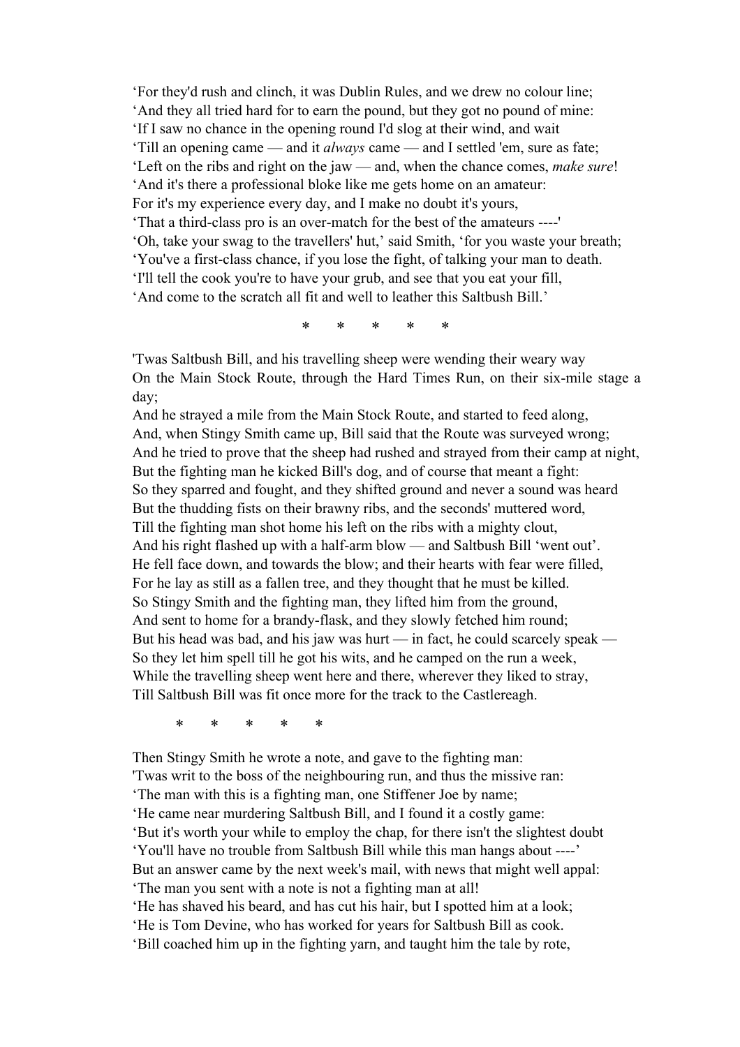‘For they'd rush and clinch, it was Dublin Rules, and we drew no colour line;
‘And they all tried hard for to earn the pound, but they got no pound of mine:
‘If I saw no chance in the opening round I'd slog at their wind, and wait
‘Till an opening came — and it *always* came — and I settled 'em, sure as fate;
‘Left on the ribs and right on the jaw — and, when the chance comes, *make sure*!
‘And it's there a professional bloke like me gets home on an amateur:
For it's my experience every day, and I make no doubt it's yours,
‘That a third-class pro is an over-match for the best of the amateurs ----'
‘Oh, take your swag to the travellers' hut,’ said Smith, ‘for you waste your breath;
‘You've a first-class chance, if you lose the fight, of talking your man to death.
‘I'll tell the cook you're to have your grub, and see that you eat your fill,
‘And come to the scratch all fit and well to leather this Saltbush Bill.’

\* \* \* \* \*

'Twas Saltbush Bill, and his travelling sheep were wending their weary way
On the Main Stock Route, through the Hard Times Run, on their six-mile stage a day;
And he strayed a mile from the Main Stock Route, and started to feed along,
And, when Stingy Smith came up, Bill said that the Route was surveyed wrong;
And he tried to prove that the sheep had rushed and strayed from their camp at night,
But the fighting man he kicked Bill's dog, and of course that meant a fight:
So they sparred and fought, and they shifted ground and never a sound was heard
But the thudding fists on their brawny ribs, and the seconds' muttered word,
Till the fighting man shot home his left on the ribs with a mighty clout,
And his right flashed up with a half-arm blow — and Saltbush Bill ‘went out’.
He fell face down, and towards the blow; and their hearts with fear were filled,
For he lay as still as a fallen tree, and they thought that he must be killed.
So Stingy Smith and the fighting man, they lifted him from the ground,
And sent to home for a brandy-flask, and they slowly fetched him round;
But his head was bad, and his jaw was hurt — in fact, he could scarcely speak —
So they let him spell till he got his wits, and he camped on the run a week,
While the travelling sheep went here and there, wherever they liked to stray,
Till Saltbush Bill was fit once more for the track to the Castlereagh.

\* \* \* \* \*

Then Stingy Smith he wrote a note, and gave to the fighting man:
'Twas writ to the boss of the neighbouring run, and thus the missive ran:
‘The man with this is a fighting man, one Stiffener Joe by name;
‘He came near murdering Saltbush Bill, and I found it a costly game:
‘But it's worth your while to employ the chap, for there isn't the slightest doubt
‘You'll have no trouble from Saltbush Bill while this man hangs about ----’
But an answer came by the next week's mail, with news that might well appal:
‘The man you sent with a note is not a fighting man at all!
‘He has shaved his beard, and has cut his hair, but I spotted him at a look;
‘He is Tom Devine, who has worked for years for Saltbush Bill as cook.
‘Bill coached him up in the fighting yarn, and taught him the tale by rote,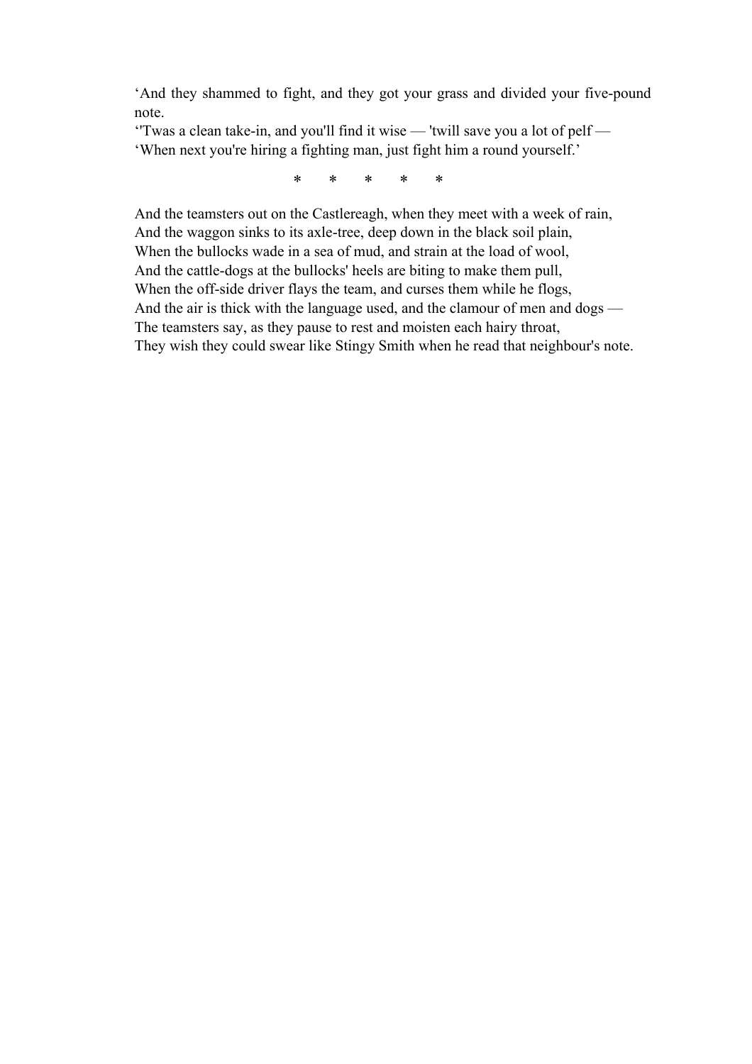‘And they shammed to fight, and they got your grass and divided your five-pound note.
‘'Twas a clean take-in, and you'll find it wise — 'twill save you a lot of pelf —
‘When next you're hiring a fighting man, just fight him a round yourself.’

\* \* \* \* \*

And the teamsters out on the Castlereagh, when they meet with a week of rain,
And the waggon sinks to its axle-tree, deep down in the black soil plain,
When the bullocks wade in a sea of mud, and strain at the load of wool,
And the cattle-dogs at the bullocks' heels are biting to make them pull,
When the off-side driver flays the team, and curses them while he flogs,
And the air is thick with the language used, and the clamour of men and dogs —
The teamsters say, as they pause to rest and moisten each hairy throat,
They wish they could swear like Stingy Smith when he read that neighbour's note.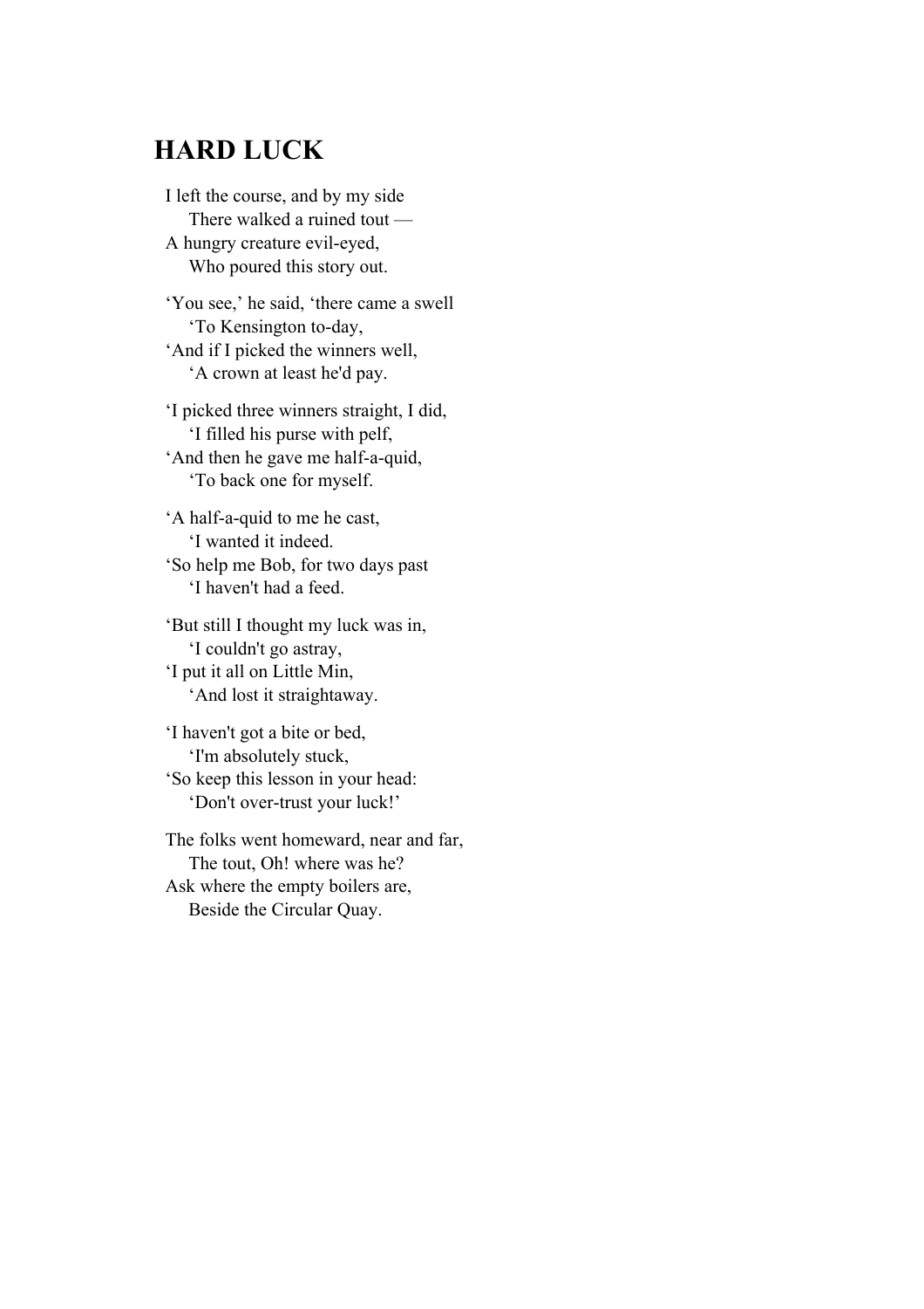# HARD LUCK

I left the course, and by my side  
   There walked a ruined tout —  
A hungry creature evil-eyed,  
   Who poured this story out.

'You see,' he said, 'there came a swell  
   'To Kensington to-day,  
'And if I picked the winners well,  
   'A crown at least he'd pay.

'I picked three winners straight, I did,  
   'I filled his purse with pelf,  
'And then he gave me half-a-quid,  
   'To back one for myself.

'A half-a-quid to me he cast,  
   'I wanted it indeed.  
'So help me Bob, for two days past  
   'I haven't had a feed.

'But still I thought my luck was in,  
   'I couldn't go astray,  
'I put it all on Little Min,  
   'And lost it straightaway.

'I haven't got a bite or bed,  
   'I'm absolutely stuck,  
'So keep this lesson in your head:  
   'Don't over-trust your luck!'

The folks went homeward, near and far,  
   The tout, Oh! where was he?  
Ask where the empty boilers are,  
   Beside the Circular Quay.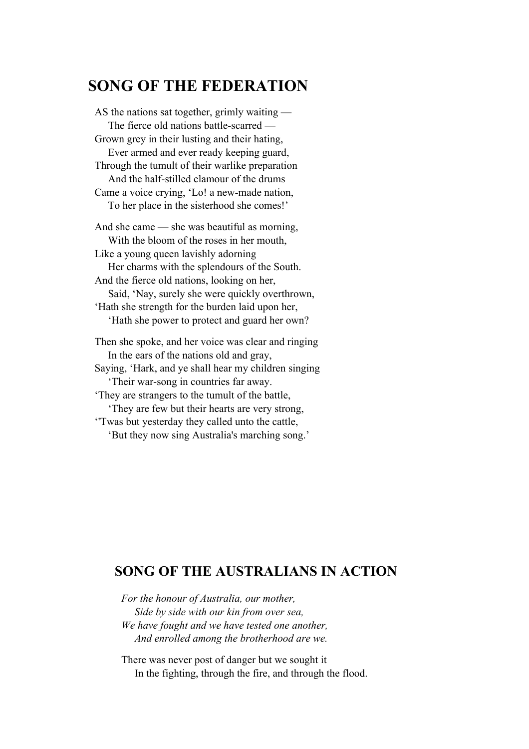## SONG OF THE FEDERATION

AS the nations sat together, grimly waiting —  
    The fierce old nations battle-scarred —  
Grown grey in their lusting and their hating,  
    Ever armed and ever ready keeping guard,  
Through the tumult of their warlike preparation  
    And the half-stilled clamour of the drums  
Came a voice crying, 'Lo! a new-made nation,  
    To her place in the sisterhood she comes!'

And she came — she was beautiful as morning,  
    With the bloom of the roses in her mouth,  
Like a young queen lavishly adorning  
    Her charms with the splendours of the South.  
And the fierce old nations, looking on her,  
    Said, 'Nay, surely she were quickly overthrown,  
'Hath she strength for the burden laid upon her,  
    'Hath she power to protect and guard her own?

Then she spoke, and her voice was clear and ringing  
    In the ears of the nations old and gray,  
Saying, 'Hark, and ye shall hear my children singing  
    'Their war-song in countries far away.  
'They are strangers to the tumult of the battle,  
    'They are few but their hearts are very strong,  
''Twas but yesterday they called unto the cattle,  
    'But they now sing Australia's marching song.'

## SONG OF THE AUSTRALIANS IN ACTION

*For the honour of Australia, our mother,*  
    *Side by side with our kin from over sea,*  
*We have fought and we have tested one another,*  
    *And enrolled among the brotherhood are we.*

There was never post of danger but we sought it  
    In the fighting, through the fire, and through the flood.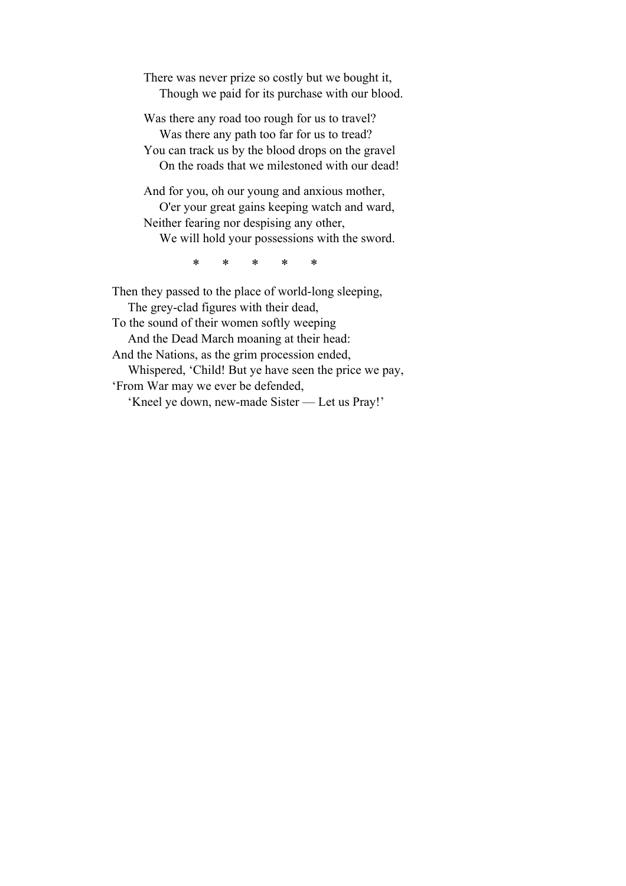There was never prize so costly but we bought it,  
    Though we paid for its purchase with our blood.

Was there any road too rough for us to travel?  
    Was there any path too far for us to tread?  
You can track us by the blood drops on the gravel  
    On the roads that we milestoned with our dead!

And for you, oh our young and anxious mother,  
    O'er your great gains keeping watch and ward,  
Neither fearing nor despising any other,  
    We will hold your possessions with the sword.

\*       \*       \*       \*       \*

Then they passed to the place of world-long sleeping,  
    The grey-clad figures with their dead,  
To the sound of their women softly weeping  
    And the Dead March moaning at their head:  
And the Nations, as the grim procession ended,  
    Whispered, ‘Child! But ye have seen the price we pay,  
‘From War may we ever be defended,  
    ‘Kneel ye down, new-made Sister — Let us Pray!’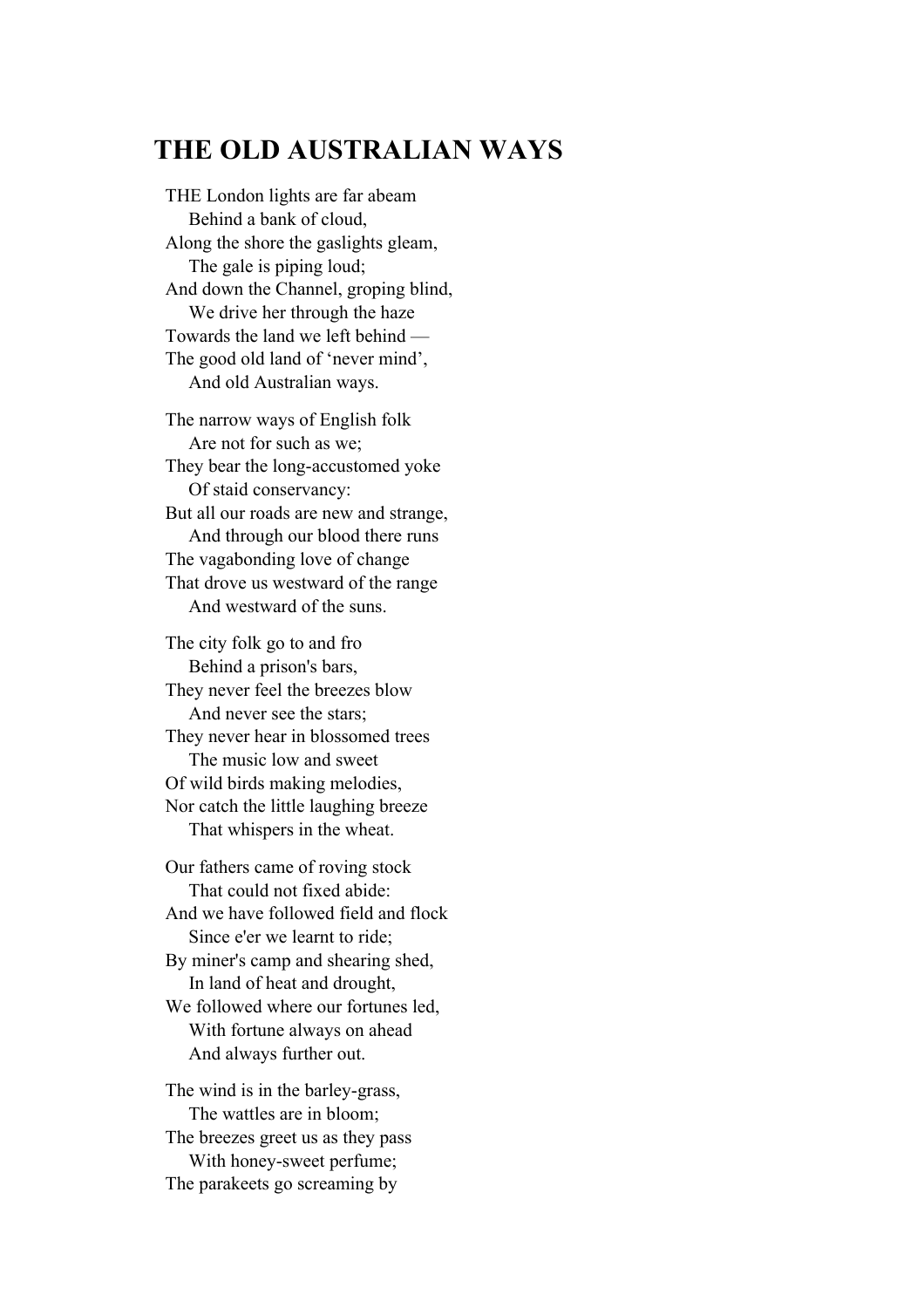# THE OLD AUSTRALIAN WAYS

THE London lights are far abeam  
  Behind a bank of cloud,  
Along the shore the gaslights gleam,  
  The gale is piping loud;  
And down the Channel, groping blind,  
  We drive her through the haze  
Towards the land we left behind —  
The good old land of 'never mind',  
  And old Australian ways.

The narrow ways of English folk  
  Are not for such as we;  
They bear the long-accustomed yoke  
  Of staid conservancy:  
But all our roads are new and strange,  
  And through our blood there runs  
The vagabonding love of change  
That drove us westward of the range  
  And westward of the suns.

The city folk go to and fro  
  Behind a prison's bars,  
They never feel the breezes blow  
  And never see the stars;  
They never hear in blossomed trees  
  The music low and sweet  
Of wild birds making melodies,  
Nor catch the little laughing breeze  
  That whispers in the wheat.

Our fathers came of roving stock  
  That could not fixed abide:  
And we have followed field and flock  
  Since e'er we learnt to ride;  
By miner's camp and shearing shed,  
  In land of heat and drought,  
We followed where our fortunes led,  
  With fortune always on ahead  
  And always further out.

The wind is in the barley-grass,  
  The wattles are in bloom;  
The breezes greet us as they pass  
  With honey-sweet perfume;  
The parakeets go screaming by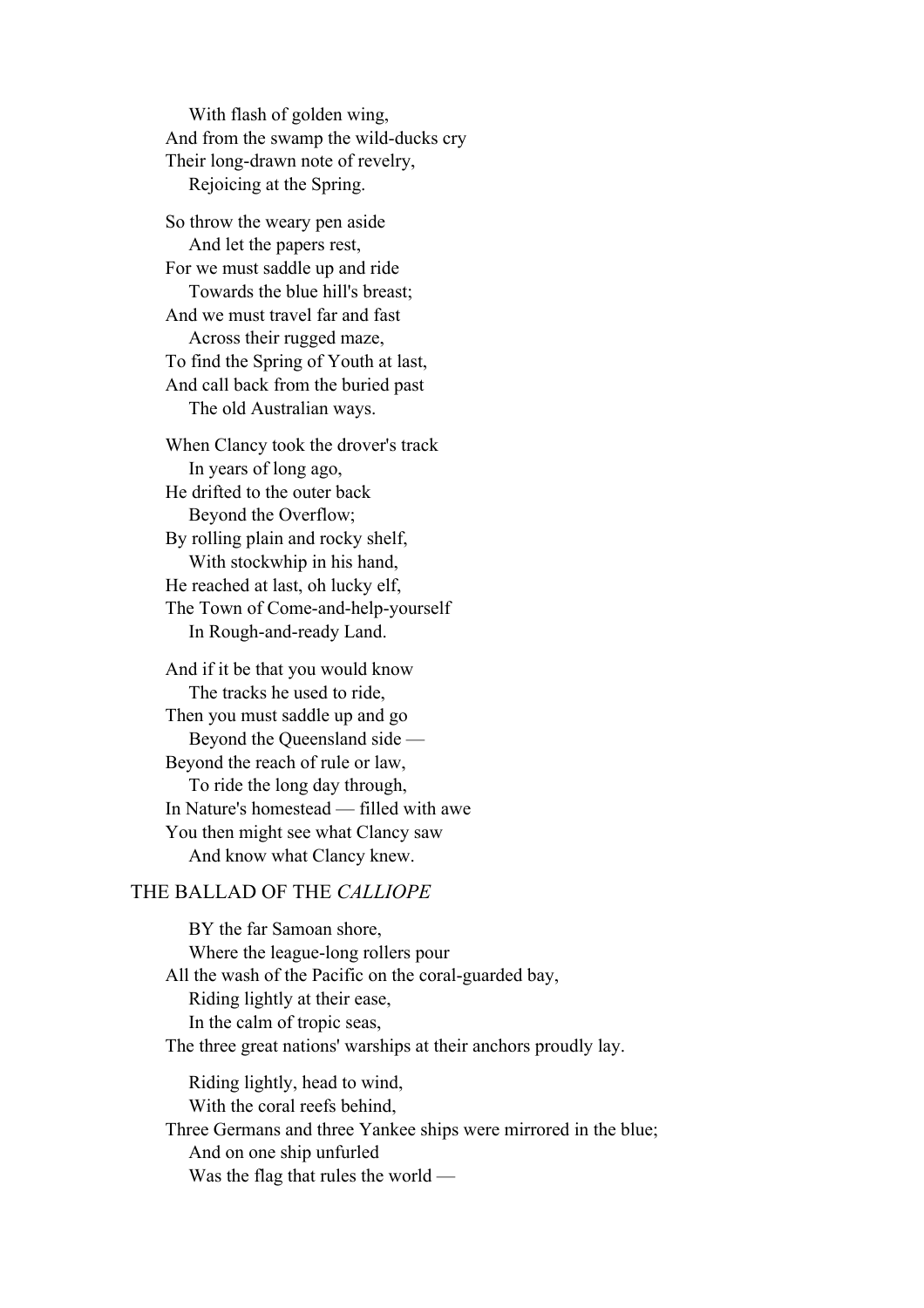With flash of golden wing,
And from the swamp the wild-ducks cry
Their long-drawn note of revelry,
Rejoicing at the Spring.

So throw the weary pen aside
And let the papers rest,
For we must saddle up and ride
Towards the blue hill's breast;
And we must travel far and fast
Across their rugged maze,
To find the Spring of Youth at last,
And call back from the buried past
The old Australian ways.

When Clancy took the drover's track
In years of long ago,
He drifted to the outer back
Beyond the Overflow;
By rolling plain and rocky shelf,
With stockwhip in his hand,
He reached at last, oh lucky elf,
The Town of Come-and-help-yourself
In Rough-and-ready Land.

And if it be that you would know
The tracks he used to ride,
Then you must saddle up and go
Beyond the Queensland side —
Beyond the reach of rule or law,
To ride the long day through,
In Nature's homestead — filled with awe
You then might see what Clancy saw
And know what Clancy knew.

## THE BALLAD OF THE *CALLIOPE*

BY the far Samoan shore,
Where the league-long rollers pour
All the wash of the Pacific on the coral-guarded bay,
Riding lightly at their ease,
In the calm of tropic seas,
The three great nations' warships at their anchors proudly lay.

Riding lightly, head to wind,
With the coral reefs behind,
Three Germans and three Yankee ships were mirrored in the blue;
And on one ship unfurled
Was the flag that rules the world —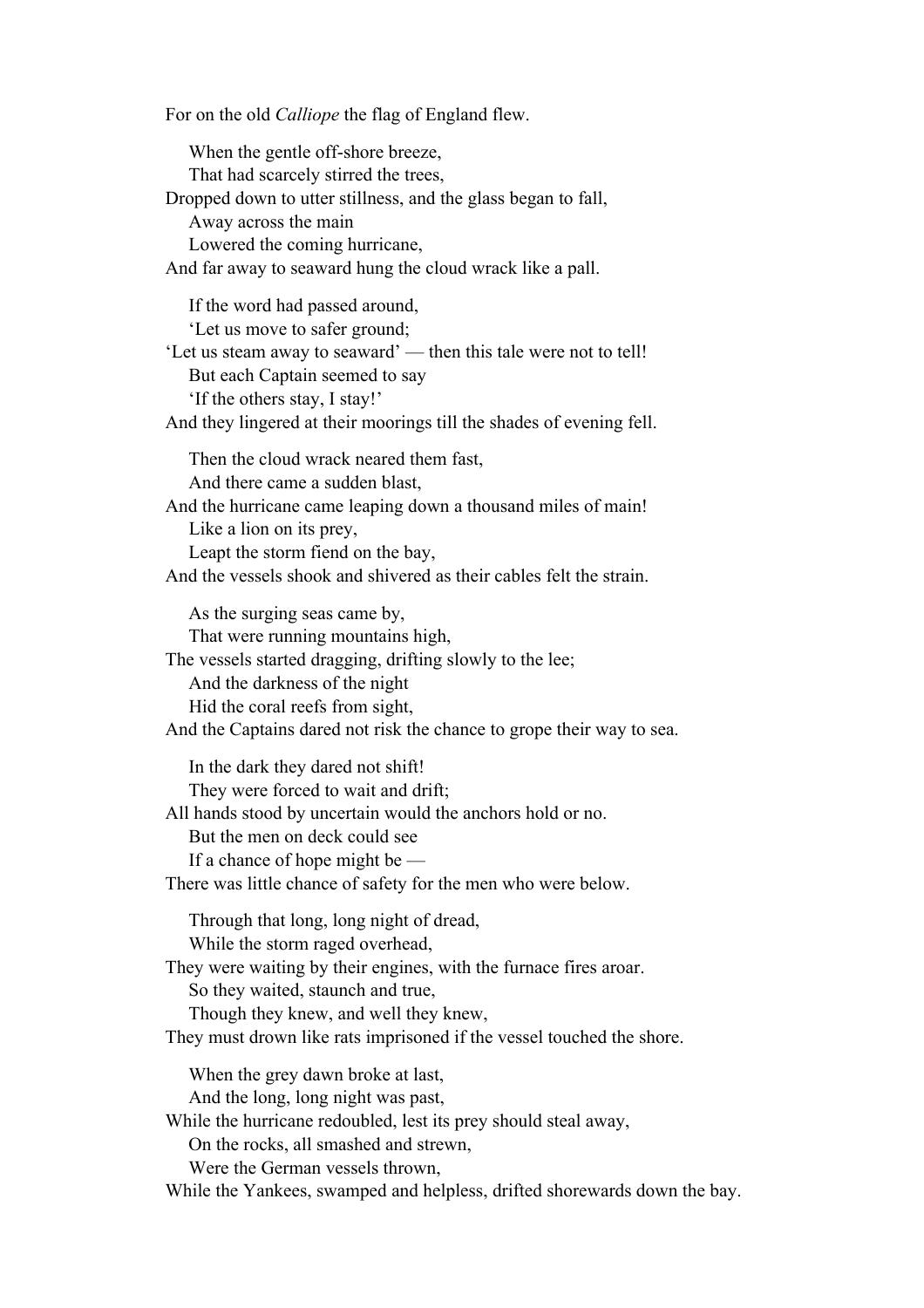For on the old *Calliope* the flag of England flew.

When the gentle off-shore breeze,  
That had scarcely stirred the trees,  
Dropped down to utter stillness, and the glass began to fall,  
Away across the main  
Lowered the coming hurricane,  
And far away to seaward hung the cloud wrack like a pall.

If the word had passed around,  
'Let us move to safer ground;  
'Let us steam away to seaward' — then this tale were not to tell!  
But each Captain seemed to say  
'If the others stay, I stay!'  
And they lingered at their moorings till the shades of evening fell.

Then the cloud wrack neared them fast,  
And there came a sudden blast,  
And the hurricane came leaping down a thousand miles of main!  
Like a lion on its prey,  
Leapt the storm fiend on the bay,  
And the vessels shook and shivered as their cables felt the strain.

As the surging seas came by,  
That were running mountains high,  
The vessels started dragging, drifting slowly to the lee;  
And the darkness of the night  
Hid the coral reefs from sight,  
And the Captains dared not risk the chance to grope their way to sea.

In the dark they dared not shift!  
They were forced to wait and drift;  
All hands stood by uncertain would the anchors hold or no.  
But the men on deck could see  
If a chance of hope might be —  
There was little chance of safety for the men who were below.

Through that long, long night of dread,  
While the storm raged overhead,  
They were waiting by their engines, with the furnace fires aroar.  
So they waited, staunch and true,  
Though they knew, and well they knew,  
They must drown like rats imprisoned if the vessel touched the shore.

When the grey dawn broke at last,  
And the long, long night was past,  
While the hurricane redoubled, lest its prey should steal away,  
On the rocks, all smashed and strewn,  
Were the German vessels thrown,  
While the Yankees, swamped and helpless, drifted shorewards down the bay.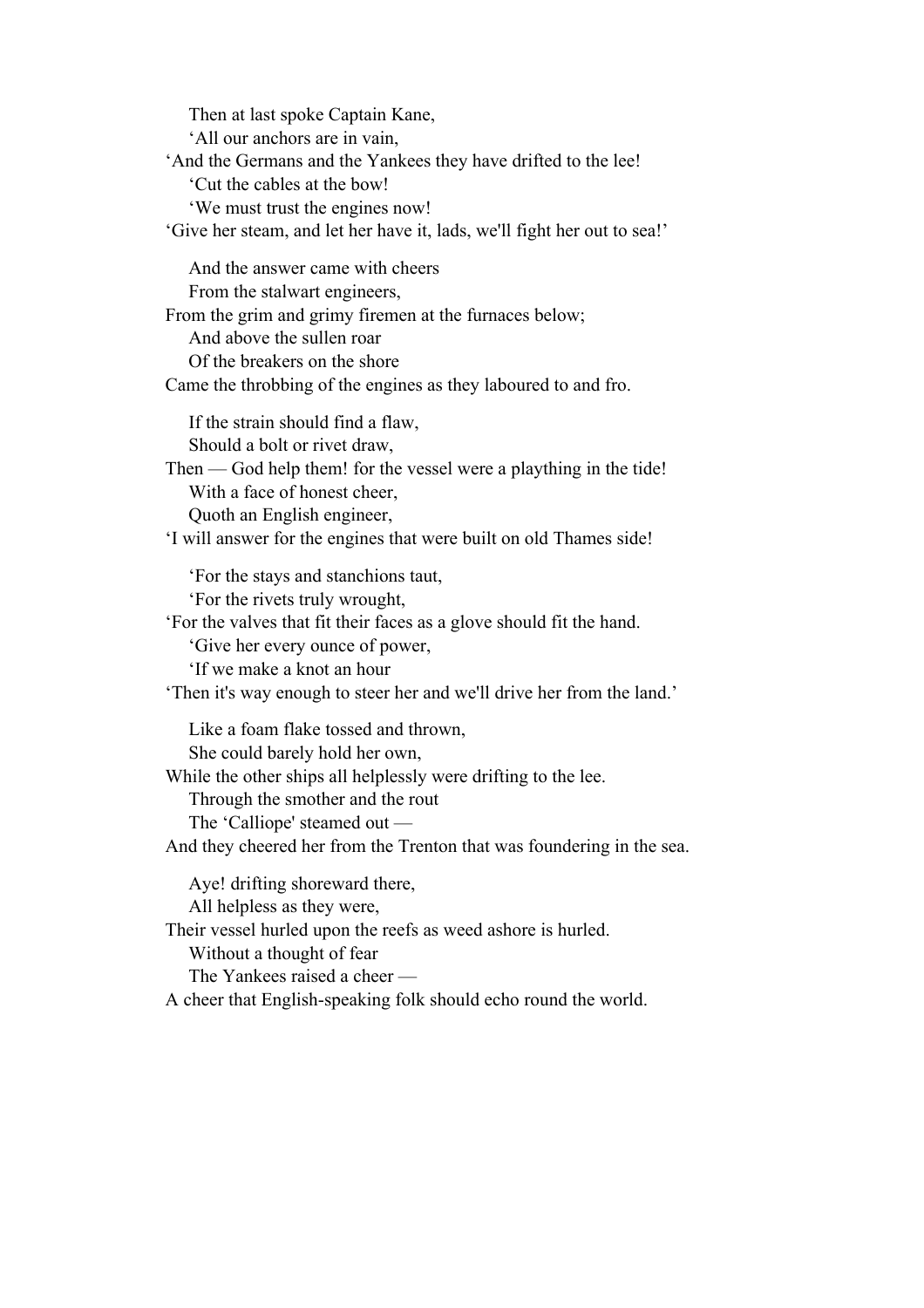Then at last spoke Captain Kane,  
'All our anchors are in vain,  
'And the Germans and the Yankees they have drifted to the lee!  
'Cut the cables at the bow!  
'We must trust the engines now!  
'Give her steam, and let her have it, lads, we'll fight her out to sea!'

And the answer came with cheers  
From the stalwart engineers,  
From the grim and grimy firemen at the furnaces below;  
And above the sullen roar  
Of the breakers on the shore  
Came the throbbing of the engines as they laboured to and fro.

If the strain should find a flaw,  
Should a bolt or rivet draw,  
Then — God help them! for the vessel were a plaything in the tide!  
With a face of honest cheer,  
Quoth an English engineer,  
'I will answer for the engines that were built on old Thames side!

'For the stays and stanchions taut,  
'For the rivets truly wrought,  
'For the valves that fit their faces as a glove should fit the hand.  
'Give her every ounce of power,  
'If we make a knot an hour  
'Then it's way enough to steer her and we'll drive her from the land.'

Like a foam flake tossed and thrown,  
She could barely hold her own,  
While the other ships all helplessly were drifting to the lee.  
Through the smother and the rout  
The 'Calliope' steamed out —  
And they cheered her from the Trenton that was foundering in the sea.

Aye! drifting shoreward there,  
All helpless as they were,  
Their vessel hurled upon the reefs as weed ashore is hurled.  
Without a thought of fear  
The Yankees raised a cheer —  
A cheer that English-speaking folk should echo round the world.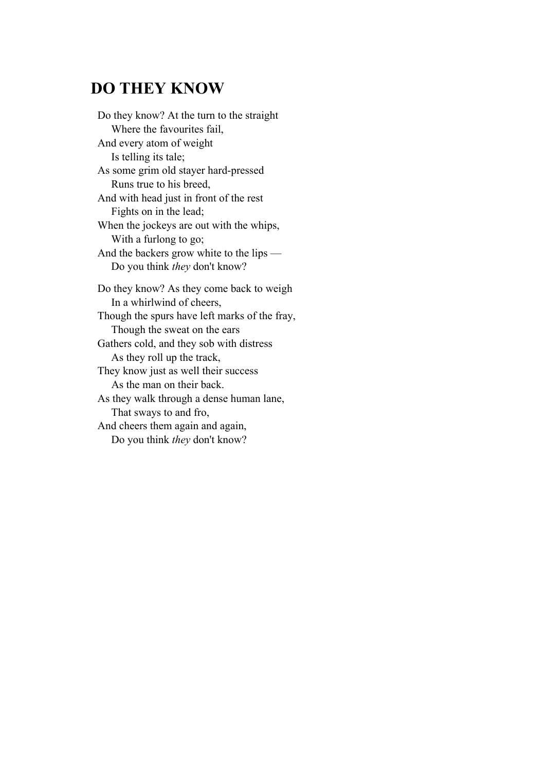## DO THEY KNOW

Do they know? At the turn to the straight  
  Where the favourites fail,  
And every atom of weight  
  Is telling its tale;  
As some grim old stayer hard-pressed  
  Runs true to his breed,  
And with head just in front of the rest  
  Fights on in the lead;  
When the jockeys are out with the whips,  
  With a furlong to go;  
And the backers grow white to the lips —  
  Do you think *they* don't know?

Do they know? As they come back to weigh  
  In a whirlwind of cheers,  
Though the spurs have left marks of the fray,  
  Though the sweat on the ears  
Gathers cold, and they sob with distress  
  As they roll up the track,  
They know just as well their success  
  As the man on their back.  
As they walk through a dense human lane,  
  That sways to and fro,  
And cheers them again and again,  
  Do you think *they* don't know?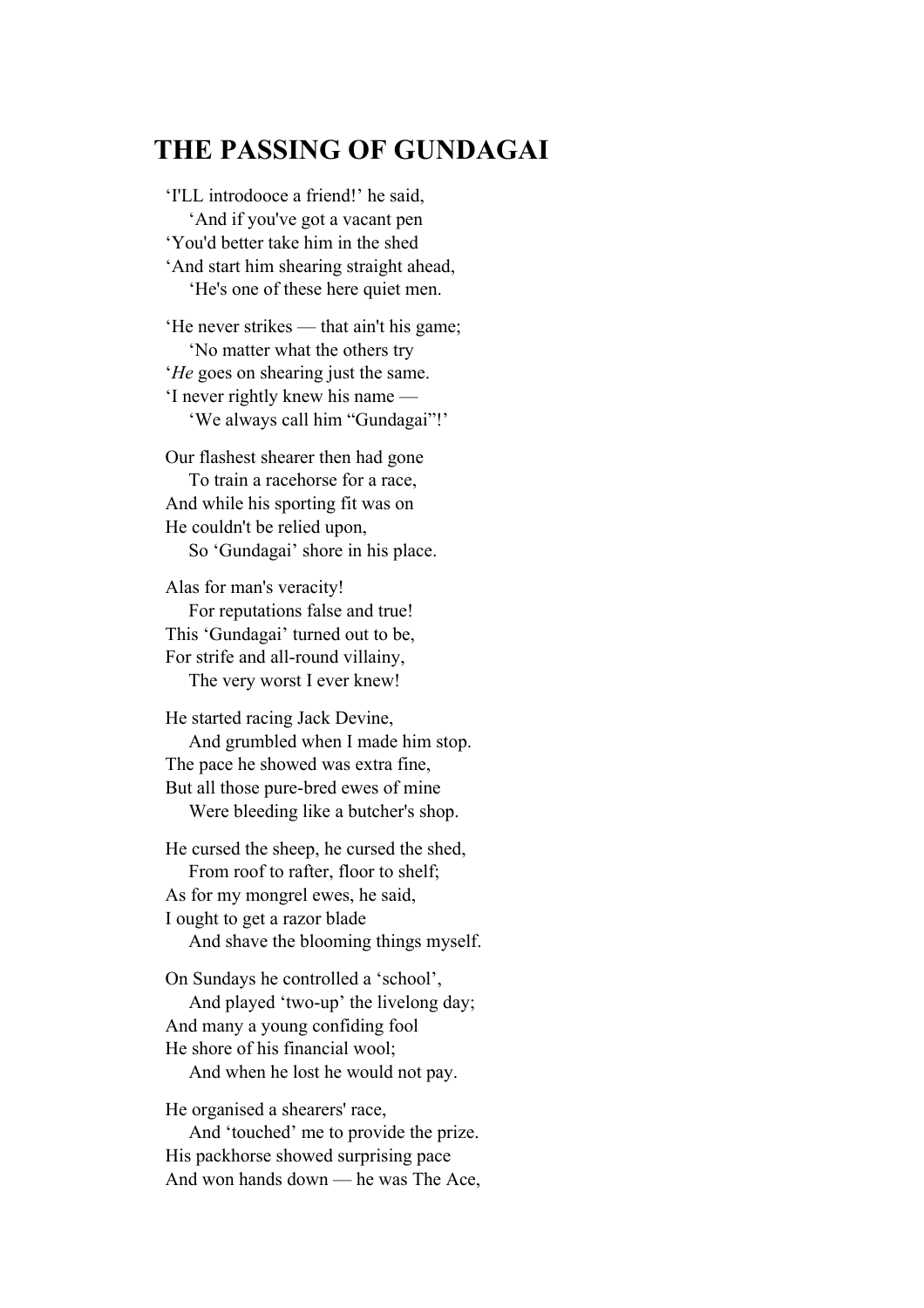# THE PASSING OF GUNDAGAI

‘I'LL introdooce a friend!’ he said,
    ‘And if you've got a vacant pen
‘You'd better take him in the shed
‘And start him shearing straight ahead,
    ‘He's one of these here quiet men.

‘He never strikes — that ain't his game;
    ‘No matter what the others try
‘*He* goes on shearing just the same.
‘I never rightly knew his name —
    ‘We always call him “Gundagai”!’

Our flashest shearer then had gone
    To train a racehorse for a race,
And while his sporting fit was on
He couldn't be relied upon,
    So ‘Gundagai’ shore in his place.

Alas for man's veracity!
    For reputations false and true!
This ‘Gundagai’ turned out to be,
For strife and all-round villainy,
    The very worst I ever knew!

He started racing Jack Devine,
    And grumbled when I made him stop.
The pace he showed was extra fine,
But all those pure-bred ewes of mine
    Were bleeding like a butcher's shop.

He cursed the sheep, he cursed the shed,
    From roof to rafter, floor to shelf;
As for my mongrel ewes, he said,
I ought to get a razor blade
    And shave the blooming things myself.

On Sundays he controlled a ‘school’,
    And played ‘two-up’ the livelong day;
And many a young confiding fool
He shore of his financial wool;
    And when he lost he would not pay.

He organised a shearers' race,
    And ‘touched’ me to provide the prize.
His packhorse showed surprising pace
And won hands down — he was The Ace,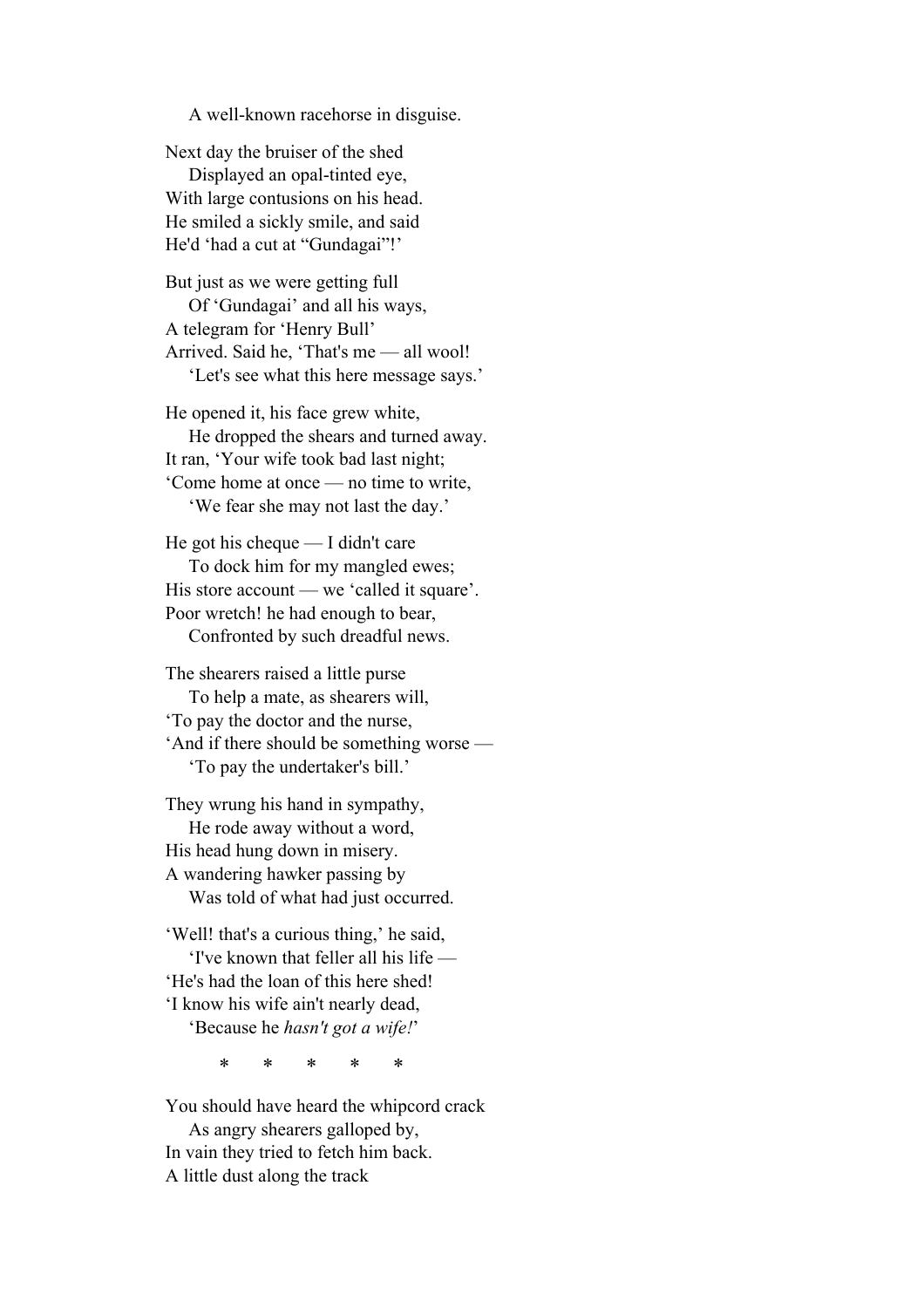A well-known racehorse in disguise.

Next day the bruiser of the shed
Displayed an opal-tinted eye,
With large contusions on his head.
He smiled a sickly smile, and said
He'd 'had a cut at "Gundagai"!'

But just as we were getting full
Of 'Gundagai' and all his ways,
A telegram for 'Henry Bull'
Arrived. Said he, 'That's me — all wool!
'Let's see what this here message says.'

He opened it, his face grew white,
He dropped the shears and turned away.
It ran, 'Your wife took bad last night;
'Come home at once — no time to write,
'We fear she may not last the day.'

He got his cheque — I didn't care
To dock him for my mangled ewes;
His store account — we 'called it square'.
Poor wretch! he had enough to bear,
Confronted by such dreadful news.

The shearers raised a little purse
To help a mate, as shearers will,
'To pay the doctor and the nurse,
'And if there should be something worse —
'To pay the undertaker's bill.'

They wrung his hand in sympathy,
He rode away without a word,
His head hung down in misery.
A wandering hawker passing by
Was told of what had just occurred.

'Well! that's a curious thing,' he said,
'I've known that feller all his life —
'He's had the loan of this here shed!
'I know his wife ain't nearly dead,
'Because he *hasn't got a wife!*'

\* \* \* \* \*

You should have heard the whipcord crack
As angry shearers galloped by,
In vain they tried to fetch him back.
A little dust along the track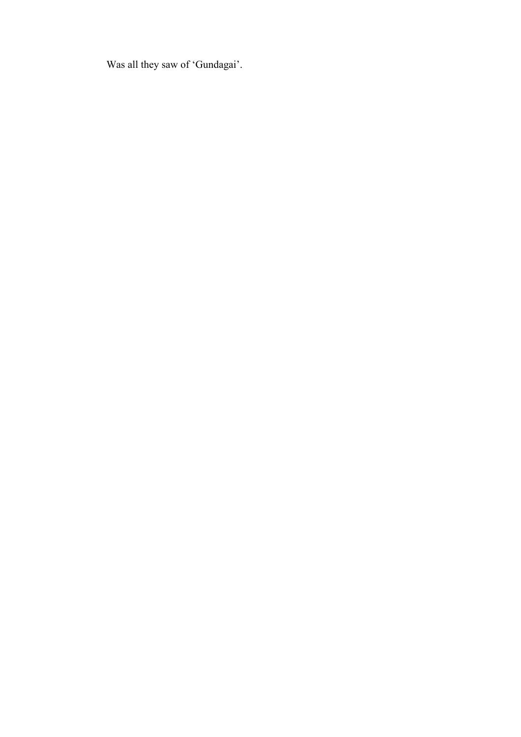Was all they saw of ‘Gundagai’.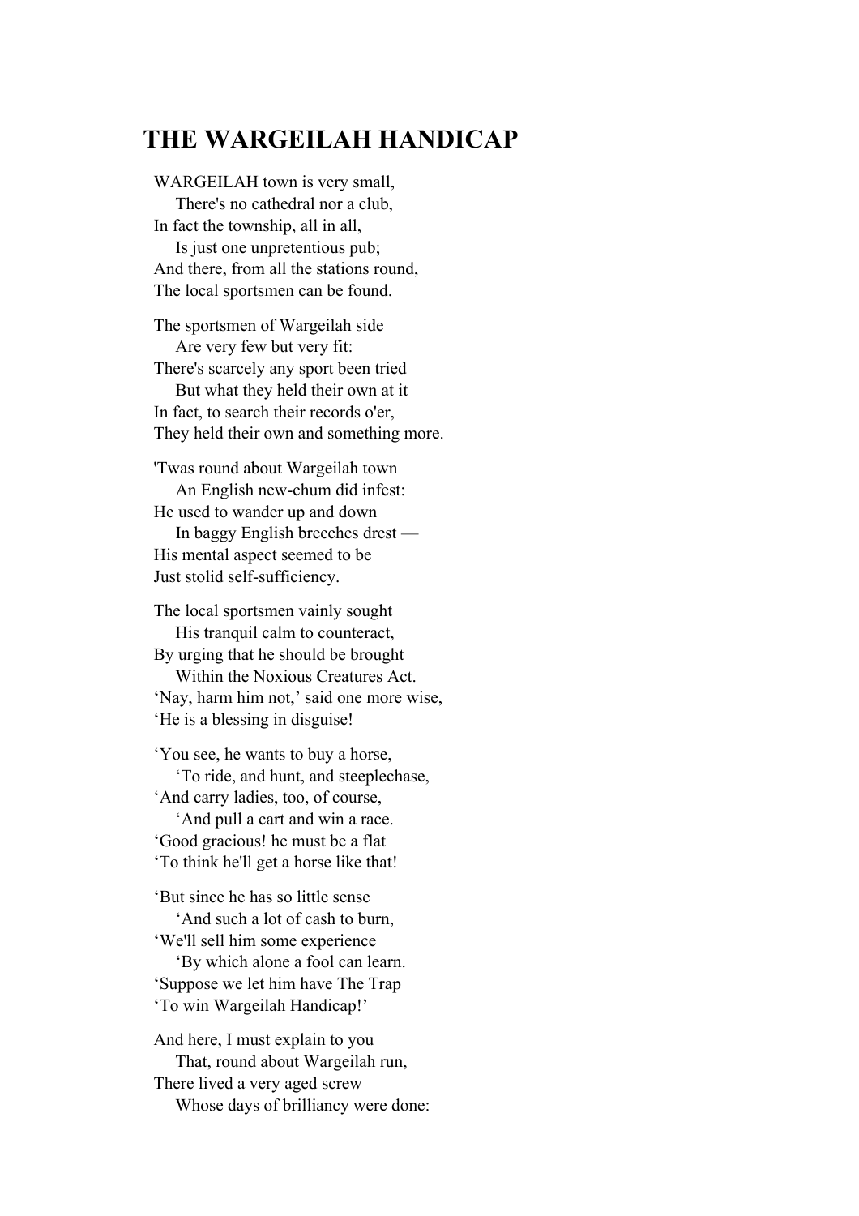# THE WARGEILAH HANDICAP

WARGEILAH town is very small,
    There's no cathedral nor a club,
In fact the township, all in all,
    Is just one unpretentious pub;
And there, from all the stations round,
The local sportsmen can be found.

The sportsmen of Wargeilah side
    Are very few but very fit:
There's scarcely any sport been tried
    But what they held their own at it
In fact, to search their records o'er,
They held their own and something more.

'Twas round about Wargeilah town
    An English new-chum did infest:
He used to wander up and down
    In baggy English breeches drest —
His mental aspect seemed to be
Just stolid self-sufficiency.

The local sportsmen vainly sought
    His tranquil calm to counteract,
By urging that he should be brought
    Within the Noxious Creatures Act.
'Nay, harm him not,' said one more wise,
'He is a blessing in disguise!

'You see, he wants to buy a horse,
    'To ride, and hunt, and steeplechase,
'And carry ladies, too, of course,
    'And pull a cart and win a race.
'Good gracious! he must be a flat
'To think he'll get a horse like that!

'But since he has so little sense
    'And such a lot of cash to burn,
'We'll sell him some experience
    'By which alone a fool can learn.
'Suppose we let him have The Trap
'To win Wargeilah Handicap!'

And here, I must explain to you
    That, round about Wargeilah run,
There lived a very aged screw
    Whose days of brilliancy were done: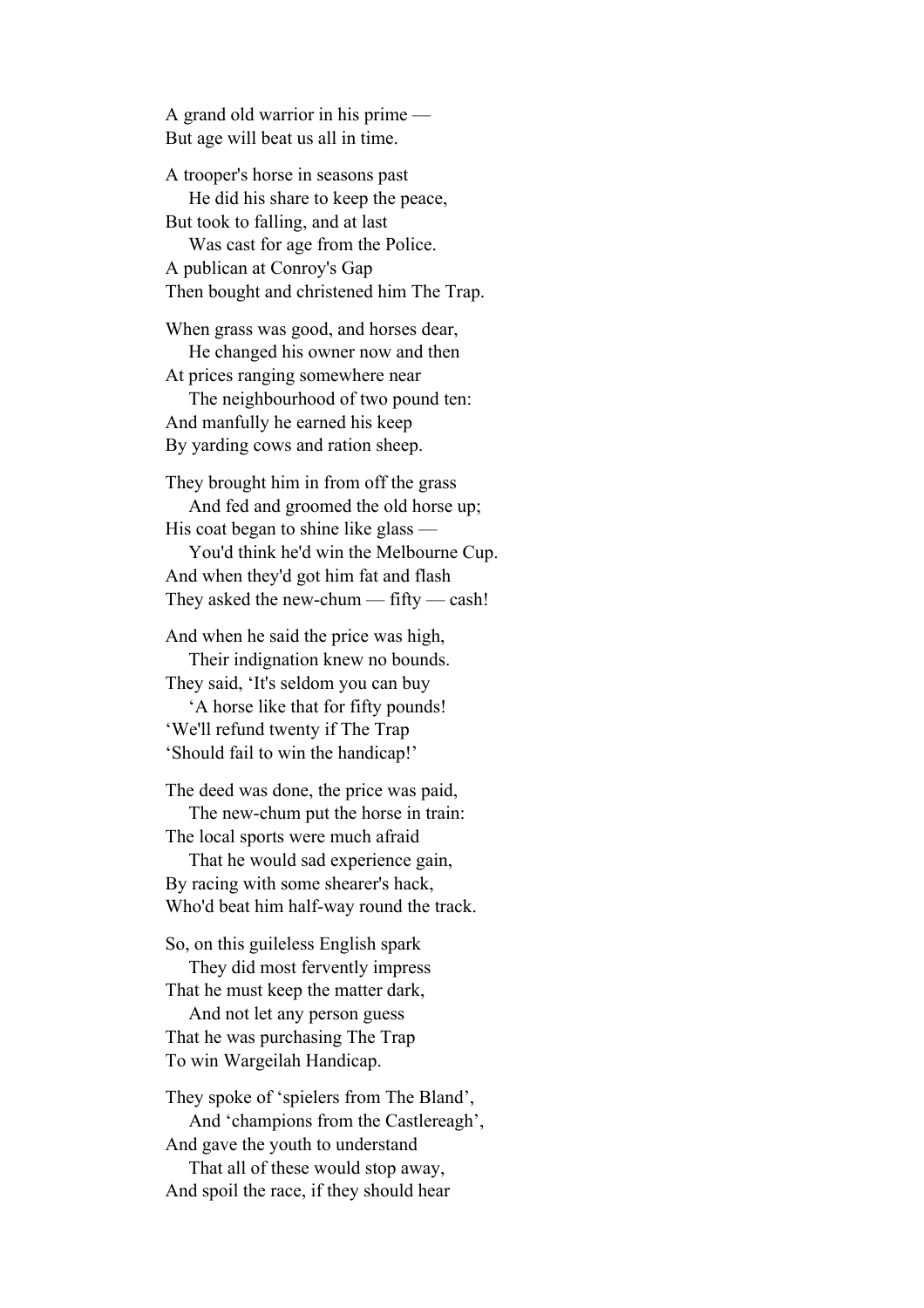A grand old warrior in his prime —
But age will beat us all in time.

A trooper's horse in seasons past
    He did his share to keep the peace,
But took to falling, and at last
    Was cast for age from the Police.
A publican at Conroy's Gap
Then bought and christened him The Trap.

When grass was good, and horses dear,
    He changed his owner now and then
At prices ranging somewhere near
    The neighbourhood of two pound ten:
And manfully he earned his keep
By yarding cows and ration sheep.

They brought him in from off the grass
    And fed and groomed the old horse up;
His coat began to shine like glass —
    You'd think he'd win the Melbourne Cup.
And when they'd got him fat and flash
They asked the new-chum — fifty — cash!

And when he said the price was high,
    Their indignation knew no bounds.
They said, 'It's seldom you can buy
    'A horse like that for fifty pounds!
'We'll refund twenty if The Trap
'Should fail to win the handicap!'

The deed was done, the price was paid,
    The new-chum put the horse in train:
The local sports were much afraid
    That he would sad experience gain,
By racing with some shearer's hack,
Who'd beat him half-way round the track.

So, on this guileless English spark
    They did most fervently impress
That he must keep the matter dark,
    And not let any person guess
That he was purchasing The Trap
To win Wargeilah Handicap.

They spoke of 'spielers from The Bland',
    And 'champions from the Castlereagh',
And gave the youth to understand
    That all of these would stop away,
And spoil the race, if they should hear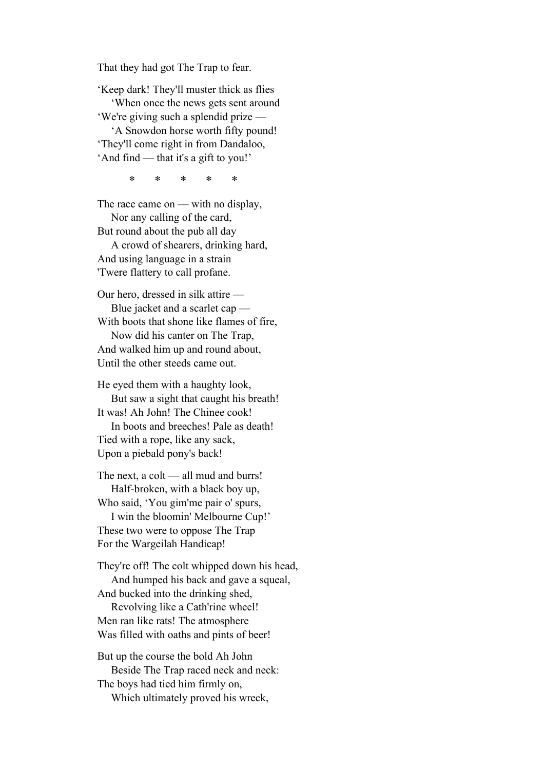That they had got The Trap to fear.

‘Keep dark! They'll muster thick as flies  
    ‘When once the news gets sent around  
‘We're giving such a splendid prize —  
    ‘A Snowdon horse worth fifty pound!  
‘They'll come right in from Dandaloo,  
‘And find — that it's a gift to you!’

\*     \*     \*     \*     \*

The race came on — with no display,  
    Nor any calling of the card,  
But round about the pub all day  
    A crowd of shearers, drinking hard,  
And using language in a strain  
'Twere flattery to call profane.

Our hero, dressed in silk attire —  
    Blue jacket and a scarlet cap —  
With boots that shone like flames of fire,  
    Now did his canter on The Trap,  
And walked him up and round about,  
Until the other steeds came out.

He eyed them with a haughty look,  
    But saw a sight that caught his breath!  
It was! Ah John! The Chinee cook!  
    In boots and breeches! Pale as death!  
Tied with a rope, like any sack,  
Upon a piebald pony's back!

The next, a colt — all mud and burrs!  
    Half-broken, with a black boy up,  
Who said, ‘You gim'me pair o' spurs,  
    I win the bloomin' Melbourne Cup!’  
These two were to oppose The Trap  
For the Wargeilah Handicap!

They're off! The colt whipped down his head,  
    And humped his back and gave a squeal,  
And bucked into the drinking shed,  
    Revolving like a Cath'rine wheel!  
Men ran like rats! The atmosphere  
Was filled with oaths and pints of beer!

But up the course the bold Ah John  
    Beside The Trap raced neck and neck:  
The boys had tied him firmly on,  
    Which ultimately proved his wreck,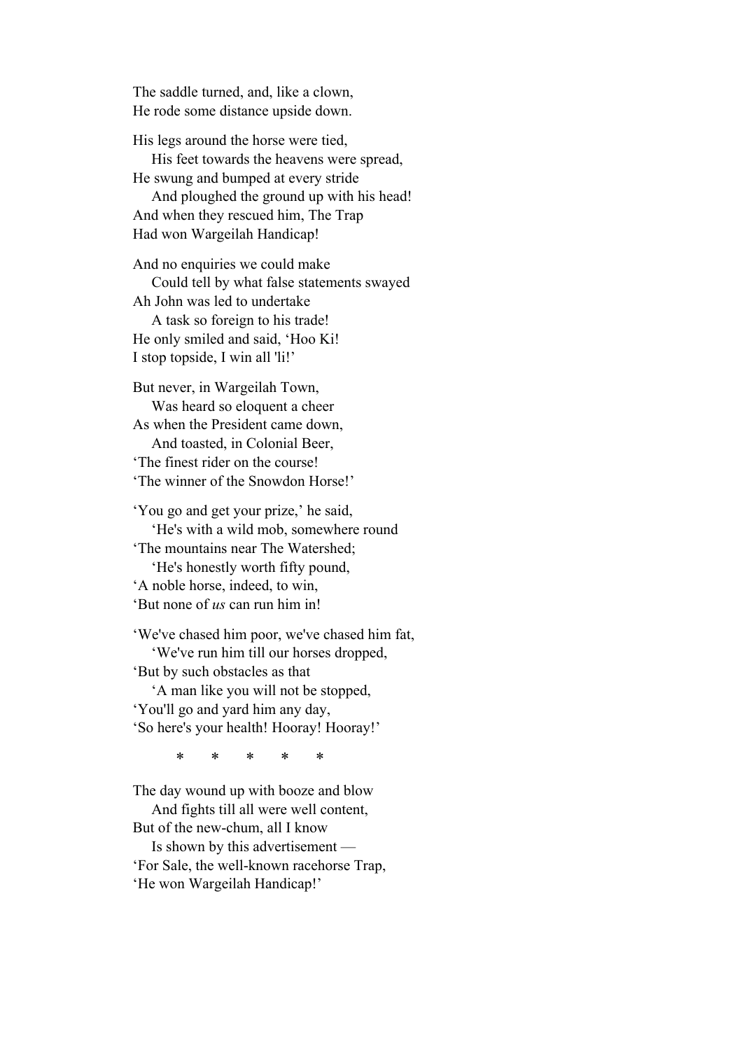The saddle turned, and, like a clown,  
He rode some distance upside down.

His legs around the horse were tied,  
    His feet towards the heavens were spread,  
He swung and bumped at every stride  
    And ploughed the ground up with his head!  
And when they rescued him, The Trap  
Had won Wargeilah Handicap!

And no enquiries we could make  
    Could tell by what false statements swayed  
Ah John was led to undertake  
    A task so foreign to his trade!  
He only smiled and said, 'Hoo Ki!  
I stop topside, I win all 'li!'

But never, in Wargeilah Town,  
    Was heard so eloquent a cheer  
As when the President came down,  
    And toasted, in Colonial Beer,  
'The finest rider on the course!  
'The winner of the Snowdon Horse!'

'You go and get your prize,' he said,  
    'He's with a wild mob, somewhere round  
'The mountains near The Watershed;  
    'He's honestly worth fifty pound,  
'A noble horse, indeed, to win,  
'But none of *us* can run him in!

'We've chased him poor, we've chased him fat,  
    'We've run him till our horses dropped,  
'But by such obstacles as that  
    'A man like you will not be stopped,  
'You'll go and yard him any day,  
'So here's your health! Hooray! Hooray!'

\*   \*   \*   \*   \*

The day wound up with booze and blow  
    And fights till all were well content,  
But of the new-chum, all I know  
    Is shown by this advertisement —  
'For Sale, the well-known racehorse Trap,  
'He won Wargeilah Handicap!'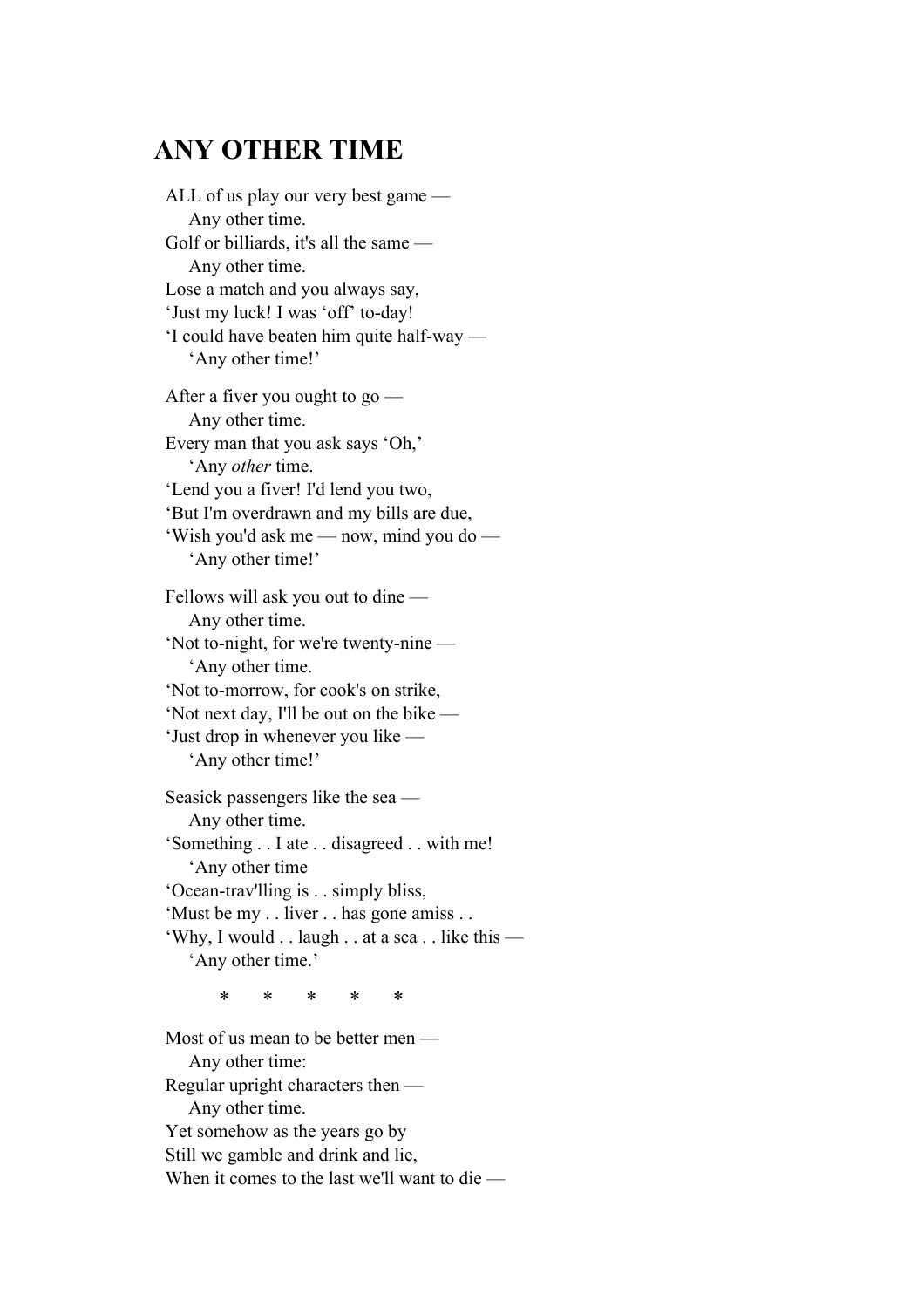# ANY OTHER TIME

ALL of us play our very best game —  
    Any other time.  
Golf or billiards, it's all the same —  
    Any other time.  
Lose a match and you always say,  
'Just my luck! I was 'off' to-day!  
'I could have beaten him quite half-way —  
    'Any other time!'

After a fiver you ought to go —  
    Any other time.  
Every man that you ask says 'Oh,'  
    'Any *other* time.  
'Lend you a fiver! I'd lend you two,  
'But I'm overdrawn and my bills are due,  
'Wish you'd ask me — now, mind you do —  
    'Any other time!'

Fellows will ask you out to dine —  
    Any other time.  
'Not to-night, for we're twenty-nine —  
    'Any other time.  
'Not to-morrow, for cook's on strike,  
'Not next day, I'll be out on the bike —  
'Just drop in whenever you like —  
    'Any other time!'

Seasick passengers like the sea —  
    Any other time.  
'Something . . I ate . . disagreed . . with me!  
    'Any other time  
'Ocean-trav'lling is . . simply bliss,  
'Must be my . . liver . . has gone amiss . .  
'Why, I would . . laugh . . at a sea . . like this —  
    'Any other time.'

\*     \*     \*     \*     \*

Most of us mean to be better men —  
    Any other time:  
Regular upright characters then —  
    Any other time.  
Yet somehow as the years go by  
Still we gamble and drink and lie,  
When it comes to the last we'll want to die —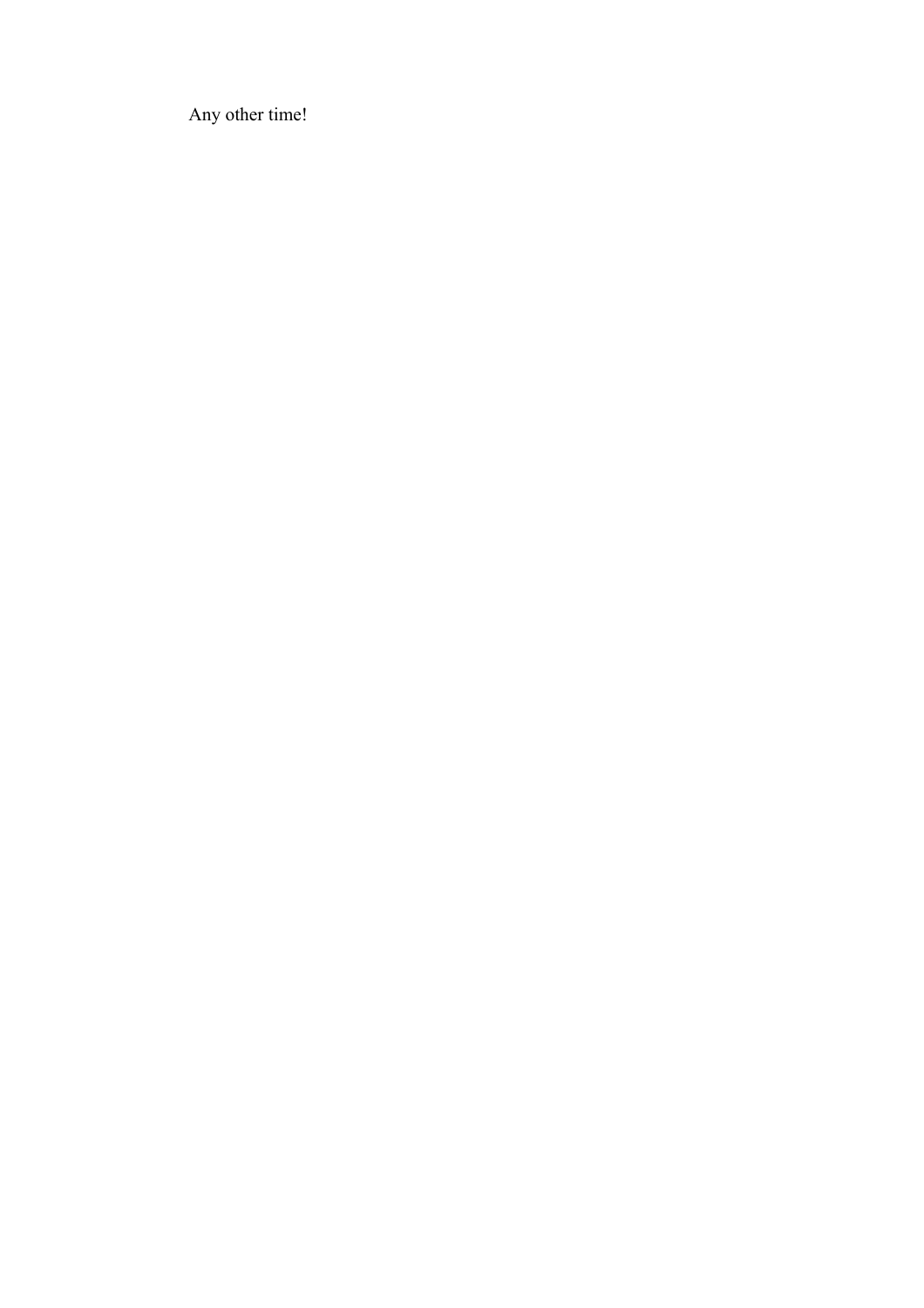Any other time!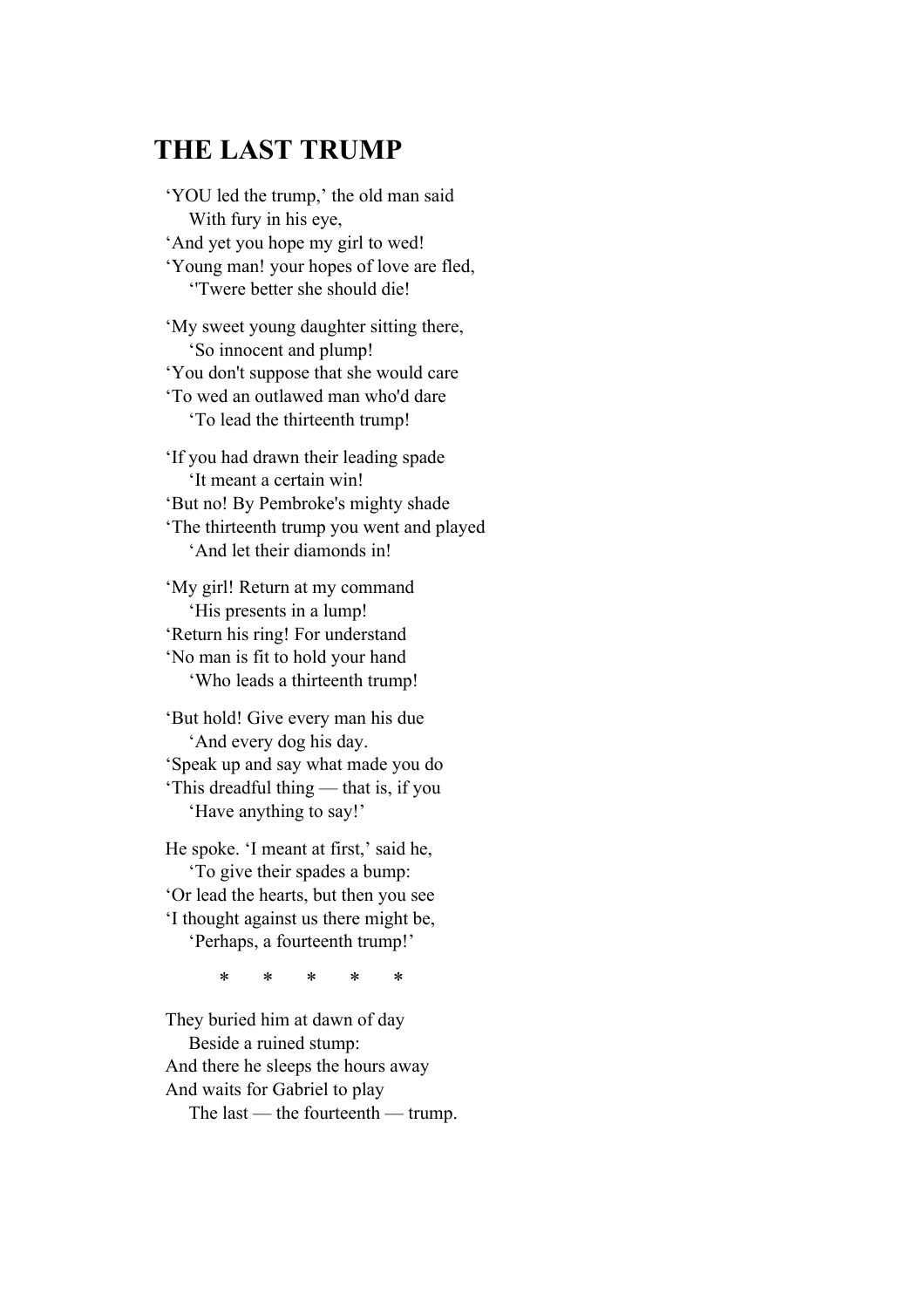# THE LAST TRUMP

‘YOU led the trump,’ the old man said  
With fury in his eye,  
‘And yet you hope my girl to wed!  
‘Young man! your hopes of love are fled,  
‘'Twere better she should die!

‘My sweet young daughter sitting there,  
‘So innocent and plump!  
‘You don't suppose that she would care  
‘To wed an outlawed man who'd dare  
‘To lead the thirteenth trump!

‘If you had drawn their leading spade  
‘It meant a certain win!  
‘But no! By Pembroke's mighty shade  
‘The thirteenth trump you went and played  
‘And let their diamonds in!

‘My girl! Return at my command  
‘His presents in a lump!  
‘Return his ring! For understand  
‘No man is fit to hold your hand  
‘Who leads a thirteenth trump!

‘But hold! Give every man his due  
‘And every dog his day.  
‘Speak up and say what made you do  
‘This dreadful thing — that is, if you  
‘Have anything to say!’

He spoke. ‘I meant at first,’ said he,  
‘To give their spades a bump:  
‘Or lead the hearts, but then you see  
‘I thought against us there might be,  
‘Perhaps, a fourteenth trump!’

\* \* \* \* \*

They buried him at dawn of day  
Beside a ruined stump:  
And there he sleeps the hours away  
And waits for Gabriel to play  
The last — the fourteenth — trump.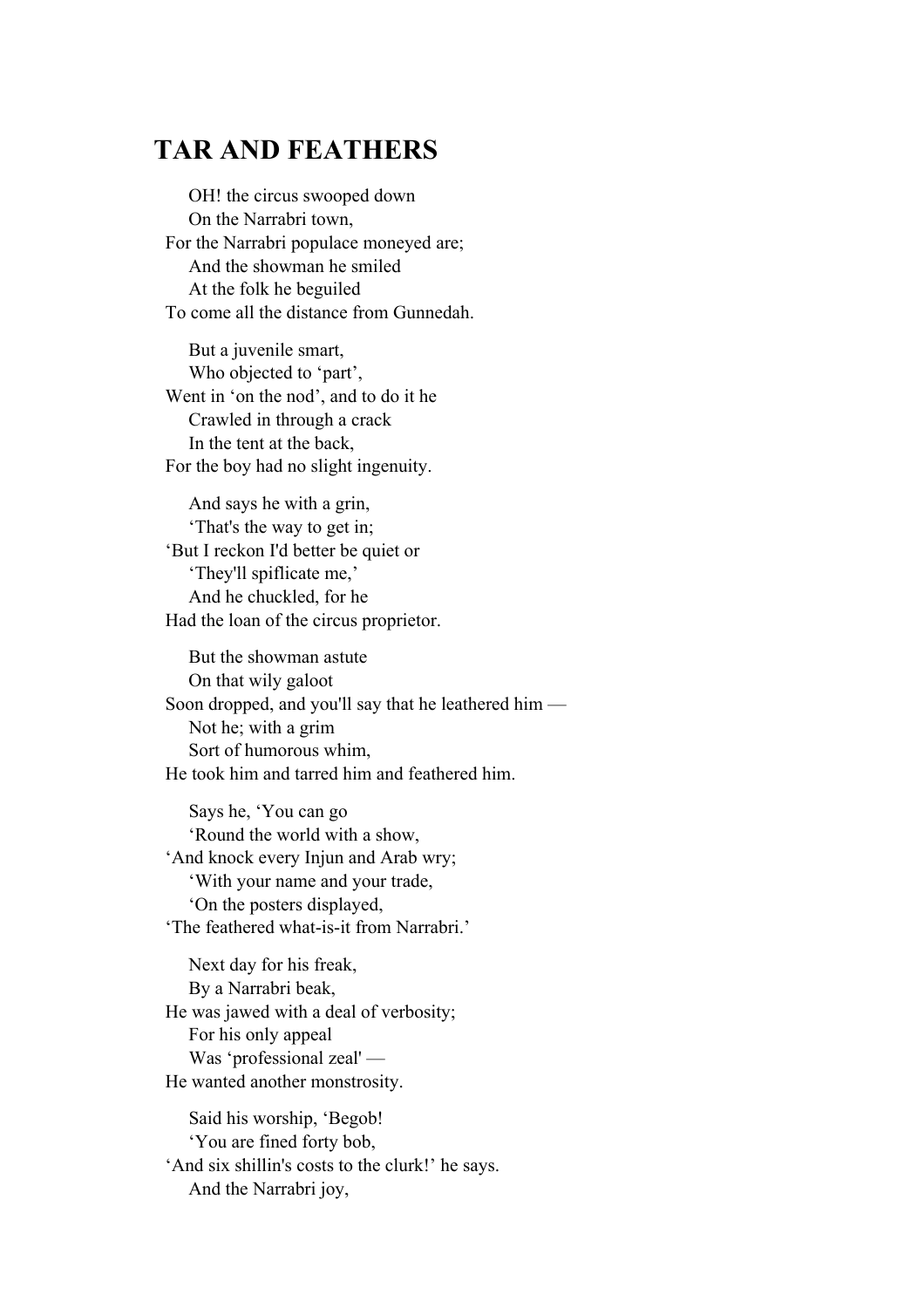## TAR AND FEATHERS

OH! the circus swooped down  
On the Narrabri town,  
For the Narrabri populace moneyed are;  
And the showman he smiled  
At the folk he beguiled  
To come all the distance from Gunnedah.

But a juvenile smart,  
Who objected to 'part',  
Went in 'on the nod', and to do it he  
Crawled in through a crack  
In the tent at the back,  
For the boy had no slight ingenuity.

And says he with a grin,  
'That's the way to get in;  
'But I reckon I'd better be quiet or  
'They'll spiflicate me,'  
And he chuckled, for he  
Had the loan of the circus proprietor.

But the showman astute  
On that wily galoot  
Soon dropped, and you'll say that he leathered him —  
Not he; with a grim  
Sort of humorous whim,  
He took him and tarred him and feathered him.

Says he, 'You can go  
'Round the world with a show,  
'And knock every Injun and Arab wry;  
'With your name and your trade,  
'On the posters displayed,  
'The feathered what-is-it from Narrabri.'

Next day for his freak,  
By a Narrabri beak,  
He was jawed with a deal of verbosity;  
For his only appeal  
Was 'professional zeal' —  
He wanted another monstrosity.

Said his worship, 'Begob!  
'You are fined forty bob,  
'And six shillin's costs to the clurk!' he says.  
And the Narrabri joy,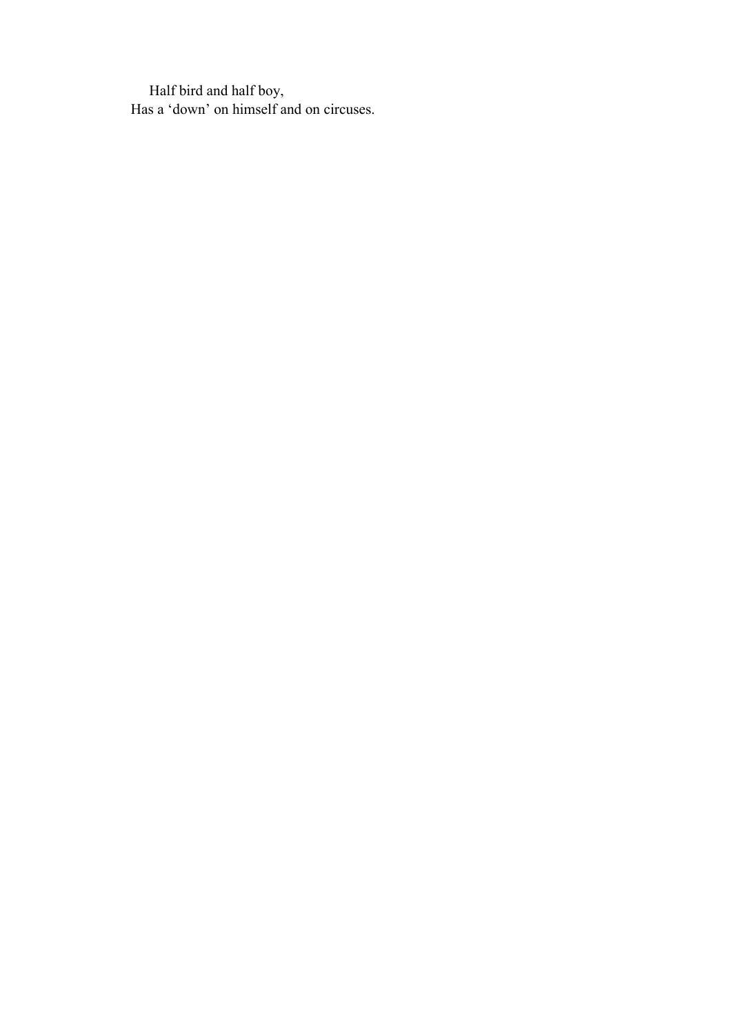Half bird and half boy,
Has a 'down' on himself and on circuses.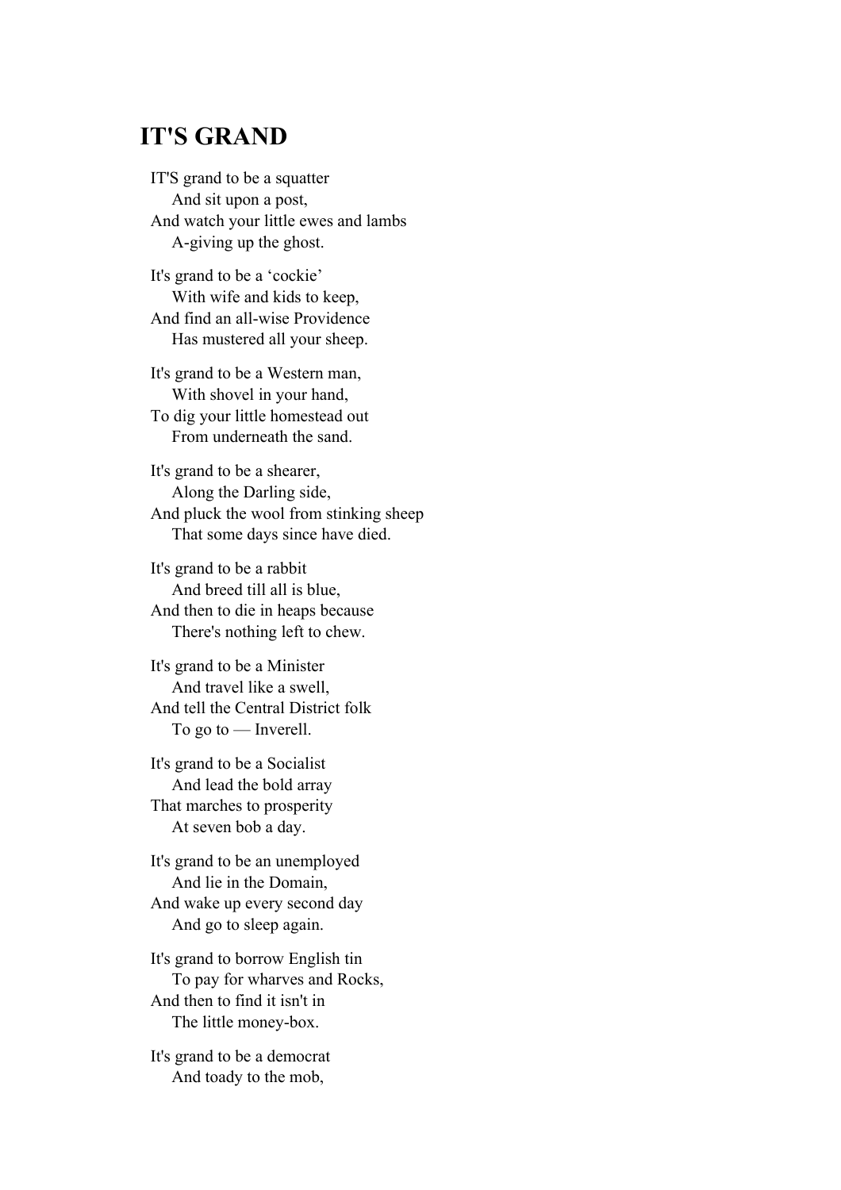## IT'S GRAND

IT'S grand to be a squatter  
  And sit upon a post,  
And watch your little ewes and lambs  
  A-giving up the ghost.

It's grand to be a ‘cockie’  
  With wife and kids to keep,  
And find an all-wise Providence  
  Has mustered all your sheep.

It's grand to be a Western man,  
  With shovel in your hand,  
To dig your little homestead out  
  From underneath the sand.

It's grand to be a shearer,  
  Along the Darling side,  
And pluck the wool from stinking sheep  
  That some days since have died.

It's grand to be a rabbit  
  And breed till all is blue,  
And then to die in heaps because  
  There's nothing left to chew.

It's grand to be a Minister  
  And travel like a swell,  
And tell the Central District folk  
  To go to — Inverell.

It's grand to be a Socialist  
  And lead the bold array  
That marches to prosperity  
  At seven bob a day.

It's grand to be an unemployed  
  And lie in the Domain,  
And wake up every second day  
  And go to sleep again.

It's grand to borrow English tin  
  To pay for wharves and Rocks,  
And then to find it isn't in  
  The little money-box.

It's grand to be a democrat  
  And toady to the mob,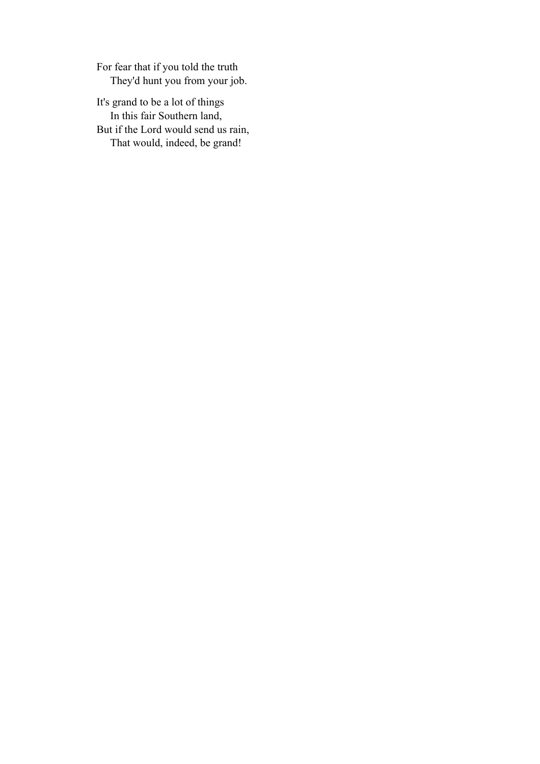For fear that if you told the truth
    They'd hunt you from your job.

It's grand to be a lot of things
    In this fair Southern land,
But if the Lord would send us rain,
    That would, indeed, be grand!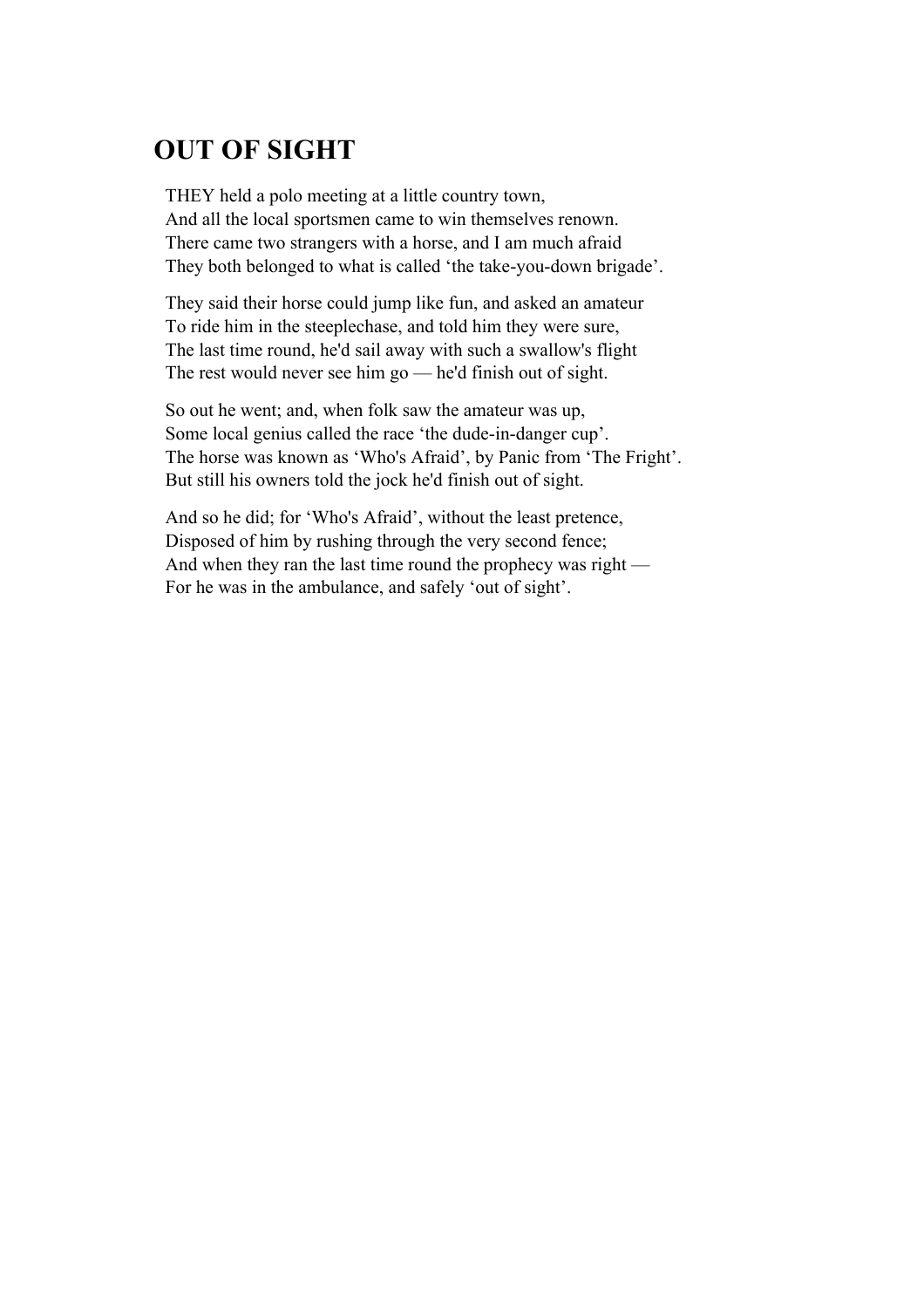# OUT OF SIGHT

THEY held a polo meeting at a little country town,
And all the local sportsmen came to win themselves renown.
There came two strangers with a horse, and I am much afraid
They both belonged to what is called 'the take-you-down brigade'.

They said their horse could jump like fun, and asked an amateur
To ride him in the steeplechase, and told him they were sure,
The last time round, he'd sail away with such a swallow's flight
The rest would never see him go — he'd finish out of sight.

So out he went; and, when folk saw the amateur was up,
Some local genius called the race 'the dude-in-danger cup'.
The horse was known as 'Who's Afraid', by Panic from 'The Fright'.
But still his owners told the jock he'd finish out of sight.

And so he did; for 'Who's Afraid', without the least pretence,
Disposed of him by rushing through the very second fence;
And when they ran the last time round the prophecy was right —
For he was in the ambulance, and safely 'out of sight'.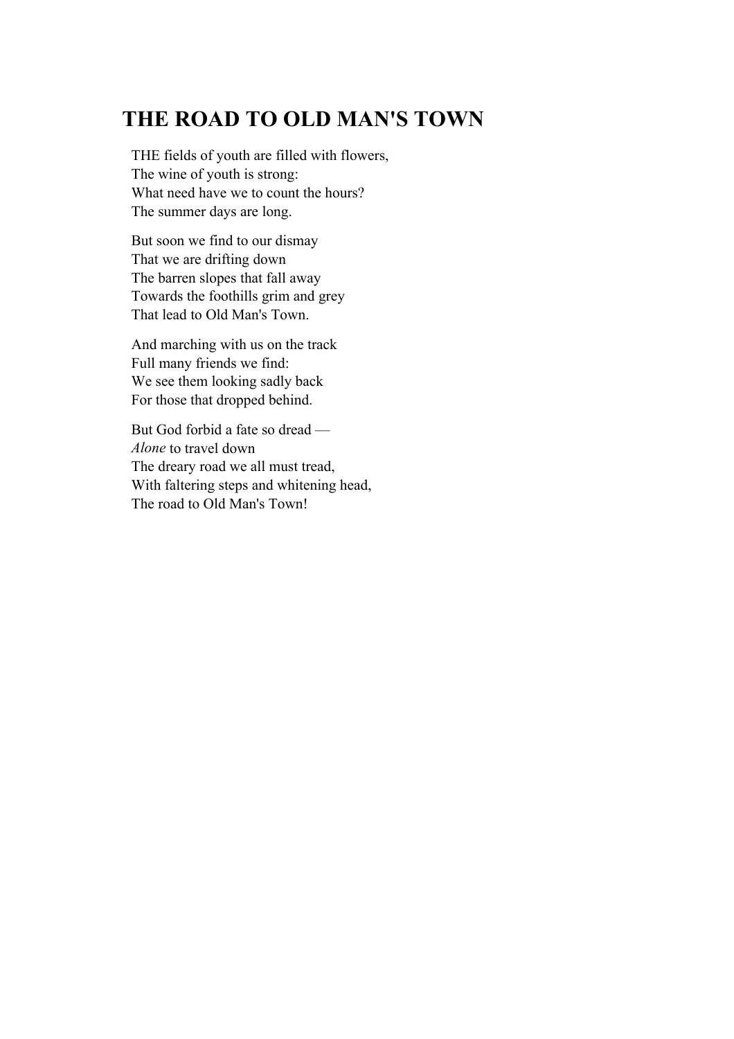## THE ROAD TO OLD MAN'S TOWN

THE fields of youth are filled with flowers,
The wine of youth is strong:
What need have we to count the hours?
The summer days are long.

But soon we find to our dismay
That we are drifting down
The barren slopes that fall away
Towards the foothills grim and grey
That lead to Old Man's Town.

And marching with us on the track
Full many friends we find:
We see them looking sadly back
For those that dropped behind.

But God forbid a fate so dread —
*Alone* to travel down
The dreary road we all must tread,
With faltering steps and whitening head,
The road to Old Man's Town!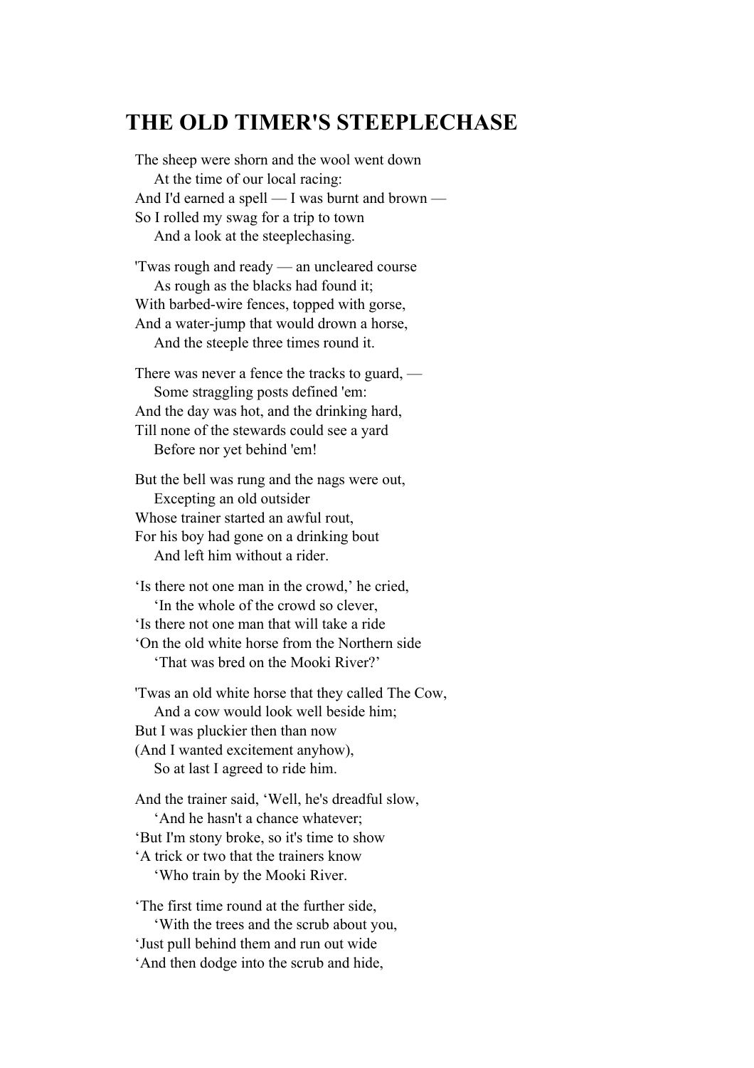# THE OLD TIMER'S STEEPLECHASE

The sheep were shorn and the wool went down  
At the time of our local racing:  
And I'd earned a spell — I was burnt and brown —  
So I rolled my swag for a trip to town  
And a look at the steeplechasing.

'Twas rough and ready — an uncleared course  
As rough as the blacks had found it;  
With barbed-wire fences, topped with gorse,  
And a water-jump that would drown a horse,  
And the steeple three times round it.

There was never a fence the tracks to guard, —  
Some straggling posts defined 'em:  
And the day was hot, and the drinking hard,  
Till none of the stewards could see a yard  
Before nor yet behind 'em!

But the bell was rung and the nags were out,  
Excepting an old outsider  
Whose trainer started an awful rout,  
For his boy had gone on a drinking bout  
And left him without a rider.

'Is there not one man in the crowd,' he cried,  
'In the whole of the crowd so clever,  
'Is there not one man that will take a ride  
'On the old white horse from the Northern side  
'That was bred on the Mooki River?'

'Twas an old white horse that they called The Cow,  
And a cow would look well beside him;  
But I was pluckier then than now  
(And I wanted excitement anyhow),  
So at last I agreed to ride him.

And the trainer said, 'Well, he's dreadful slow,  
'And he hasn't a chance whatever;  
'But I'm stony broke, so it's time to show  
'A trick or two that the trainers know  
'Who train by the Mooki River.

'The first time round at the further side,  
'With the trees and the scrub about you,  
'Just pull behind them and run out wide  
'And then dodge into the scrub and hide,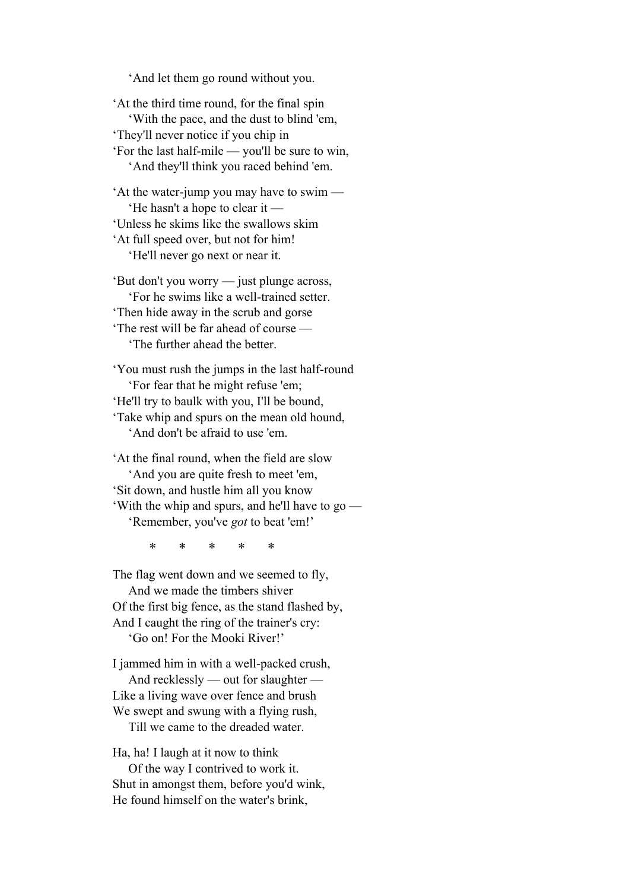‘And let them go round without you.

‘At the third time round, for the final spin
    ‘With the pace, and the dust to blind 'em,
‘They'll never notice if you chip in
‘For the last half-mile — you'll be sure to win,
    ‘And they'll think you raced behind 'em.

‘At the water-jump you may have to swim —
    ‘He hasn't a hope to clear it —
‘Unless he skims like the swallows skim
‘At full speed over, but not for him!
    ‘He'll never go next or near it.

‘But don't you worry — just plunge across,
    ‘For he swims like a well-trained setter.
‘Then hide away in the scrub and gorse
‘The rest will be far ahead of course —
    ‘The further ahead the better.

‘You must rush the jumps in the last half-round
    ‘For fear that he might refuse 'em;
‘He'll try to baulk with you, I'll be bound,
‘Take whip and spurs on the mean old hound,
    ‘And don't be afraid to use 'em.

‘At the final round, when the field are slow
    ‘And you are quite fresh to meet 'em,
‘Sit down, and hustle him all you know
‘With the whip and spurs, and he'll have to go —
    ‘Remember, you've *got* to beat 'em!’

\* \* \* \* \*

The flag went down and we seemed to fly,
    And we made the timbers shiver
Of the first big fence, as the stand flashed by,
And I caught the ring of the trainer's cry:
    ‘Go on! For the Mooki River!’

I jammed him in with a well-packed crush,
    And recklessly — out for slaughter —
Like a living wave over fence and brush
We swept and swung with a flying rush,
    Till we came to the dreaded water.

Ha, ha! I laugh at it now to think
    Of the way I contrived to work it.
Shut in amongst them, before you'd wink,
He found himself on the water's brink,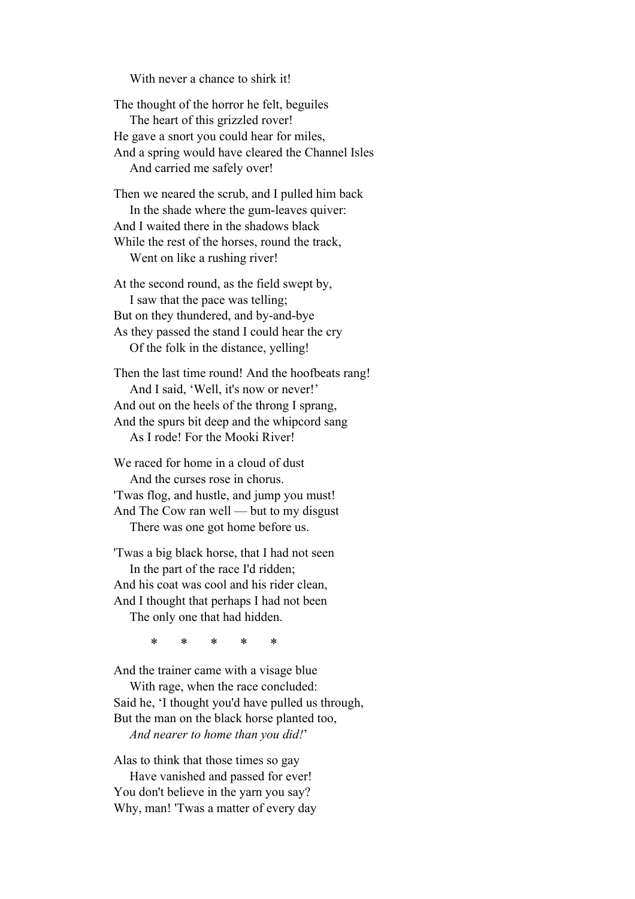With never a chance to shirk it!

The thought of the horror he felt, beguiles
The heart of this grizzled rover!
He gave a snort you could hear for miles,
And a spring would have cleared the Channel Isles
And carried me safely over!

Then we neared the scrub, and I pulled him back
In the shade where the gum-leaves quiver:
And I waited there in the shadows black
While the rest of the horses, round the track,
Went on like a rushing river!

At the second round, as the field swept by,
I saw that the pace was telling;
But on they thundered, and by-and-bye
As they passed the stand I could hear the cry
Of the folk in the distance, yelling!

Then the last time round! And the hoofbeats rang!
And I said, 'Well, it's now or never!'
And out on the heels of the throng I sprang,
And the spurs bit deep and the whipcord sang
As I rode! For the Mooki River!

We raced for home in a cloud of dust
And the curses rose in chorus.
'Twas flog, and hustle, and jump you must!
And The Cow ran well — but to my disgust
There was one got home before us.

'Twas a big black horse, that I had not seen
In the part of the race I'd ridden;
And his coat was cool and his rider clean,
And I thought that perhaps I had not been
The only one that had hidden.

\* \* \* \* \*

And the trainer came with a visage blue
With rage, when the race concluded:
Said he, 'I thought you'd have pulled us through,
But the man on the black horse planted too,
*And nearer to home than you did!*'

Alas to think that those times so gay
Have vanished and passed for ever!
You don't believe in the yarn you say?
Why, man! 'Twas a matter of every day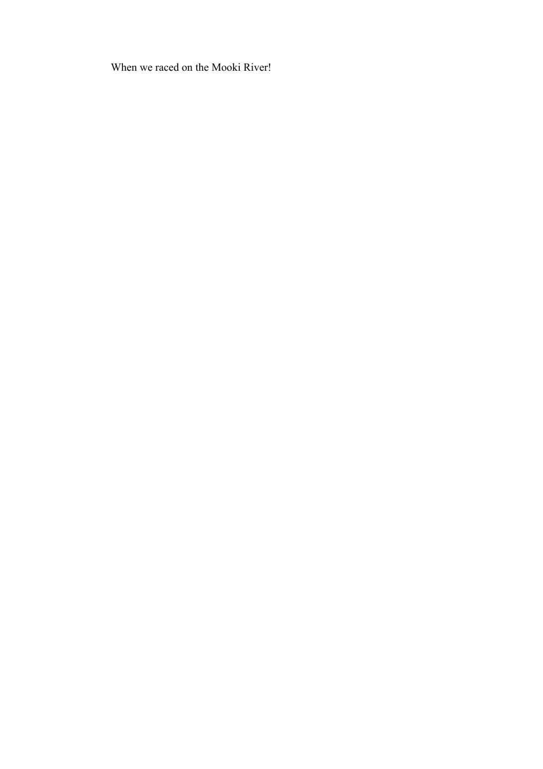When we raced on the Mooki River!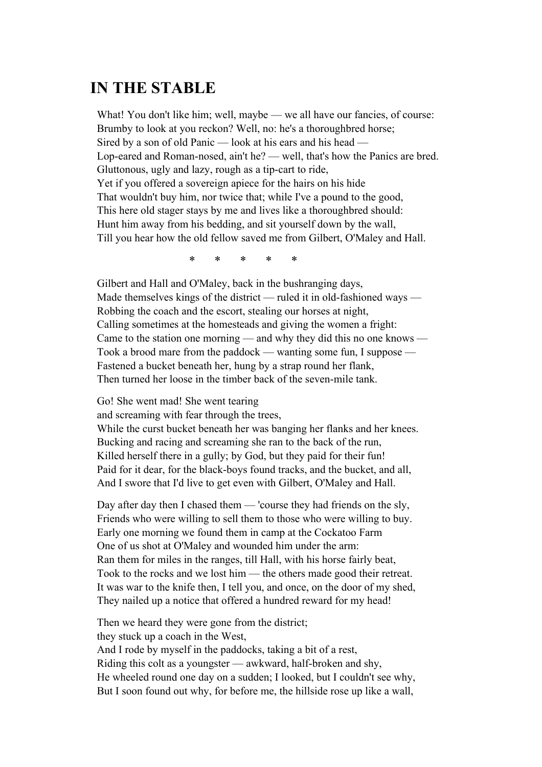# IN THE STABLE

What! You don't like him; well, maybe — we all have our fancies, of course:
Brumby to look at you reckon? Well, no: he's a thoroughbred horse;
Sired by a son of old Panic — look at his ears and his head —
Lop-eared and Roman-nosed, ain't he? — well, that's how the Panics are bred.
Gluttonous, ugly and lazy, rough as a tip-cart to ride,
Yet if you offered a sovereign apiece for the hairs on his hide
That wouldn't buy him, nor twice that; while I've a pound to the good,
This here old stager stays by me and lives like a thoroughbred should:
Hunt him away from his bedding, and sit yourself down by the wall,
Till you hear how the old fellow saved me from Gilbert, O'Maley and Hall.

\* \* \* \* \*

Gilbert and Hall and O'Maley, back in the bushranging days,
Made themselves kings of the district — ruled it in old-fashioned ways —
Robbing the coach and the escort, stealing our horses at night,
Calling sometimes at the homesteads and giving the women a fright:
Came to the station one morning — and why they did this no one knows —
Took a brood mare from the paddock — wanting some fun, I suppose —
Fastened a bucket beneath her, hung by a strap round her flank,
Then turned her loose in the timber back of the seven-mile tank.

Go! She went mad! She went tearing
and screaming with fear through the trees,
While the curst bucket beneath her was banging her flanks and her knees.
Bucking and racing and screaming she ran to the back of the run,
Killed herself there in a gully; by God, but they paid for their fun!
Paid for it dear, for the black-boys found tracks, and the bucket, and all,
And I swore that I'd live to get even with Gilbert, O'Maley and Hall.

Day after day then I chased them — 'course they had friends on the sly,
Friends who were willing to sell them to those who were willing to buy.
Early one morning we found them in camp at the Cockatoo Farm
One of us shot at O'Maley and wounded him under the arm:
Ran them for miles in the ranges, till Hall, with his horse fairly beat,
Took to the rocks and we lost him — the others made good their retreat.
It was war to the knife then, I tell you, and once, on the door of my shed,
They nailed up a notice that offered a hundred reward for my head!

Then we heard they were gone from the district;
they stuck up a coach in the West,
And I rode by myself in the paddocks, taking a bit of a rest,
Riding this colt as a youngster — awkward, half-broken and shy,
He wheeled round one day on a sudden; I looked, but I couldn't see why,
But I soon found out why, for before me, the hillside rose up like a wall,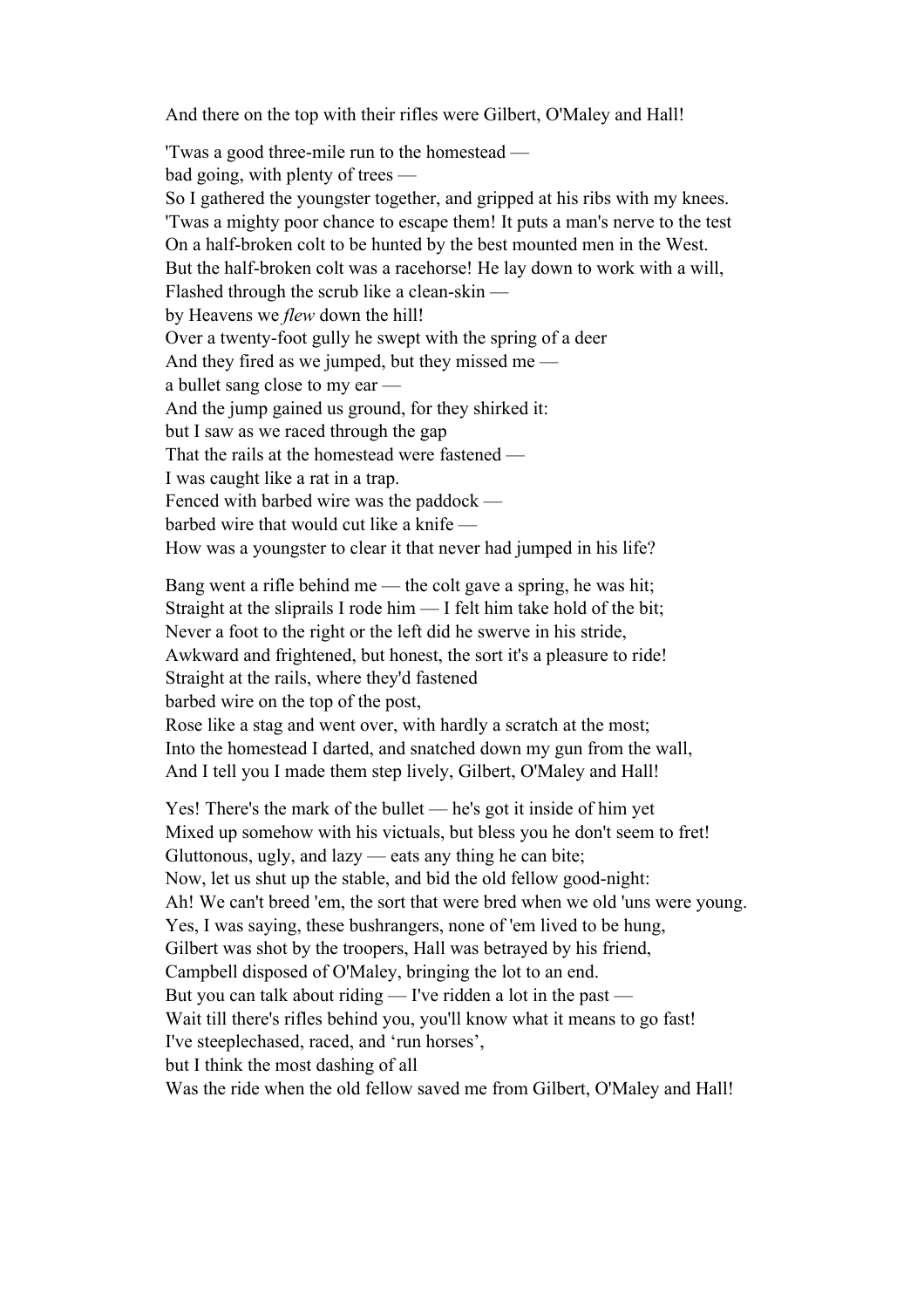And there on the top with their rifles were Gilbert, O'Maley and Hall!

'Twas a good three-mile run to the homestead —  
bad going, with plenty of trees —  
So I gathered the youngster together, and gripped at his ribs with my knees.  
'Twas a mighty poor chance to escape them! It puts a man's nerve to the test  
On a half-broken colt to be hunted by the best mounted men in the West.  
But the half-broken colt was a racehorse! He lay down to work with a will,  
Flashed through the scrub like a clean-skin —  
by Heavens we *flew* down the hill!  
Over a twenty-foot gully he swept with the spring of a deer  
And they fired as we jumped, but they missed me —  
a bullet sang close to my ear —  
And the jump gained us ground, for they shirked it:  
but I saw as we raced through the gap  
That the rails at the homestead were fastened —  
I was caught like a rat in a trap.  
Fenced with barbed wire was the paddock —  
barbed wire that would cut like a knife —  
How was a youngster to clear it that never had jumped in his life?

Bang went a rifle behind me — the colt gave a spring, he was hit;  
Straight at the sliprails I rode him — I felt him take hold of the bit;  
Never a foot to the right or the left did he swerve in his stride,  
Awkward and frightened, but honest, the sort it's a pleasure to ride!  
Straight at the rails, where they'd fastened  
barbed wire on the top of the post,  
Rose like a stag and went over, with hardly a scratch at the most;  
Into the homestead I darted, and snatched down my gun from the wall,  
And I tell you I made them step lively, Gilbert, O'Maley and Hall!

Yes! There's the mark of the bullet — he's got it inside of him yet  
Mixed up somehow with his victuals, but bless you he don't seem to fret!  
Gluttonous, ugly, and lazy — eats any thing he can bite;  
Now, let us shut up the stable, and bid the old fellow good-night:  
Ah! We can't breed 'em, the sort that were bred when we old 'uns were young.  
Yes, I was saying, these bushrangers, none of 'em lived to be hung,  
Gilbert was shot by the troopers, Hall was betrayed by his friend,  
Campbell disposed of O'Maley, bringing the lot to an end.  
But you can talk about riding — I've ridden a lot in the past —  
Wait till there's rifles behind you, you'll know what it means to go fast!  
I've steeplechased, raced, and 'run horses',  
but I think the most dashing of all  
Was the ride when the old fellow saved me from Gilbert, O'Maley and Hall!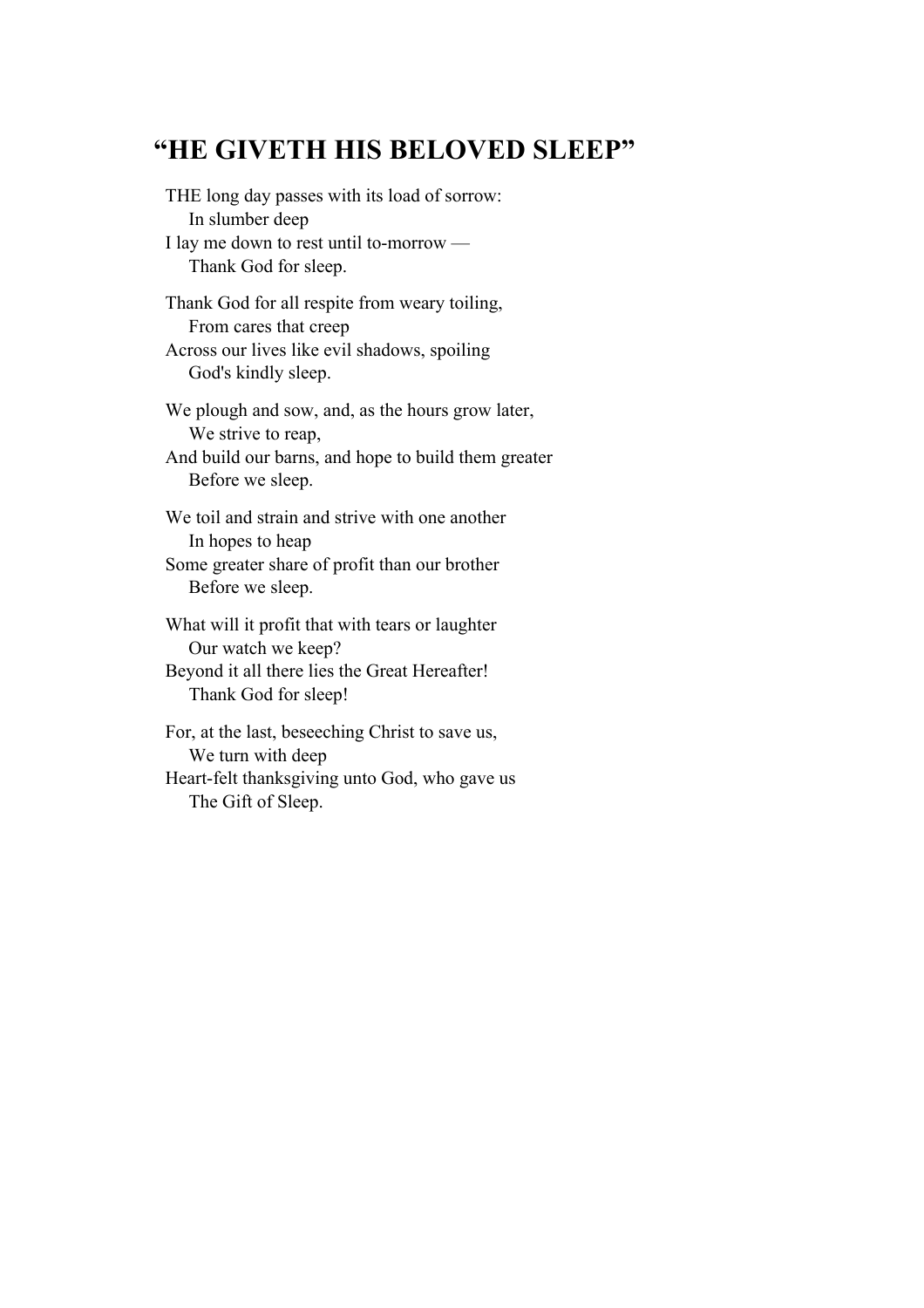## "HE GIVETH HIS BELOVED SLEEP"

THE long day passes with its load of sorrow:  
    In slumber deep  
I lay me down to rest until to-morrow —  
    Thank God for sleep.

Thank God for all respite from weary toiling,  
    From cares that creep  
Across our lives like evil shadows, spoiling  
    God's kindly sleep.

We plough and sow, and, as the hours grow later,  
    We strive to reap,  
And build our barns, and hope to build them greater  
    Before we sleep.

We toil and strain and strive with one another  
    In hopes to heap  
Some greater share of profit than our brother  
    Before we sleep.

What will it profit that with tears or laughter  
    Our watch we keep?  
Beyond it all there lies the Great Hereafter!  
    Thank God for sleep!

For, at the last, beseeching Christ to save us,  
    We turn with deep  
Heart-felt thanksgiving unto God, who gave us  
    The Gift of Sleep.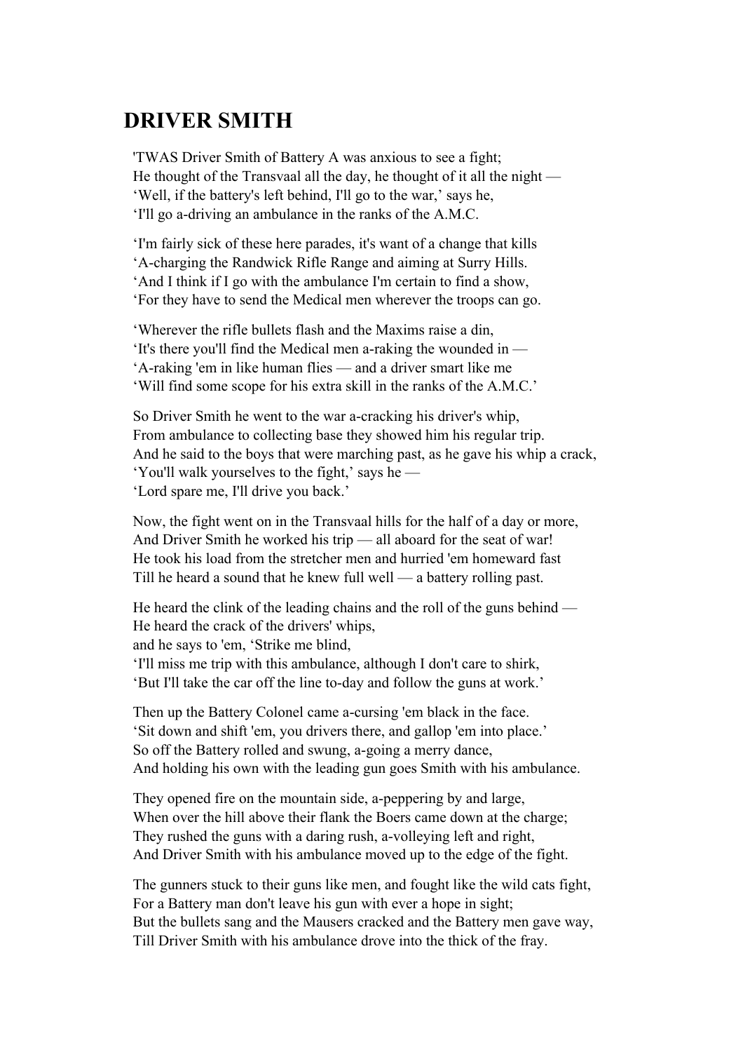## DRIVER SMITH

'TWAS Driver Smith of Battery A was anxious to see a fight;
He thought of the Transvaal all the day, he thought of it all the night —
'Well, if the battery's left behind, I'll go to the war,' says he,
'I'll go a-driving an ambulance in the ranks of the A.M.C.

'I'm fairly sick of these here parades, it's want of a change that kills
'A-charging the Randwick Rifle Range and aiming at Surry Hills.
'And I think if I go with the ambulance I'm certain to find a show,
'For they have to send the Medical men wherever the troops can go.

'Wherever the rifle bullets flash and the Maxims raise a din,
'It's there you'll find the Medical men a-raking the wounded in —
'A-raking 'em in like human flies — and a driver smart like me
'Will find some scope for his extra skill in the ranks of the A.M.C.'

So Driver Smith he went to the war a-cracking his driver's whip,
From ambulance to collecting base they showed him his regular trip.
And he said to the boys that were marching past, as he gave his whip a crack,
'You'll walk yourselves to the fight,' says he —
'Lord spare me, I'll drive you back.'

Now, the fight went on in the Transvaal hills for the half of a day or more,
And Driver Smith he worked his trip — all aboard for the seat of war!
He took his load from the stretcher men and hurried 'em homeward fast
Till he heard a sound that he knew full well — a battery rolling past.

He heard the clink of the leading chains and the roll of the guns behind —
He heard the crack of the drivers' whips,
and he says to 'em, 'Strike me blind,
'I'll miss me trip with this ambulance, although I don't care to shirk,
'But I'll take the car off the line to-day and follow the guns at work.'

Then up the Battery Colonel came a-cursing 'em black in the face.
'Sit down and shift 'em, you drivers there, and gallop 'em into place.'
So off the Battery rolled and swung, a-going a merry dance,
And holding his own with the leading gun goes Smith with his ambulance.

They opened fire on the mountain side, a-peppering by and large,
When over the hill above their flank the Boers came down at the charge;
They rushed the guns with a daring rush, a-volleying left and right,
And Driver Smith with his ambulance moved up to the edge of the fight.

The gunners stuck to their guns like men, and fought like the wild cats fight,
For a Battery man don't leave his gun with ever a hope in sight;
But the bullets sang and the Mausers cracked and the Battery men gave way,
Till Driver Smith with his ambulance drove into the thick of the fray.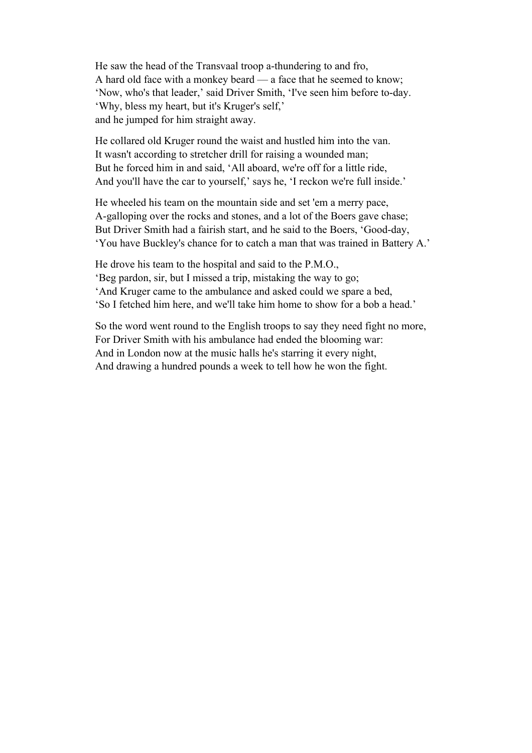He saw the head of the Transvaal troop a-thundering to and fro,
A hard old face with a monkey beard — a face that he seemed to know;
'Now, who's that leader,' said Driver Smith, 'I've seen him before to-day.
'Why, bless my heart, but it's Kruger's self,'
and he jumped for him straight away.

He collared old Kruger round the waist and hustled him into the van.
It wasn't according to stretcher drill for raising a wounded man;
But he forced him in and said, 'All aboard, we're off for a little ride,
And you'll have the car to yourself,' says he, 'I reckon we're full inside.'

He wheeled his team on the mountain side and set 'em a merry pace,
A-galloping over the rocks and stones, and a lot of the Boers gave chase;
But Driver Smith had a fairish start, and he said to the Boers, 'Good-day,
'You have Buckley's chance for to catch a man that was trained in Battery A.'

He drove his team to the hospital and said to the P.M.O.,
'Beg pardon, sir, but I missed a trip, mistaking the way to go;
'And Kruger came to the ambulance and asked could we spare a bed,
'So I fetched him here, and we'll take him home to show for a bob a head.'

So the word went round to the English troops to say they need fight no more,
For Driver Smith with his ambulance had ended the blooming war:
And in London now at the music halls he's starring it every night,
And drawing a hundred pounds a week to tell how he won the fight.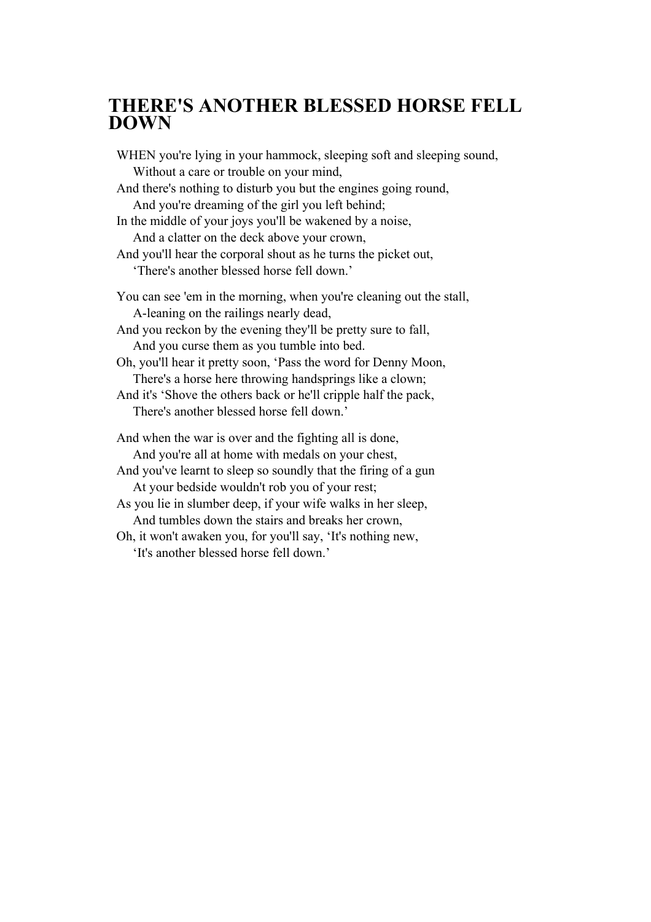# THERE'S ANOTHER BLESSED HORSE FELL DOWN

WHEN you're lying in your hammock, sleeping soft and sleeping sound,  
    Without a care or trouble on your mind,  
And there's nothing to disturb you but the engines going round,  
    And you're dreaming of the girl you left behind;  
In the middle of your joys you'll be wakened by a noise,  
    And a clatter on the deck above your crown,  
And you'll hear the corporal shout as he turns the picket out,  
    'There's another blessed horse fell down.'

You can see 'em in the morning, when you're cleaning out the stall,  
    A-leaning on the railings nearly dead,  
And you reckon by the evening they'll be pretty sure to fall,  
    And you curse them as you tumble into bed.  
Oh, you'll hear it pretty soon, 'Pass the word for Denny Moon,  
    There's a horse here throwing handsprings like a clown;  
And it's 'Shove the others back or he'll cripple half the pack,  
    There's another blessed horse fell down.'

And when the war is over and the fighting all is done,  
    And you're all at home with medals on your chest,  
And you've learnt to sleep so soundly that the firing of a gun  
    At your bedside wouldn't rob you of your rest;  
As you lie in slumber deep, if your wife walks in her sleep,  
    And tumbles down the stairs and breaks her crown,  
Oh, it won't awaken you, for you'll say, 'It's nothing new,  
    'It's another blessed horse fell down.'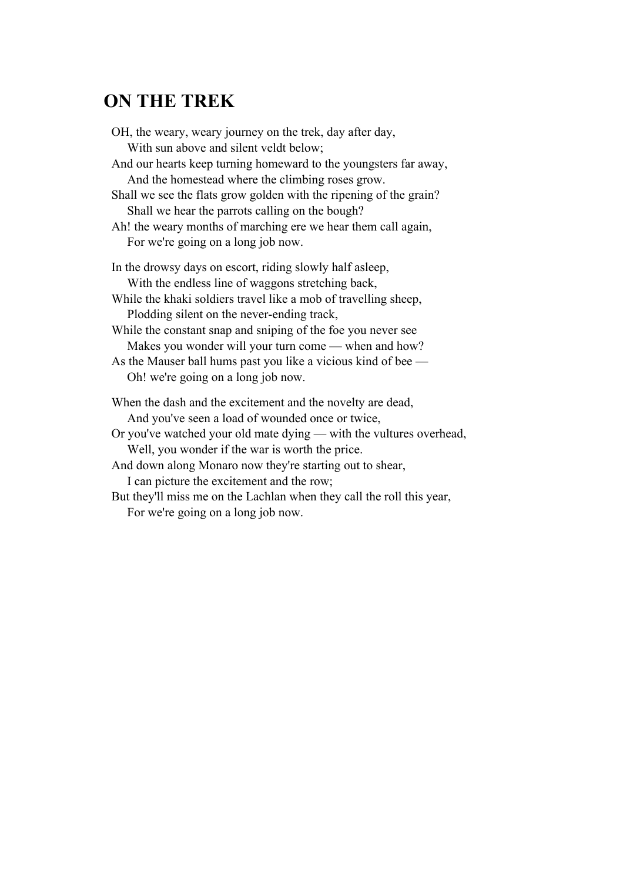## ON THE TREK

OH, the weary, weary journey on the trek, day after day,  
    With sun above and silent veldt below;  
And our hearts keep turning homeward to the youngsters far away,  
    And the homestead where the climbing roses grow.  
Shall we see the flats grow golden with the ripening of the grain?  
    Shall we hear the parrots calling on the bough?  
Ah! the weary months of marching ere we hear them call again,  
    For we're going on a long job now.

In the drowsy days on escort, riding slowly half asleep,  
    With the endless line of waggons stretching back,  
While the khaki soldiers travel like a mob of travelling sheep,  
    Plodding silent on the never-ending track,  
While the constant snap and sniping of the foe you never see  
    Makes you wonder will your turn come — when and how?  
As the Mauser ball hums past you like a vicious kind of bee —  
    Oh! we're going on a long job now.

When the dash and the excitement and the novelty are dead,  
    And you've seen a load of wounded once or twice,  
Or you've watched your old mate dying — with the vultures overhead,  
    Well, you wonder if the war is worth the price.  
And down along Monaro now they're starting out to shear,  
    I can picture the excitement and the row;  
But they'll miss me on the Lachlan when they call the roll this year,  
    For we're going on a long job now.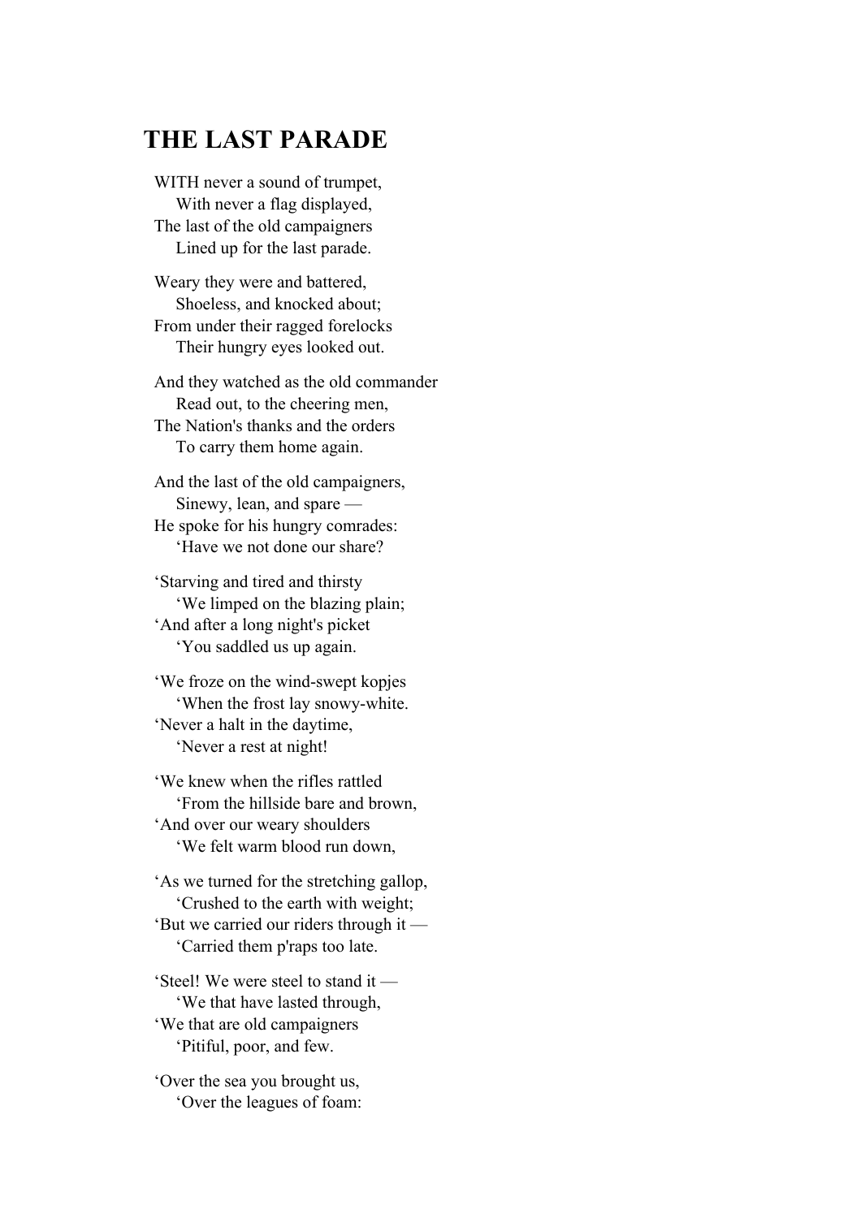## THE LAST PARADE

WITH never a sound of trumpet,
  With never a flag displayed,
The last of the old campaigners
  Lined up for the last parade.

Weary they were and battered,
  Shoeless, and knocked about;
From under their ragged forelocks
  Their hungry eyes looked out.

And they watched as the old commander
  Read out, to the cheering men,
The Nation's thanks and the orders
  To carry them home again.

And the last of the old campaigners,
  Sinewy, lean, and spare —
He spoke for his hungry comrades:
  'Have we not done our share?

'Starving and tired and thirsty
  'We limped on the blazing plain;
'And after a long night's picket
  'You saddled us up again.

'We froze on the wind-swept kopjes
  'When the frost lay snowy-white.
'Never a halt in the daytime,
  'Never a rest at night!

'We knew when the rifles rattled
  'From the hillside bare and brown,
'And over our weary shoulders
  'We felt warm blood run down,

'As we turned for the stretching gallop,
  'Crushed to the earth with weight;
'But we carried our riders through it —
  'Carried them p'raps too late.

'Steel! We were steel to stand it —
  'We that have lasted through,
'We that are old campaigners
  'Pitiful, poor, and few.

'Over the sea you brought us,
  'Over the leagues of foam: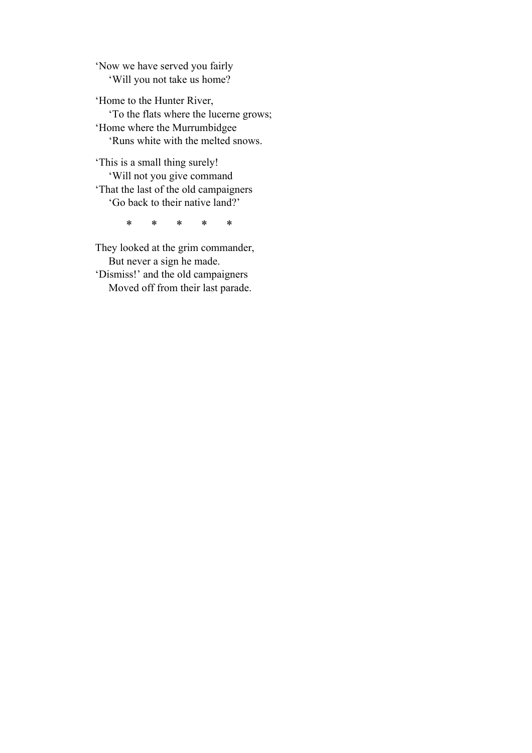‘Now we have served you fairly
  ‘Will you not take us home?

‘Home to the Hunter River,
  ‘To the flats where the lucerne grows;
‘Home where the Murrumbidgee
  ‘Runs white with the melted snows.

‘This is a small thing surely!
  ‘Will not you give command
‘That the last of the old campaigners
  ‘Go back to their native land?’

\* \* \* \* \*

They looked at the grim commander,
  But never a sign he made.
‘Dismiss!’ and the old campaigners
  Moved off from their last parade.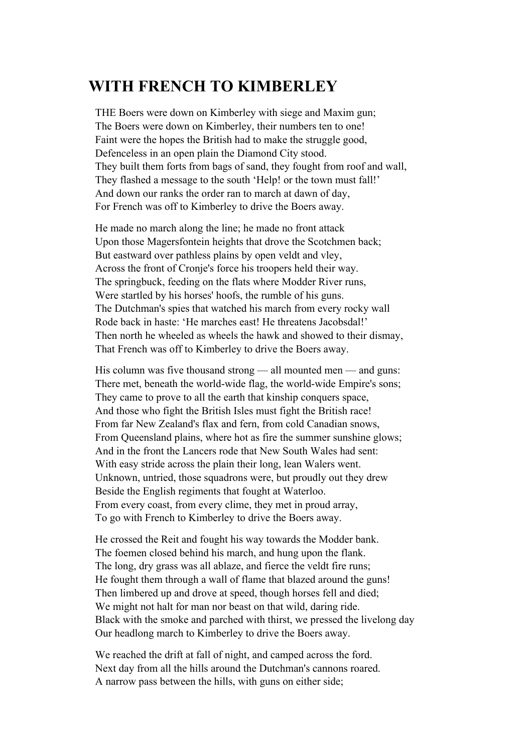## WITH FRENCH TO KIMBERLEY

THE Boers were down on Kimberley with siege and Maxim gun;
The Boers were down on Kimberley, their numbers ten to one!
Faint were the hopes the British had to make the struggle good,
Defenceless in an open plain the Diamond City stood.
They built them forts from bags of sand, they fought from roof and wall,
They flashed a message to the south 'Help! or the town must fall!'
And down our ranks the order ran to march at dawn of day,
For French was off to Kimberley to drive the Boers away.

He made no march along the line; he made no front attack
Upon those Magersfontein heights that drove the Scotchmen back;
But eastward over pathless plains by open veldt and vley,
Across the front of Cronje's force his troopers held their way.
The springbuck, feeding on the flats where Modder River runs,
Were startled by his horses' hoofs, the rumble of his guns.
The Dutchman's spies that watched his march from every rocky wall
Rode back in haste: 'He marches east! He threatens Jacobsdal!'
Then north he wheeled as wheels the hawk and showed to their dismay,
That French was off to Kimberley to drive the Boers away.

His column was five thousand strong — all mounted men — and guns:
There met, beneath the world-wide flag, the world-wide Empire's sons;
They came to prove to all the earth that kinship conquers space,
And those who fight the British Isles must fight the British race!
From far New Zealand's flax and fern, from cold Canadian snows,
From Queensland plains, where hot as fire the summer sunshine glows;
And in the front the Lancers rode that New South Wales had sent:
With easy stride across the plain their long, lean Walers went.
Unknown, untried, those squadrons were, but proudly out they drew
Beside the English regiments that fought at Waterloo.
From every coast, from every clime, they met in proud array,
To go with French to Kimberley to drive the Boers away.

He crossed the Reit and fought his way towards the Modder bank.
The foemen closed behind his march, and hung upon the flank.
The long, dry grass was all ablaze, and fierce the veldt fire runs;
He fought them through a wall of flame that blazed around the guns!
Then limbered up and drove at speed, though horses fell and died;
We might not halt for man nor beast on that wild, daring ride.
Black with the smoke and parched with thirst, we pressed the livelong day
Our headlong march to Kimberley to drive the Boers away.

We reached the drift at fall of night, and camped across the ford.
Next day from all the hills around the Dutchman's cannons roared.
A narrow pass between the hills, with guns on either side;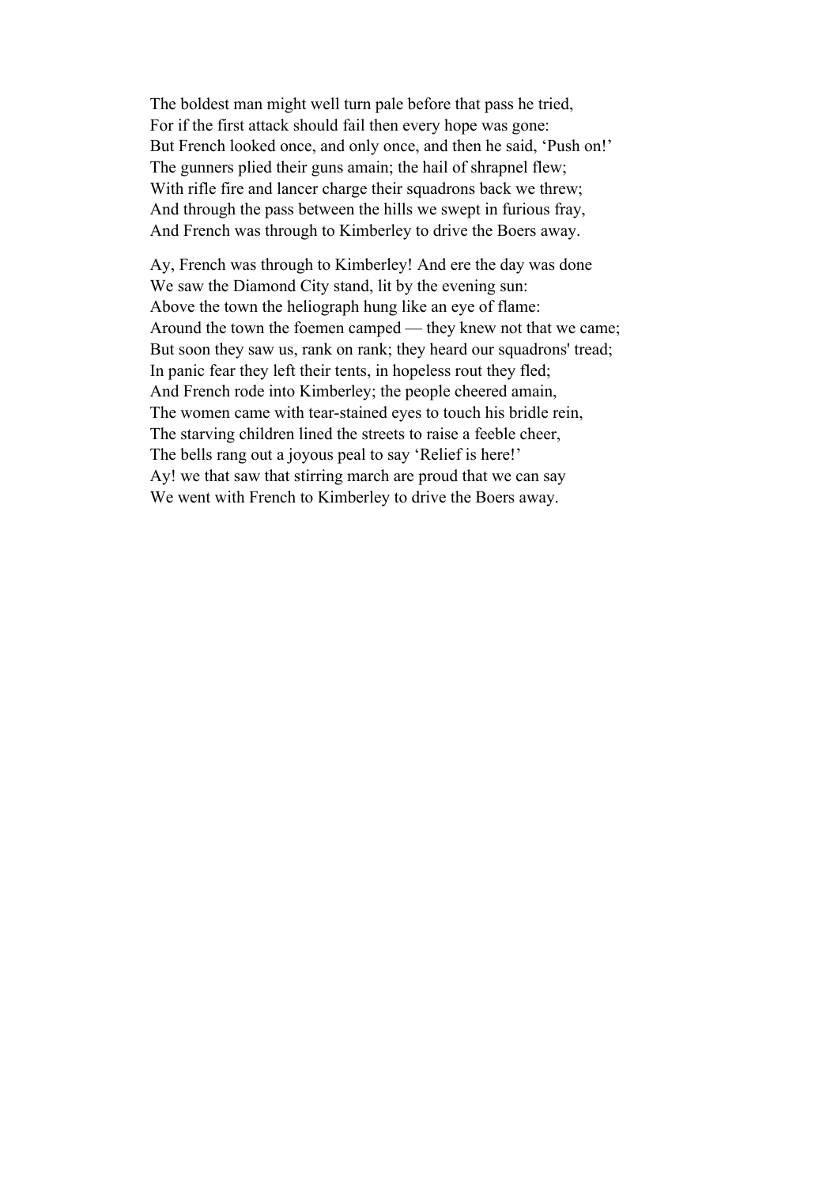The boldest man might well turn pale before that pass he tried,
For if the first attack should fail then every hope was gone:
But French looked once, and only once, and then he said, ‘Push on!’
The gunners plied their guns amain; the hail of shrapnel flew;
With rifle fire and lancer charge their squadrons back we threw;
And through the pass between the hills we swept in furious fray,
And French was through to Kimberley to drive the Boers away.

Ay, French was through to Kimberley! And ere the day was done
We saw the Diamond City stand, lit by the evening sun:
Above the town the heliograph hung like an eye of flame:
Around the town the foemen camped — they knew not that we came;
But soon they saw us, rank on rank; they heard our squadrons' tread;
In panic fear they left their tents, in hopeless rout they fled;
And French rode into Kimberley; the people cheered amain,
The women came with tear-stained eyes to touch his bridle rein,
The starving children lined the streets to raise a feeble cheer,
The bells rang out a joyous peal to say ‘Relief is here!’
Ay! we that saw that stirring march are proud that we can say
We went with French to Kimberley to drive the Boers away.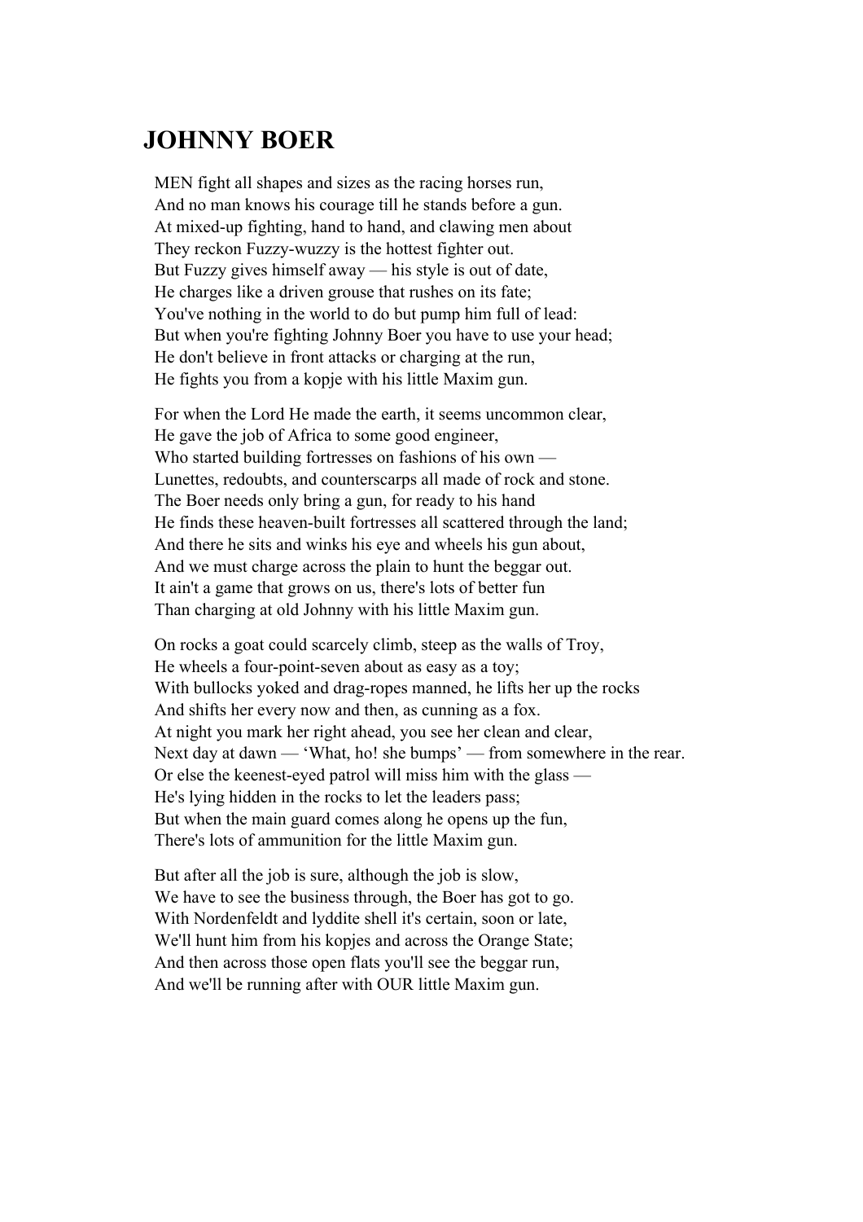## JOHNNY BOER

MEN fight all shapes and sizes as the racing horses run,
And no man knows his courage till he stands before a gun.
At mixed-up fighting, hand to hand, and clawing men about
They reckon Fuzzy-wuzzy is the hottest fighter out.
But Fuzzy gives himself away — his style is out of date,
He charges like a driven grouse that rushes on its fate;
You've nothing in the world to do but pump him full of lead:
But when you're fighting Johnny Boer you have to use your head;
He don't believe in front attacks or charging at the run,
He fights you from a kopje with his little Maxim gun.

For when the Lord He made the earth, it seems uncommon clear,
He gave the job of Africa to some good engineer,
Who started building fortresses on fashions of his own —
Lunettes, redoubts, and counterscarps all made of rock and stone.
The Boer needs only bring a gun, for ready to his hand
He finds these heaven-built fortresses all scattered through the land;
And there he sits and winks his eye and wheels his gun about,
And we must charge across the plain to hunt the beggar out.
It ain't a game that grows on us, there's lots of better fun
Than charging at old Johnny with his little Maxim gun.

On rocks a goat could scarcely climb, steep as the walls of Troy,
He wheels a four-point-seven about as easy as a toy;
With bullocks yoked and drag-ropes manned, he lifts her up the rocks
And shifts her every now and then, as cunning as a fox.
At night you mark her right ahead, you see her clean and clear,
Next day at dawn — 'What, ho! she bumps' — from somewhere in the rear.
Or else the keenest-eyed patrol will miss him with the glass —
He's lying hidden in the rocks to let the leaders pass;
But when the main guard comes along he opens up the fun,
There's lots of ammunition for the little Maxim gun.

But after all the job is sure, although the job is slow,
We have to see the business through, the Boer has got to go.
With Nordenfeldt and lyddite shell it's certain, soon or late,
We'll hunt him from his kopjes and across the Orange State;
And then across those open flats you'll see the beggar run,
And we'll be running after with OUR little Maxim gun.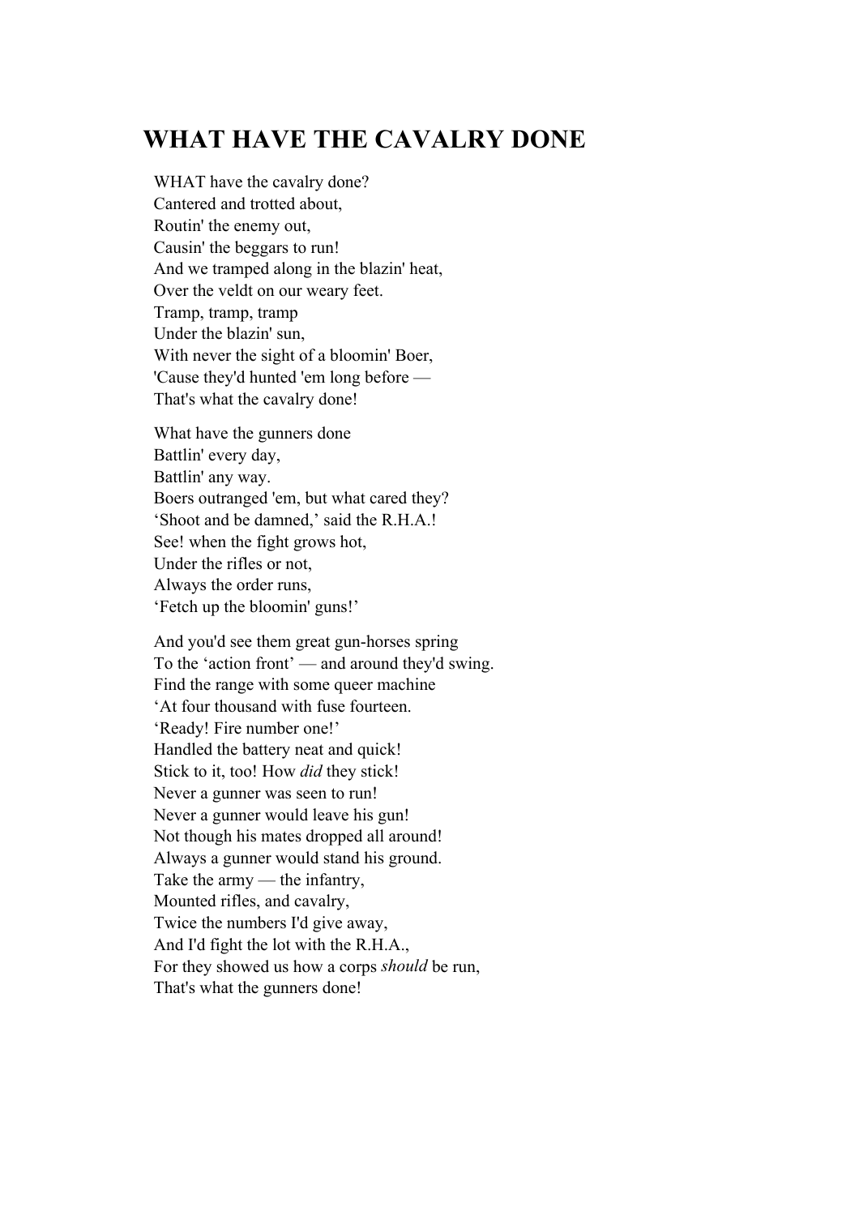# WHAT HAVE THE CAVALRY DONE

WHAT have the cavalry done?  
Cantered and trotted about,  
Routin' the enemy out,  
Causin' the beggars to run!  
And we tramped along in the blazin' heat,  
Over the veldt on our weary feet.  
Tramp, tramp, tramp  
Under the blazin' sun,  
With never the sight of a bloomin' Boer,  
'Cause they'd hunted 'em long before —  
That's what the cavalry done!

What have the gunners done  
Battlin' every day,  
Battlin' any way.  
Boers outranged 'em, but what cared they?  
'Shoot and be damned,' said the R.H.A.!  
See! when the fight grows hot,  
Under the rifles or not,  
Always the order runs,  
'Fetch up the bloomin' guns!'

And you'd see them great gun-horses spring  
To the 'action front' — and around they'd swing.  
Find the range with some queer machine  
'At four thousand with fuse fourteen.  
'Ready! Fire number one!'  
Handled the battery neat and quick!  
Stick to it, too! How *did* they stick!  
Never a gunner was seen to run!  
Never a gunner would leave his gun!  
Not though his mates dropped all around!  
Always a gunner would stand his ground.  
Take the army — the infantry,  
Mounted rifles, and cavalry,  
Twice the numbers I'd give away,  
And I'd fight the lot with the R.H.A.,  
For they showed us how a corps *should* be run,  
That's what the gunners done!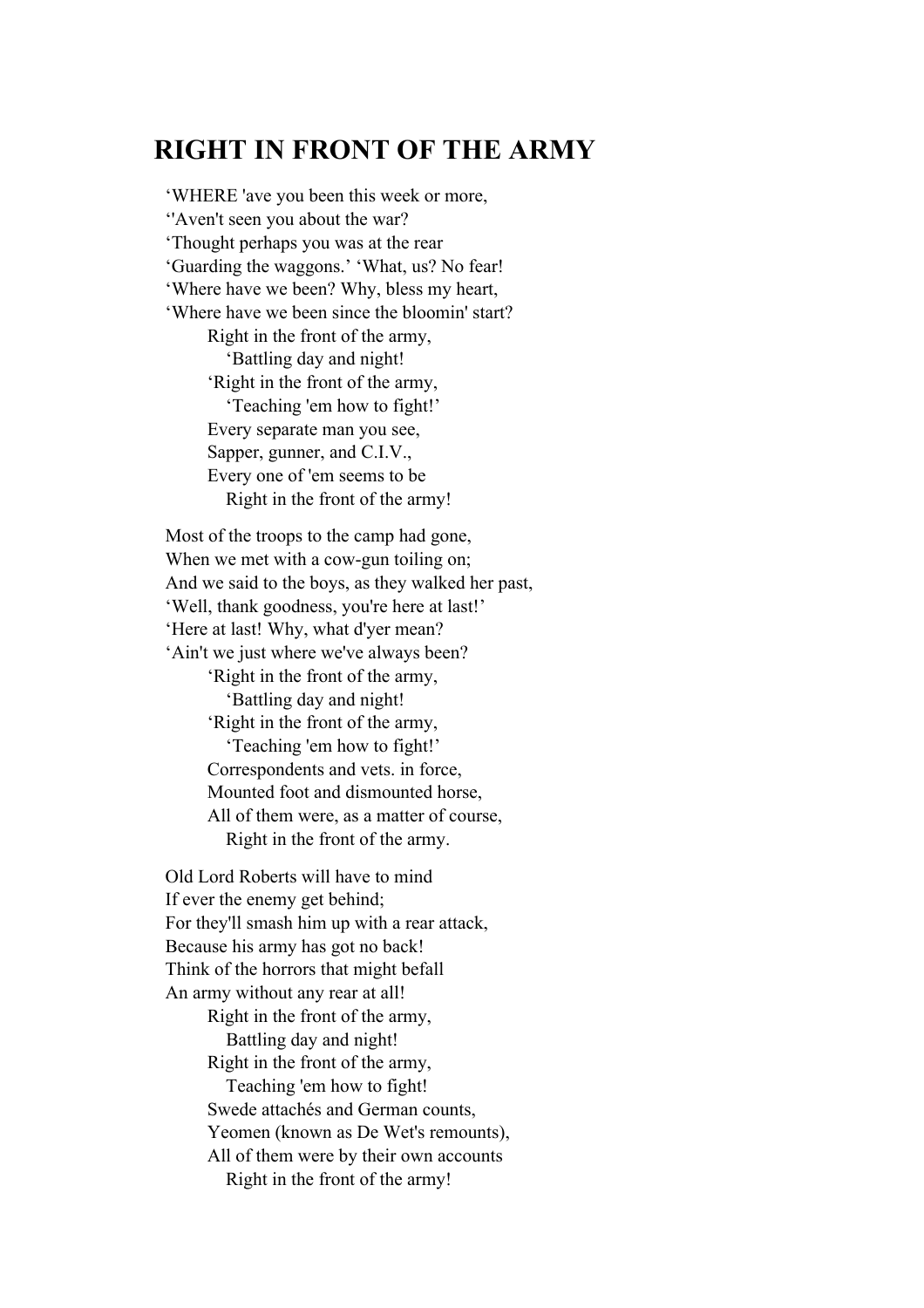# RIGHT IN FRONT OF THE ARMY

'WHERE 'ave you been this week or more,  
''Aven't seen you about the war?  
'Thought perhaps you was at the rear  
'Guarding the waggons.' 'What, us? No fear!  
'Where have we been? Why, bless my heart,  
'Where have we been since the bloomin' start?  
Right in the front of the army,  
'Battling day and night!  
'Right in the front of the army,  
'Teaching 'em how to fight!'  
Every separate man you see,  
Sapper, gunner, and C.I.V.,  
Every one of 'em seems to be  
Right in the front of the army!

Most of the troops to the camp had gone,  
When we met with a cow-gun toiling on;  
And we said to the boys, as they walked her past,  
'Well, thank goodness, you're here at last!'  
'Here at last! Why, what d'yer mean?  
'Ain't we just where we've always been?  
'Right in the front of the army,  
'Battling day and night!  
'Right in the front of the army,  
'Teaching 'em how to fight!'  
Correspondents and vets. in force,  
Mounted foot and dismounted horse,  
All of them were, as a matter of course,  
Right in the front of the army.

Old Lord Roberts will have to mind  
If ever the enemy get behind;  
For they'll smash him up with a rear attack,  
Because his army has got no back!  
Think of the horrors that might befall  
An army without any rear at all!  
Right in the front of the army,  
Battling day and night!  
Right in the front of the army,  
Teaching 'em how to fight!  
Swede attachés and German counts,  
Yeomen (known as De Wet's remounts),  
All of them were by their own accounts  
Right in the front of the army!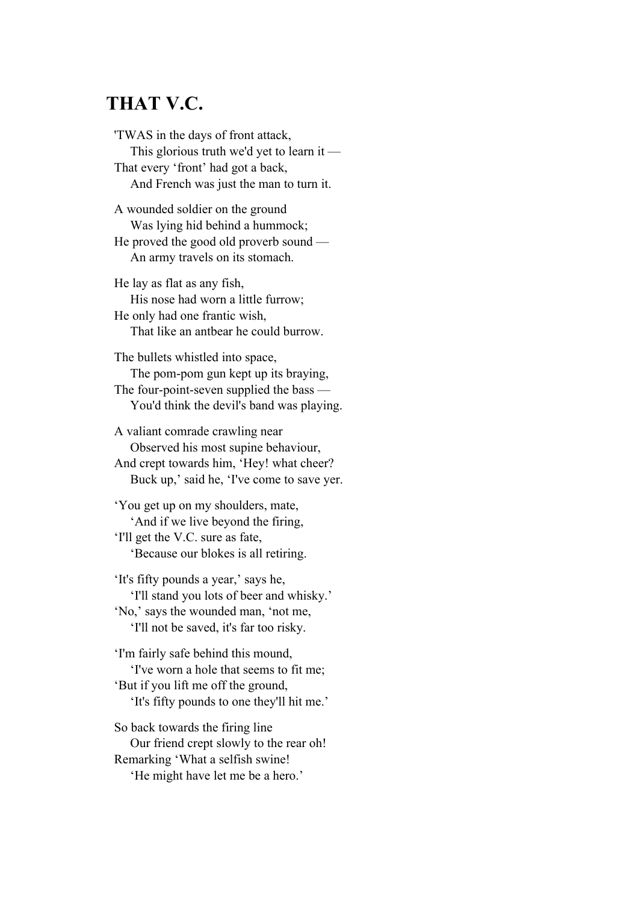# THAT V.C.

'TWAS in the days of front attack,  
  This glorious truth we'd yet to learn it —  
That every 'front' had got a back,  
  And French was just the man to turn it.

A wounded soldier on the ground  
  Was lying hid behind a hummock;  
He proved the good old proverb sound —  
  An army travels on its stomach.

He lay as flat as any fish,  
  His nose had worn a little furrow;  
He only had one frantic wish,  
  That like an antbear he could burrow.

The bullets whistled into space,  
  The pom-pom gun kept up its braying,  
The four-point-seven supplied the bass —  
  You'd think the devil's band was playing.

A valiant comrade crawling near  
  Observed his most supine behaviour,  
And crept towards him, 'Hey! what cheer?  
  Buck up,' said he, 'I've come to save yer.

'You get up on my shoulders, mate,  
  'And if we live beyond the firing,  
'I'll get the V.C. sure as fate,  
  'Because our blokes is all retiring.

'It's fifty pounds a year,' says he,  
  'I'll stand you lots of beer and whisky.'  
'No,' says the wounded man, 'not me,  
  'I'll not be saved, it's far too risky.

'I'm fairly safe behind this mound,  
  'I've worn a hole that seems to fit me;  
'But if you lift me off the ground,  
  'It's fifty pounds to one they'll hit me.'

So back towards the firing line  
  Our friend crept slowly to the rear oh!  
Remarking 'What a selfish swine!  
  'He might have let me be a hero.'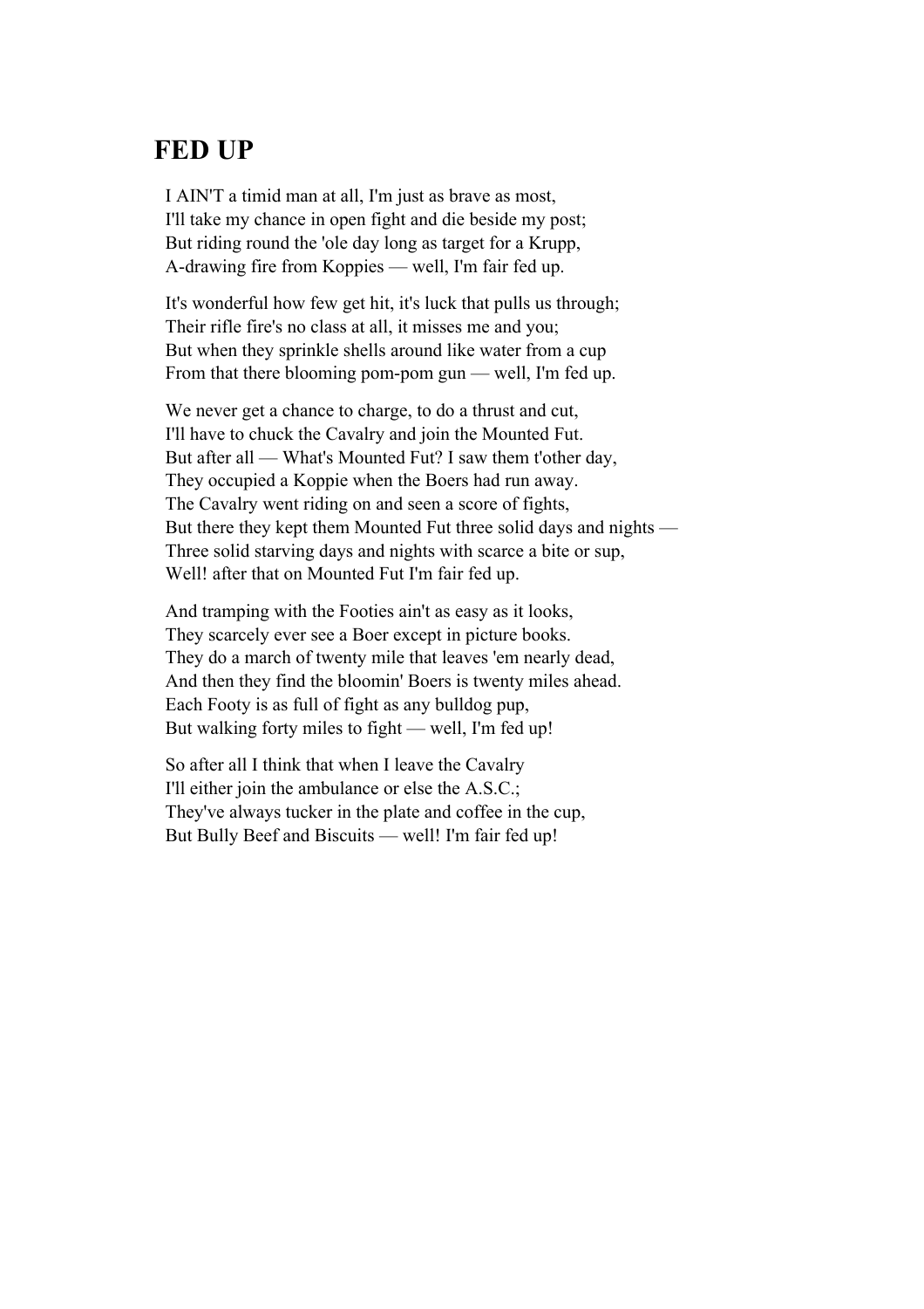## FED UP

I AIN'T a timid man at all, I'm just as brave as most,
I'll take my chance in open fight and die beside my post;
But riding round the 'ole day long as target for a Krupp,
A-drawing fire from Koppies — well, I'm fair fed up.

It's wonderful how few get hit, it's luck that pulls us through;
Their rifle fire's no class at all, it misses me and you;
But when they sprinkle shells around like water from a cup
From that there blooming pom-pom gun — well, I'm fed up.

We never get a chance to charge, to do a thrust and cut,
I'll have to chuck the Cavalry and join the Mounted Fut.
But after all — What's Mounted Fut? I saw them t'other day,
They occupied a Koppie when the Boers had run away.
The Cavalry went riding on and seen a score of fights,
But there they kept them Mounted Fut three solid days and nights —
Three solid starving days and nights with scarce a bite or sup,
Well! after that on Mounted Fut I'm fair fed up.

And tramping with the Footies ain't as easy as it looks,
They scarcely ever see a Boer except in picture books.
They do a march of twenty mile that leaves 'em nearly dead,
And then they find the bloomin' Boers is twenty miles ahead.
Each Footy is as full of fight as any bulldog pup,
But walking forty miles to fight — well, I'm fed up!

So after all I think that when I leave the Cavalry
I'll either join the ambulance or else the A.S.C.;
They've always tucker in the plate and coffee in the cup,
But Bully Beef and Biscuits — well! I'm fair fed up!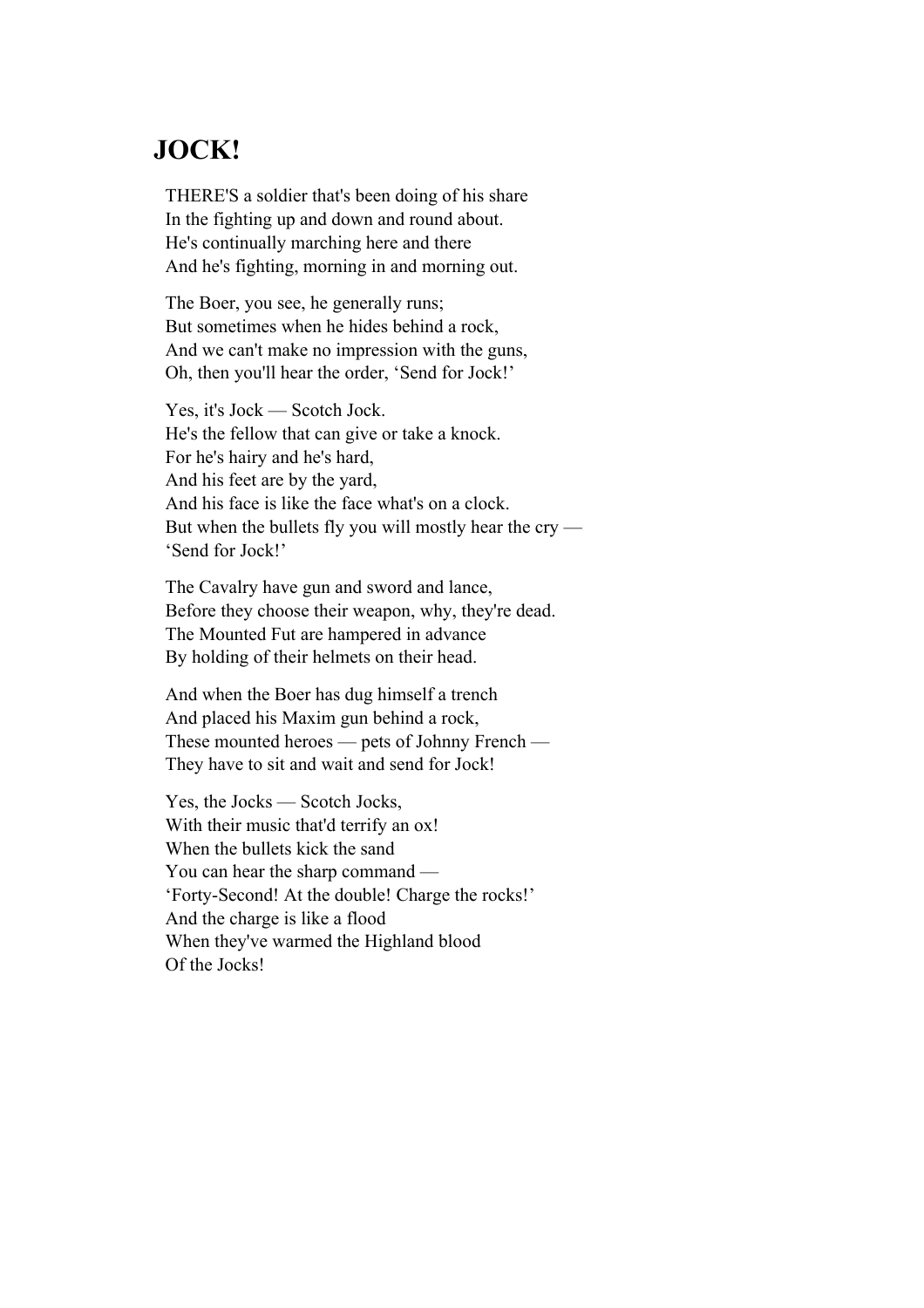## JOCK!

THERE'S a soldier that's been doing of his share
In the fighting up and down and round about.
He's continually marching here and there
And he's fighting, morning in and morning out.

The Boer, you see, he generally runs;
But sometimes when he hides behind a rock,
And we can't make no impression with the guns,
Oh, then you'll hear the order, 'Send for Jock!'

Yes, it's Jock — Scotch Jock.
He's the fellow that can give or take a knock.
For he's hairy and he's hard,
And his feet are by the yard,
And his face is like the face what's on a clock.
But when the bullets fly you will mostly hear the cry —
'Send for Jock!'

The Cavalry have gun and sword and lance,
Before they choose their weapon, why, they're dead.
The Mounted Fut are hampered in advance
By holding of their helmets on their head.

And when the Boer has dug himself a trench
And placed his Maxim gun behind a rock,
These mounted heroes — pets of Johnny French —
They have to sit and wait and send for Jock!

Yes, the Jocks — Scotch Jocks,
With their music that'd terrify an ox!
When the bullets kick the sand
You can hear the sharp command —
'Forty-Second! At the double! Charge the rocks!'
And the charge is like a flood
When they've warmed the Highland blood
Of the Jocks!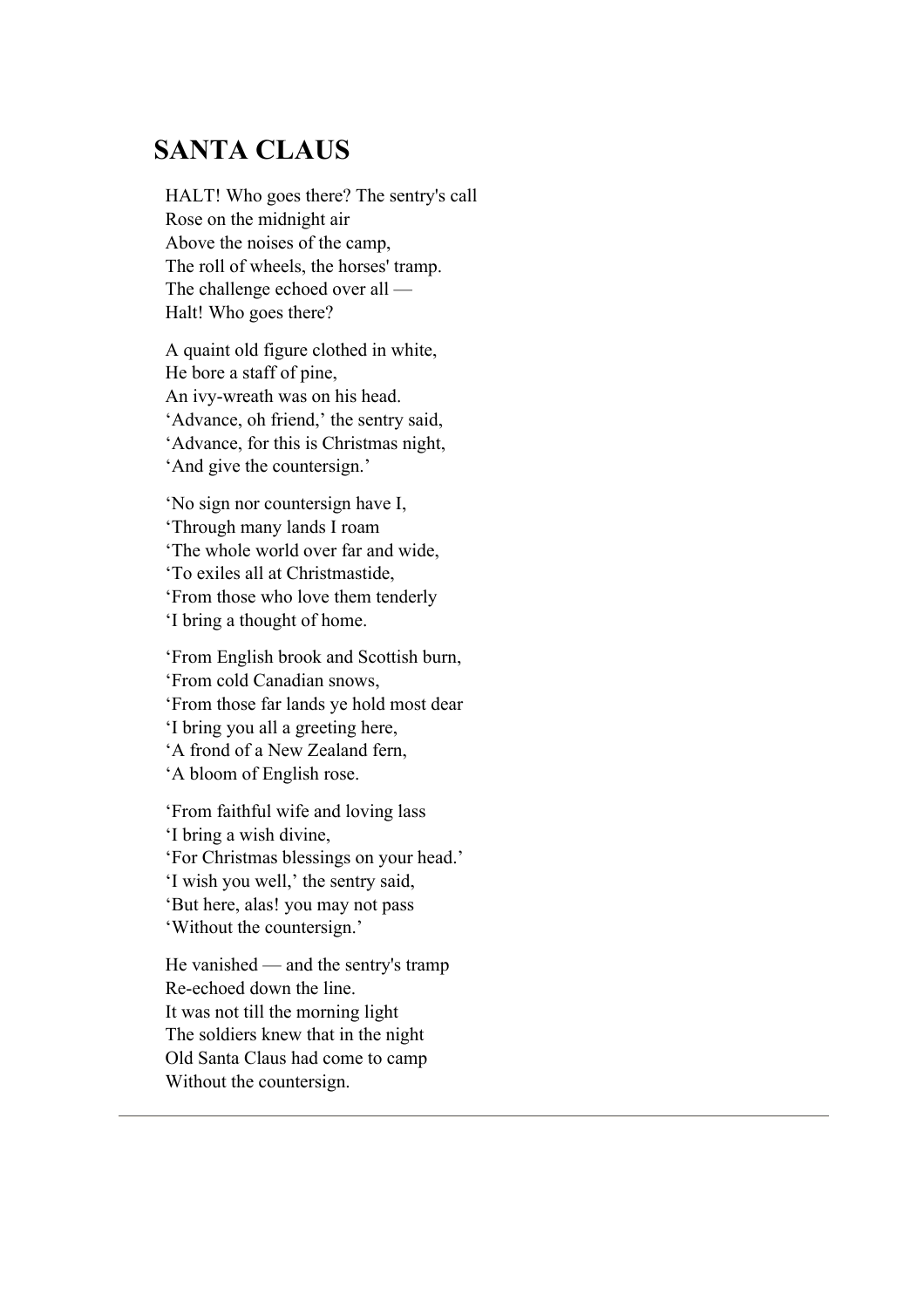# SANTA CLAUS

HALT! Who goes there? The sentry's call
Rose on the midnight air
Above the noises of the camp,
The roll of wheels, the horses' tramp.
The challenge echoed over all —
Halt! Who goes there?

A quaint old figure clothed in white,
He bore a staff of pine,
An ivy-wreath was on his head.
'Advance, oh friend,' the sentry said,
'Advance, for this is Christmas night,
'And give the countersign.'

'No sign nor countersign have I,
'Through many lands I roam
'The whole world over far and wide,
'To exiles all at Christmastide,
'From those who love them tenderly
'I bring a thought of home.

'From English brook and Scottish burn,
'From cold Canadian snows,
'From those far lands ye hold most dear
'I bring you all a greeting here,
'A frond of a New Zealand fern,
'A bloom of English rose.

'From faithful wife and loving lass
'I bring a wish divine,
'For Christmas blessings on your head.'
'I wish you well,' the sentry said,
'But here, alas! you may not pass
'Without the countersign.'

He vanished — and the sentry's tramp
Re-echoed down the line.
It was not till the morning light
The soldiers knew that in the night
Old Santa Claus had come to camp
Without the countersign.

---